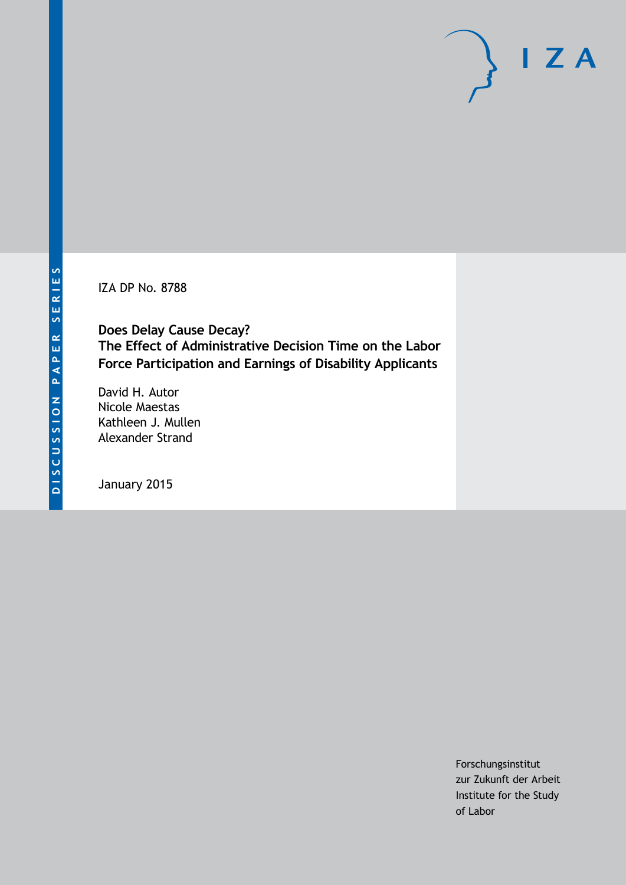IZA DP No. 8788

# Does Delay Cause Decay? The Effect of Administrative Decision Time on the Labor Force Participation and Earnings of Disability Applicants

David H. Autor
Nicole Maestas
Kathleen J. Mullen
Alexander Strand

January 2015

Forschungsinstitut
zur Zukunft der Arbeit
Institute for the Study
of Labor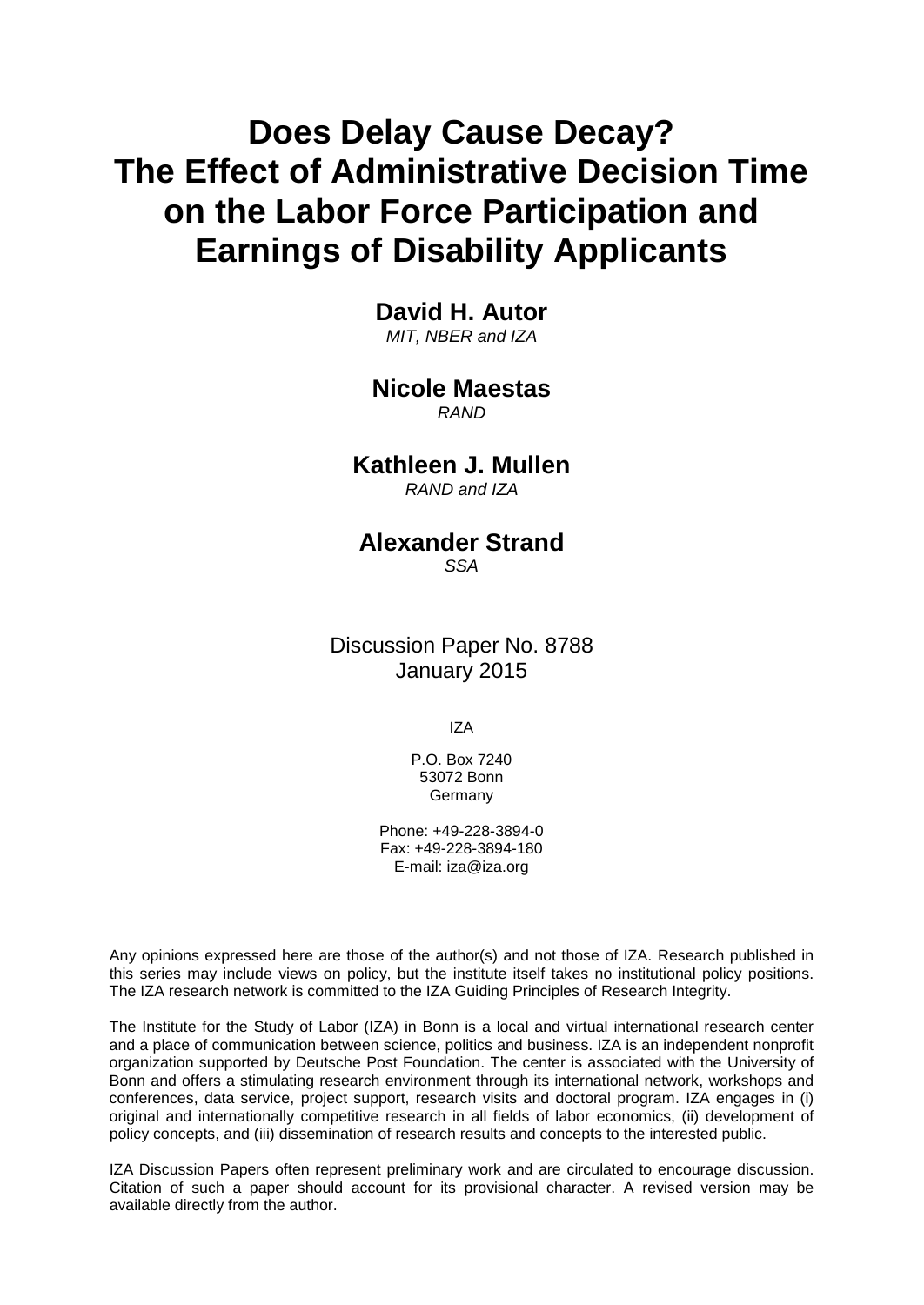# Does Delay Cause Decay? The Effect of Administrative Decision Time on the Labor Force Participation and Earnings of Disability Applicants

**David H. Autor**
*MIT, NBER and IZA*

**Nicole Maestas**
*RAND*

**Kathleen J. Mullen**
*RAND and IZA*

**Alexander Strand**
*SSA*

Discussion Paper No. 8788
January 2015

IZA

P.O. Box 7240
53072 Bonn
Germany

Phone: +49-228-3894-0
Fax: +49-228-3894-180
E-mail: iza@iza.org

Any opinions expressed here are those of the author(s) and not those of IZA. Research published in this series may include views on policy, but the institute itself takes no institutional policy positions. The IZA research network is committed to the IZA Guiding Principles of Research Integrity.

The Institute for the Study of Labor (IZA) in Bonn is a local and virtual international research center and a place of communication between science, politics and business. IZA is an independent nonprofit organization supported by Deutsche Post Foundation. The center is associated with the University of Bonn and offers a stimulating research environment through its international network, workshops and conferences, data service, project support, research visits and doctoral program. IZA engages in (i) original and internationally competitive research in all fields of labor economics, (ii) development of policy concepts, and (iii) dissemination of research results and concepts to the interested public.

IZA Discussion Papers often represent preliminary work and are circulated to encourage discussion. Citation of such a paper should account for its provisional character. A revised version may be available directly from the author.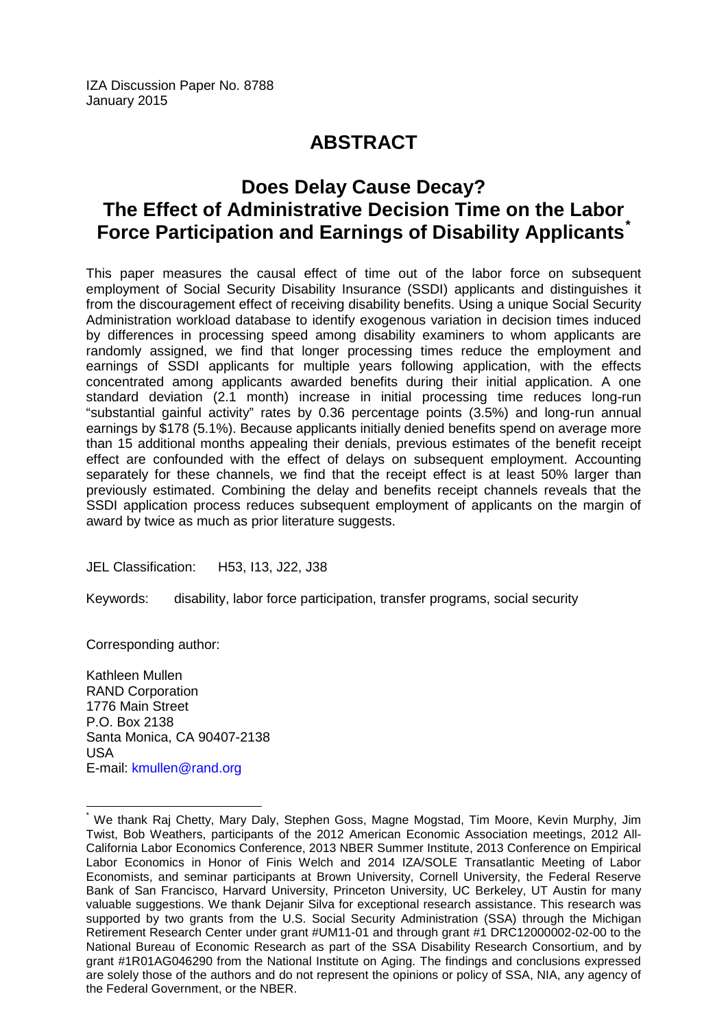IZA Discussion Paper No. 8788
January 2015

# ABSTRACT

## Does Delay Cause Decay? The Effect of Administrative Decision Time on the Labor Force Participation and Earnings of Disability Applicants*

This paper measures the causal effect of time out of the labor force on subsequent employment of Social Security Disability Insurance (SSDI) applicants and distinguishes it from the discouragement effect of receiving disability benefits. Using a unique Social Security Administration workload database to identify exogenous variation in decision times induced by differences in processing speed among disability examiners to whom applicants are randomly assigned, we find that longer processing times reduce the employment and earnings of SSDI applicants for multiple years following application, with the effects concentrated among applicants awarded benefits during their initial application. A one standard deviation (2.1 month) increase in initial processing time reduces long-run "substantial gainful activity" rates by 0.36 percentage points (3.5%) and long-run annual earnings by $178 (5.1%). Because applicants initially denied benefits spend on average more than 15 additional months appealing their denials, previous estimates of the benefit receipt effect are confounded with the effect of delays on subsequent employment. Accounting separately for these channels, we find that the receipt effect is at least 50% larger than previously estimated. Combining the delay and benefits receipt channels reveals that the SSDI application process reduces subsequent employment of applicants on the margin of award by twice as much as prior literature suggests.

JEL Classification: H53, I13, J22, J38

Keywords: disability, labor force participation, transfer programs, social security

Corresponding author:

Kathleen Mullen
RAND Corporation
1776 Main Street
P.O. Box 2138
Santa Monica, CA 90407-2138
USA
E-mail: kmullen@rand.org

---

* We thank Raj Chetty, Mary Daly, Stephen Goss, Magne Mogstad, Tim Moore, Kevin Murphy, Jim Twist, Bob Weathers, participants of the 2012 American Economic Association meetings, 2012 All-California Labor Economics Conference, 2013 NBER Summer Institute, 2013 Conference on Empirical Labor Economics in Honor of Finis Welch and 2014 IZA/SOLE Transatlantic Meeting of Labor Economists, and seminar participants at Brown University, Cornell University, the Federal Reserve Bank of San Francisco, Harvard University, Princeton University, UC Berkeley, UT Austin for many valuable suggestions. We thank Dejanir Silva for exceptional research assistance. This research was supported by two grants from the U.S. Social Security Administration (SSA) through the Michigan Retirement Research Center under grant #UM11-01 and through grant #1 DRC12000002-02-00 to the National Bureau of Economic Research as part of the SSA Disability Research Consortium, and by grant #1R01AG046290 from the National Institute on Aging. The findings and conclusions expressed are solely those of the authors and do not represent the opinions or policy of SSA, NIA, any agency of the Federal Government, or the NBER.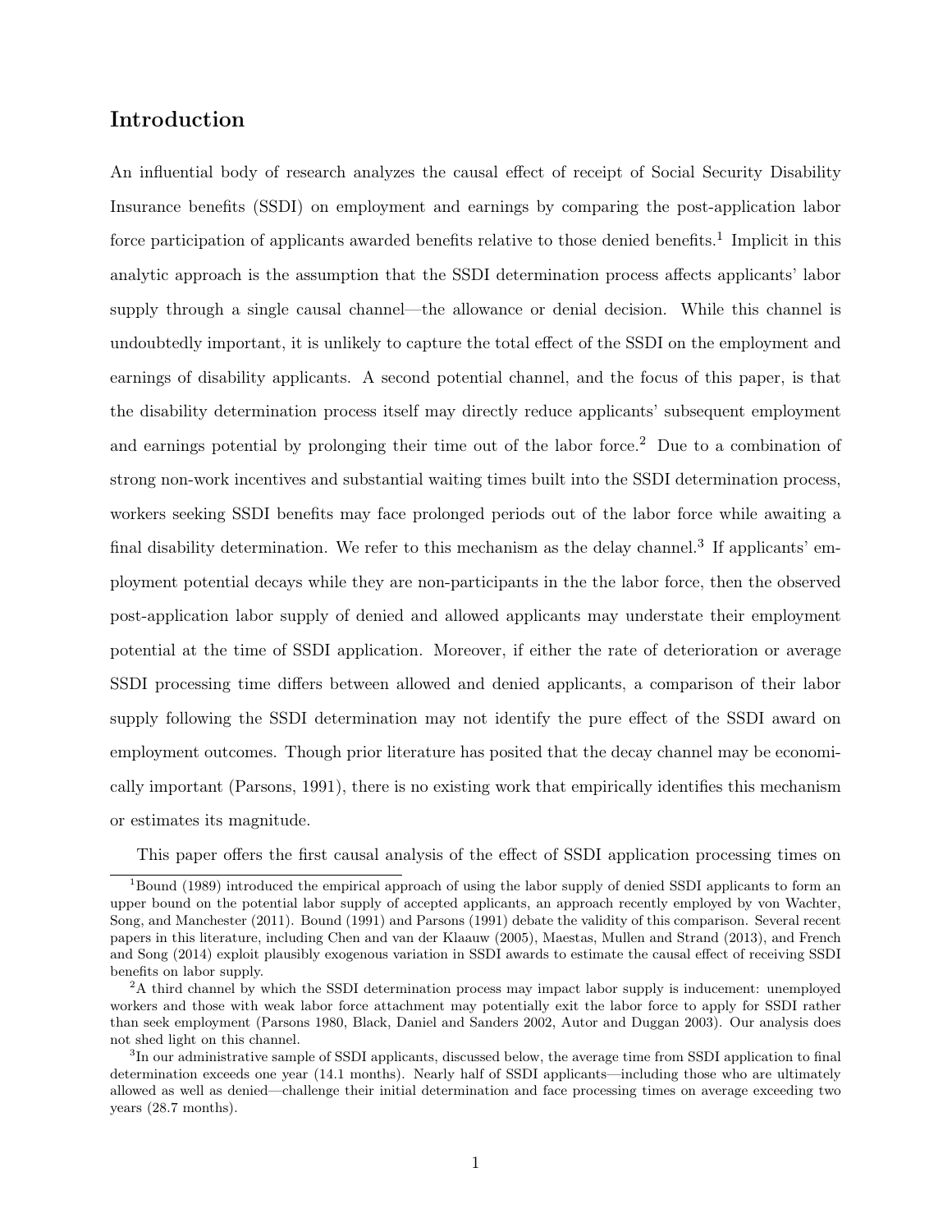## Introduction

An influential body of research analyzes the causal effect of receipt of Social Security Disability Insurance benefits (SSDI) on employment and earnings by comparing the post-application labor force participation of applicants awarded benefits relative to those denied benefits.[1] Implicit in this analytic approach is the assumption that the SSDI determination process affects applicants' labor supply through a single causal channel—the allowance or denial decision. While this channel is undoubtedly important, it is unlikely to capture the total effect of the SSDI on the employment and earnings of disability applicants. A second potential channel, and the focus of this paper, is that the disability determination process itself may directly reduce applicants' subsequent employment and earnings potential by prolonging their time out of the labor force.[2] Due to a combination of strong non-work incentives and substantial waiting times built into the SSDI determination process, workers seeking SSDI benefits may face prolonged periods out of the labor force while awaiting a final disability determination. We refer to this mechanism as the delay channel.[3] If applicants' employment potential decays while they are non-participants in the the labor force, then the observed post-application labor supply of denied and allowed applicants may understate their employment potential at the time of SSDI application. Moreover, if either the rate of deterioration or average SSDI processing time differs between allowed and denied applicants, a comparison of their labor supply following the SSDI determination may not identify the pure effect of the SSDI award on employment outcomes. Though prior literature has posited that the decay channel may be economically important (Parsons, 1991), there is no existing work that empirically identifies this mechanism or estimates its magnitude.

This paper offers the first causal analysis of the effect of SSDI application processing times on

[1] Bound (1989) introduced the empirical approach of using the labor supply of denied SSDI applicants to form an upper bound on the potential labor supply of accepted applicants, an approach recently employed by von Wachter, Song, and Manchester (2011). Bound (1991) and Parsons (1991) debate the validity of this comparison. Several recent papers in this literature, including Chen and van der Klaauw (2005), Maestas, Mullen and Strand (2013), and French and Song (2014) exploit plausibly exogenous variation in SSDI awards to estimate the causal effect of receiving SSDI benefits on labor supply.

[2] A third channel by which the SSDI determination process may impact labor supply is inducement: unemployed workers and those with weak labor force attachment may potentially exit the labor force to apply for SSDI rather than seek employment (Parsons 1980, Black, Daniel and Sanders 2002, Autor and Duggan 2003). Our analysis does not shed light on this channel.

[3] In our administrative sample of SSDI applicants, discussed below, the average time from SSDI application to final determination exceeds one year (14.1 months). Nearly half of SSDI applicants—including those who are ultimately allowed as well as denied—challenge their initial determination and face processing times on average exceeding two years (28.7 months).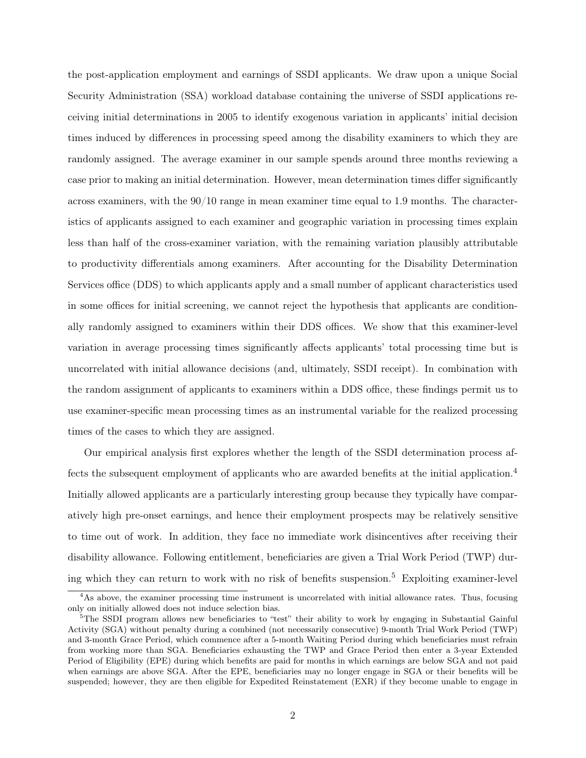the post-application employment and earnings of SSDI applicants. We draw upon a unique Social Security Administration (SSA) workload database containing the universe of SSDI applications receiving initial determinations in 2005 to identify exogenous variation in applicants' initial decision times induced by differences in processing speed among the disability examiners to which they are randomly assigned. The average examiner in our sample spends around three months reviewing a case prior to making an initial determination. However, mean determination times differ significantly across examiners, with the 90/10 range in mean examiner time equal to 1.9 months. The characteristics of applicants assigned to each examiner and geographic variation in processing times explain less than half of the cross-examiner variation, with the remaining variation plausibly attributable to productivity differentials among examiners. After accounting for the Disability Determination Services office (DDS) to which applicants apply and a small number of applicant characteristics used in some offices for initial screening, we cannot reject the hypothesis that applicants are conditionally randomly assigned to examiners within their DDS offices. We show that this examiner-level variation in average processing times significantly affects applicants' total processing time but is uncorrelated with initial allowance decisions (and, ultimately, SSDI receipt). In combination with the random assignment of applicants to examiners within a DDS office, these findings permit us to use examiner-specific mean processing times as an instrumental variable for the realized processing times of the cases to which they are assigned.

Our empirical analysis first explores whether the length of the SSDI determination process affects the subsequent employment of applicants who are awarded benefits at the initial application.[4] Initially allowed applicants are a particularly interesting group because they typically have comparatively high pre-onset earnings, and hence their employment prospects may be relatively sensitive to time out of work. In addition, they face no immediate work disincentives after receiving their disability allowance. Following entitlement, beneficiaries are given a Trial Work Period (TWP) during which they can return to work with no risk of benefits suspension.[5] Exploiting examiner-level

[4]As above, the examiner processing time instrument is uncorrelated with initial allowance rates. Thus, focusing only on initially allowed does not induce selection bias.

[5]The SSDI program allows new beneficiaries to "test" their ability to work by engaging in Substantial Gainful Activity (SGA) without penalty during a combined (not necessarily consecutive) 9-month Trial Work Period (TWP) and 3-month Grace Period, which commence after a 5-month Waiting Period during which beneficiaries must refrain from working more than SGA. Beneficiaries exhausting the TWP and Grace Period then enter a 3-year Extended Period of Eligibility (EPE) during which benefits are paid for months in which earnings are below SGA and not paid when earnings are above SGA. After the EPE, beneficiaries may no longer engage in SGA or their benefits will be suspended; however, they are then eligible for Expedited Reinstatement (EXR) if they become unable to engage in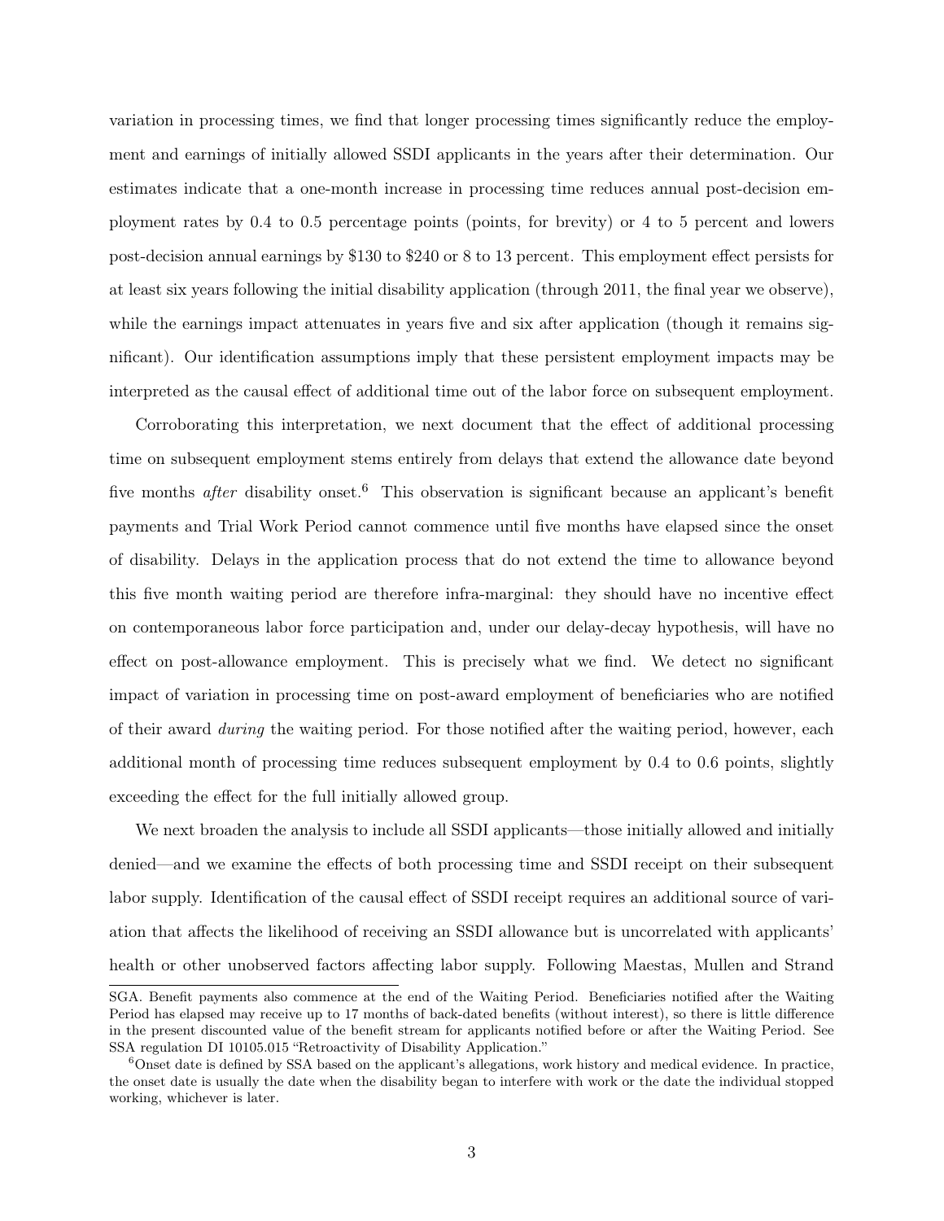variation in processing times, we find that longer processing times significantly reduce the employment and earnings of initially allowed SSDI applicants in the years after their determination. Our estimates indicate that a one-month increase in processing time reduces annual post-decision employment rates by 0.4 to 0.5 percentage points (points, for brevity) or 4 to 5 percent and lowers post-decision annual earnings by $130 to $240 or 8 to 13 percent. This employment effect persists for at least six years following the initial disability application (through 2011, the final year we observe), while the earnings impact attenuates in years five and six after application (though it remains significant). Our identification assumptions imply that these persistent employment impacts may be interpreted as the causal effect of additional time out of the labor force on subsequent employment.

Corroborating this interpretation, we next document that the effect of additional processing time on subsequent employment stems entirely from delays that extend the allowance date beyond five months *after* disability onset.[6] This observation is significant because an applicant's benefit payments and Trial Work Period cannot commence until five months have elapsed since the onset of disability. Delays in the application process that do not extend the time to allowance beyond this five month waiting period are therefore infra-marginal: they should have no incentive effect on contemporaneous labor force participation and, under our delay-decay hypothesis, will have no effect on post-allowance employment. This is precisely what we find. We detect no significant impact of variation in processing time on post-award employment of beneficiaries who are notified of their award *during* the waiting period. For those notified after the waiting period, however, each additional month of processing time reduces subsequent employment by 0.4 to 0.6 points, slightly exceeding the effect for the full initially allowed group.

We next broaden the analysis to include all SSDI applicants—those initially allowed and initially denied—and we examine the effects of both processing time and SSDI receipt on their subsequent labor supply. Identification of the causal effect of SSDI receipt requires an additional source of variation that affects the likelihood of receiving an SSDI allowance but is uncorrelated with applicants' health or other unobserved factors affecting labor supply. Following Maestas, Mullen and Strand

SGA. Benefit payments also commence at the end of the Waiting Period. Beneficiaries notified after the Waiting Period has elapsed may receive up to 17 months of back-dated benefits (without interest), so there is little difference in the present discounted value of the benefit stream for applicants notified before or after the Waiting Period. See SSA regulation DI 10105.015 "Retroactivity of Disability Application."

[6] Onset date is defined by SSA based on the applicant's allegations, work history and medical evidence. In practice, the onset date is usually the date when the disability began to interfere with work or the date the individual stopped working, whichever is later.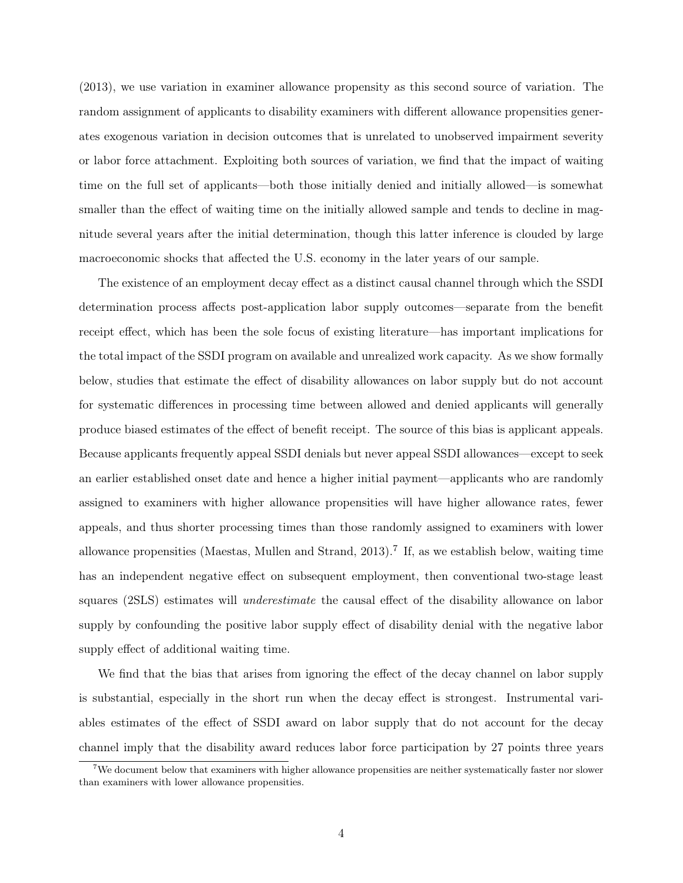(2013), we use variation in examiner allowance propensity as this second source of variation. The random assignment of applicants to disability examiners with different allowance propensities generates exogenous variation in decision outcomes that is unrelated to unobserved impairment severity or labor force attachment. Exploiting both sources of variation, we find that the impact of waiting time on the full set of applicants—both those initially denied and initially allowed—is somewhat smaller than the effect of waiting time on the initially allowed sample and tends to decline in magnitude several years after the initial determination, though this latter inference is clouded by large macroeconomic shocks that affected the U.S. economy in the later years of our sample.

The existence of an employment decay effect as a distinct causal channel through which the SSDI determination process affects post-application labor supply outcomes—separate from the benefit receipt effect, which has been the sole focus of existing literature—has important implications for the total impact of the SSDI program on available and unrealized work capacity. As we show formally below, studies that estimate the effect of disability allowances on labor supply but do not account for systematic differences in processing time between allowed and denied applicants will generally produce biased estimates of the effect of benefit receipt. The source of this bias is applicant appeals. Because applicants frequently appeal SSDI denials but never appeal SSDI allowances—except to seek an earlier established onset date and hence a higher initial payment—applicants who are randomly assigned to examiners with higher allowance propensities will have higher allowance rates, fewer appeals, and thus shorter processing times than those randomly assigned to examiners with lower allowance propensities (Maestas, Mullen and Strand, 2013).[7] If, as we establish below, waiting time has an independent negative effect on subsequent employment, then conventional two-stage least squares (2SLS) estimates will *underestimate* the causal effect of the disability allowance on labor supply by confounding the positive labor supply effect of disability denial with the negative labor supply effect of additional waiting time.

We find that the bias that arises from ignoring the effect of the decay channel on labor supply is substantial, especially in the short run when the decay effect is strongest. Instrumental variables estimates of the effect of SSDI award on labor supply that do not account for the decay channel imply that the disability award reduces labor force participation by 27 points three years

[7] We document below that examiners with higher allowance propensities are neither systematically faster nor slower than examiners with lower allowance propensities.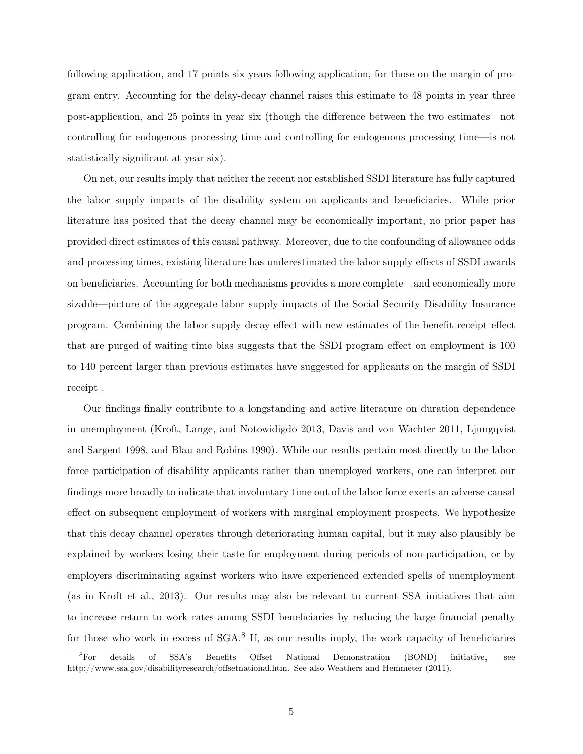following application, and 17 points six years following application, for those on the margin of program entry. Accounting for the delay-decay channel raises this estimate to 48 points in year three post-application, and 25 points in year six (though the difference between the two estimates—not controlling for endogenous processing time and controlling for endogenous processing time—is not statistically significant at year six).

On net, our results imply that neither the recent nor established SSDI literature has fully captured the labor supply impacts of the disability system on applicants and beneficiaries. While prior literature has posited that the decay channel may be economically important, no prior paper has provided direct estimates of this causal pathway. Moreover, due to the confounding of allowance odds and processing times, existing literature has underestimated the labor supply effects of SSDI awards on beneficiaries. Accounting for both mechanisms provides a more complete—and economically more sizable—picture of the aggregate labor supply impacts of the Social Security Disability Insurance program. Combining the labor supply decay effect with new estimates of the benefit receipt effect that are purged of waiting time bias suggests that the SSDI program effect on employment is 100 to 140 percent larger than previous estimates have suggested for applicants on the margin of SSDI receipt .

Our findings finally contribute to a longstanding and active literature on duration dependence in unemployment (Kroft, Lange, and Notowidigdo 2013, Davis and von Wachter 2011, Ljungqvist and Sargent 1998, and Blau and Robins 1990). While our results pertain most directly to the labor force participation of disability applicants rather than unemployed workers, one can interpret our findings more broadly to indicate that involuntary time out of the labor force exerts an adverse causal effect on subsequent employment of workers with marginal employment prospects. We hypothesize that this decay channel operates through deteriorating human capital, but it may also plausibly be explained by workers losing their taste for employment during periods of non-participation, or by employers discriminating against workers who have experienced extended spells of unemployment (as in Kroft et al., 2013). Our results may also be relevant to current SSA initiatives that aim to increase return to work rates among SSDI beneficiaries by reducing the large financial penalty for those who work in excess of SGA.[8] If, as our results imply, the work capacity of beneficiaries

[8]For details of SSA's Benefits Offset National Demonstration (BOND) initiative, see http://www.ssa.gov/disabilityresearch/offsetnational.htm. See also Weathers and Hemmeter (2011).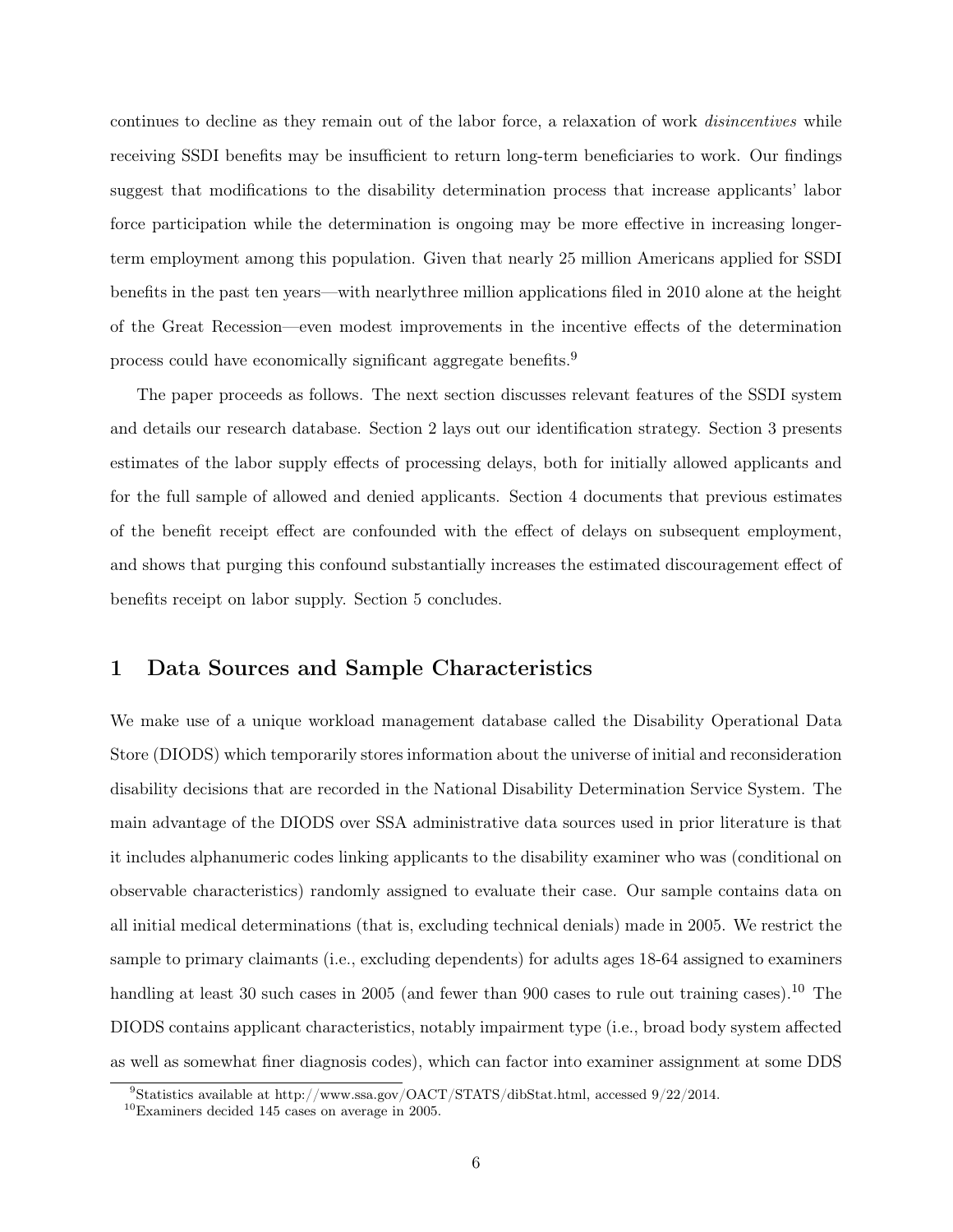continues to decline as they remain out of the labor force, a relaxation of work *disincentives* while receiving SSDI benefits may be insufficient to return long-term beneficiaries to work. Our findings suggest that modifications to the disability determination process that increase applicants' labor force participation while the determination is ongoing may be more effective in increasing longer-term employment among this population. Given that nearly 25 million Americans applied for SSDI benefits in the past ten years—with nearlythree million applications filed in 2010 alone at the height of the Great Recession—even modest improvements in the incentive effects of the determination process could have economically significant aggregate benefits.[9]

The paper proceeds as follows. The next section discusses relevant features of the SSDI system and details our research database. Section 2 lays out our identification strategy. Section 3 presents estimates of the labor supply effects of processing delays, both for initially allowed applicants and for the full sample of allowed and denied applicants. Section 4 documents that previous estimates of the benefit receipt effect are confounded with the effect of delays on subsequent employment, and shows that purging this confound substantially increases the estimated discouragement effect of benefits receipt on labor supply. Section 5 concludes.

## 1 Data Sources and Sample Characteristics

We make use of a unique workload management database called the Disability Operational Data Store (DIODS) which temporarily stores information about the universe of initial and reconsideration disability decisions that are recorded in the National Disability Determination Service System. The main advantage of the DIODS over SSA administrative data sources used in prior literature is that it includes alphanumeric codes linking applicants to the disability examiner who was (conditional on observable characteristics) randomly assigned to evaluate their case. Our sample contains data on all initial medical determinations (that is, excluding technical denials) made in 2005. We restrict the sample to primary claimants (i.e., excluding dependents) for adults ages 18-64 assigned to examiners handling at least 30 such cases in 2005 (and fewer than 900 cases to rule out training cases).[10] The DIODS contains applicant characteristics, notably impairment type (i.e., broad body system affected as well as somewhat finer diagnosis codes), which can factor into examiner assignment at some DDS

[9] Statistics available at http://www.ssa.gov/OACT/STATS/dibStat.html, accessed 9/22/2014.

[10] Examiners decided 145 cases on average in 2005.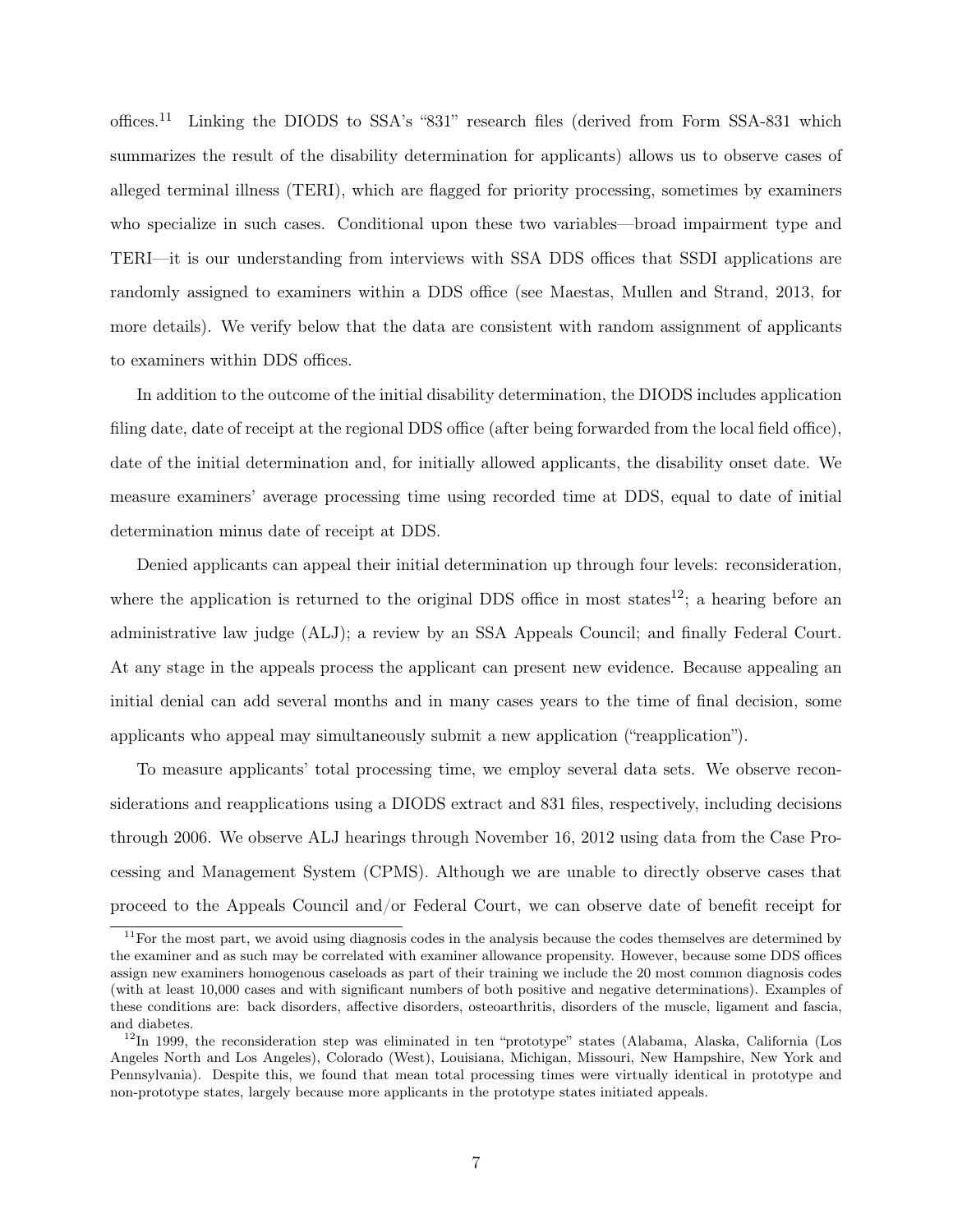offices.[11] Linking the DIODS to SSA's "831" research files (derived from Form SSA-831 which summarizes the result of the disability determination for applicants) allows us to observe cases of alleged terminal illness (TERI), which are flagged for priority processing, sometimes by examiners who specialize in such cases. Conditional upon these two variables—broad impairment type and TERI—it is our understanding from interviews with SSA DDS offices that SSDI applications are randomly assigned to examiners within a DDS office (see Maestas, Mullen and Strand, 2013, for more details). We verify below that the data are consistent with random assignment of applicants to examiners within DDS offices.

In addition to the outcome of the initial disability determination, the DIODS includes application filing date, date of receipt at the regional DDS office (after being forwarded from the local field office), date of the initial determination and, for initially allowed applicants, the disability onset date. We measure examiners' average processing time using recorded time at DDS, equal to date of initial determination minus date of receipt at DDS.

Denied applicants can appeal their initial determination up through four levels: reconsideration, where the application is returned to the original DDS office in most states[12]; a hearing before an administrative law judge (ALJ); a review by an SSA Appeals Council; and finally Federal Court. At any stage in the appeals process the applicant can present new evidence. Because appealing an initial denial can add several months and in many cases years to the time of final decision, some applicants who appeal may simultaneously submit a new application ("reapplication").

To measure applicants' total processing time, we employ several data sets. We observe reconsiderations and reapplications using a DIODS extract and 831 files, respectively, including decisions through 2006. We observe ALJ hearings through November 16, 2012 using data from the Case Processing and Management System (CPMS). Although we are unable to directly observe cases that proceed to the Appeals Council and/or Federal Court, we can observe date of benefit receipt for

[11] For the most part, we avoid using diagnosis codes in the analysis because the codes themselves are determined by the examiner and as such may be correlated with examiner allowance propensity. However, because some DDS offices assign new examiners homogenous caseloads as part of their training we include the 20 most common diagnosis codes (with at least 10,000 cases and with significant numbers of both positive and negative determinations). Examples of these conditions are: back disorders, affective disorders, osteoarthritis, disorders of the muscle, ligament and fascia, and diabetes.

[12] In 1999, the reconsideration step was eliminated in ten "prototype" states (Alabama, Alaska, California (Los Angeles North and Los Angeles), Colorado (West), Louisiana, Michigan, Missouri, New Hampshire, New York and Pennsylvania). Despite this, we found that mean total processing times were virtually identical in prototype and non-prototype states, largely because more applicants in the prototype states initiated appeals.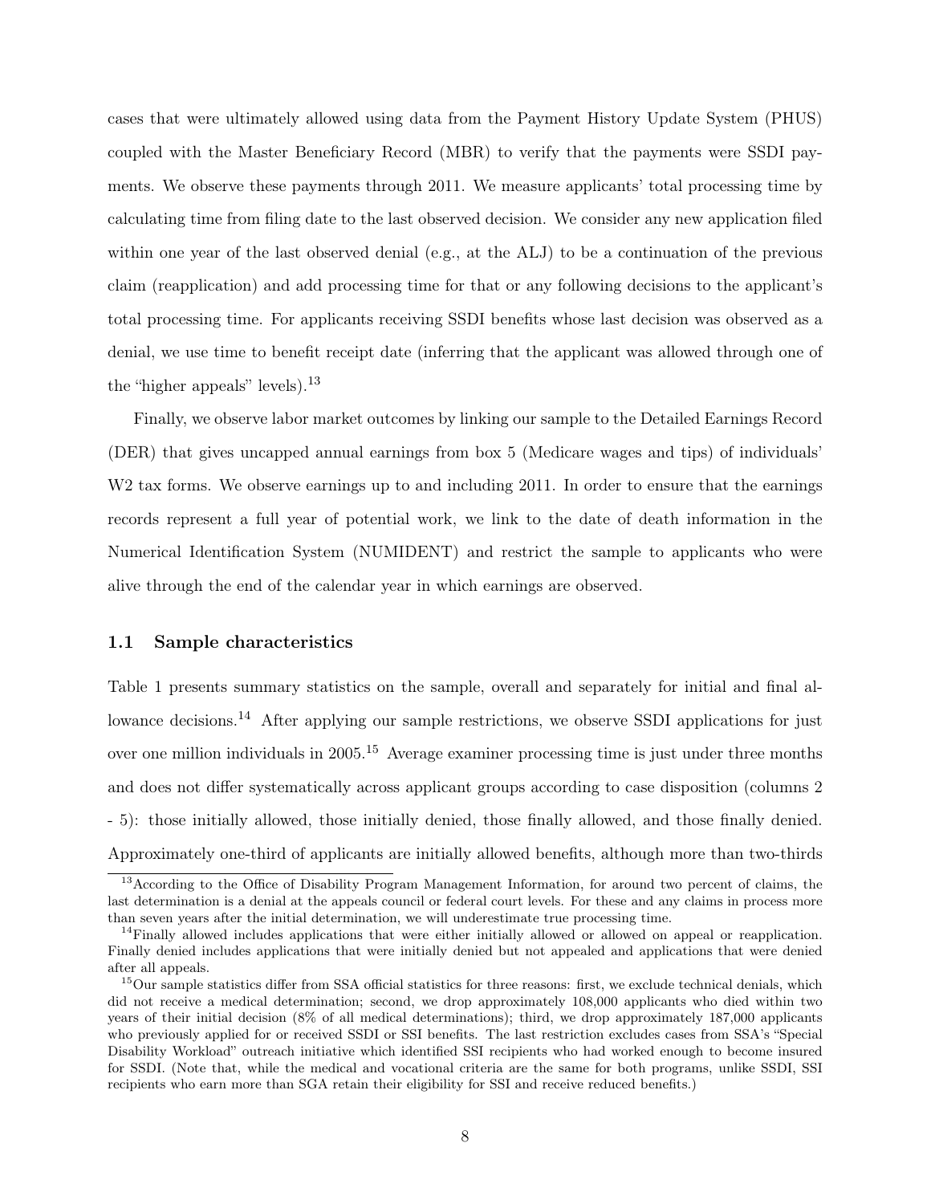cases that were ultimately allowed using data from the Payment History Update System (PHUS) coupled with the Master Beneficiary Record (MBR) to verify that the payments were SSDI payments. We observe these payments through 2011. We measure applicants' total processing time by calculating time from filing date to the last observed decision. We consider any new application filed within one year of the last observed denial (e.g., at the ALJ) to be a continuation of the previous claim (reapplication) and add processing time for that or any following decisions to the applicant's total processing time. For applicants receiving SSDI benefits whose last decision was observed as a denial, we use time to benefit receipt date (inferring that the applicant was allowed through one of the "higher appeals" levels).[13]

Finally, we observe labor market outcomes by linking our sample to the Detailed Earnings Record (DER) that gives uncapped annual earnings from box 5 (Medicare wages and tips) of individuals' W2 tax forms. We observe earnings up to and including 2011. In order to ensure that the earnings records represent a full year of potential work, we link to the date of death information in the Numerical Identification System (NUMIDENT) and restrict the sample to applicants who were alive through the end of the calendar year in which earnings are observed.

### 1.1 Sample characteristics

Table 1 presents summary statistics on the sample, overall and separately for initial and final allowance decisions.[14] After applying our sample restrictions, we observe SSDI applications for just over one million individuals in 2005.[15] Average examiner processing time is just under three months and does not differ systematically across applicant groups according to case disposition (columns 2 - 5): those initially allowed, those initially denied, those finally allowed, and those finally denied. Approximately one-third of applicants are initially allowed benefits, although more than two-thirds

[13] According to the Office of Disability Program Management Information, for around two percent of claims, the last determination is a denial at the appeals council or federal court levels. For these and any claims in process more than seven years after the initial determination, we will underestimate true processing time.

[14] Finally allowed includes applications that were either initially allowed or allowed on appeal or reapplication. Finally denied includes applications that were initially denied but not appealed and applications that were denied after all appeals.

[15] Our sample statistics differ from SSA official statistics for three reasons: first, we exclude technical denials, which did not receive a medical determination; second, we drop approximately 108,000 applicants who died within two years of their initial decision (8% of all medical determinations); third, we drop approximately 187,000 applicants who previously applied for or received SSDI or SSI benefits. The last restriction excludes cases from SSA's "Special Disability Workload" outreach initiative which identified SSI recipients who had worked enough to become insured for SSDI. (Note that, while the medical and vocational criteria are the same for both programs, unlike SSDI, SSI recipients who earn more than SGA retain their eligibility for SSI and receive reduced benefits.)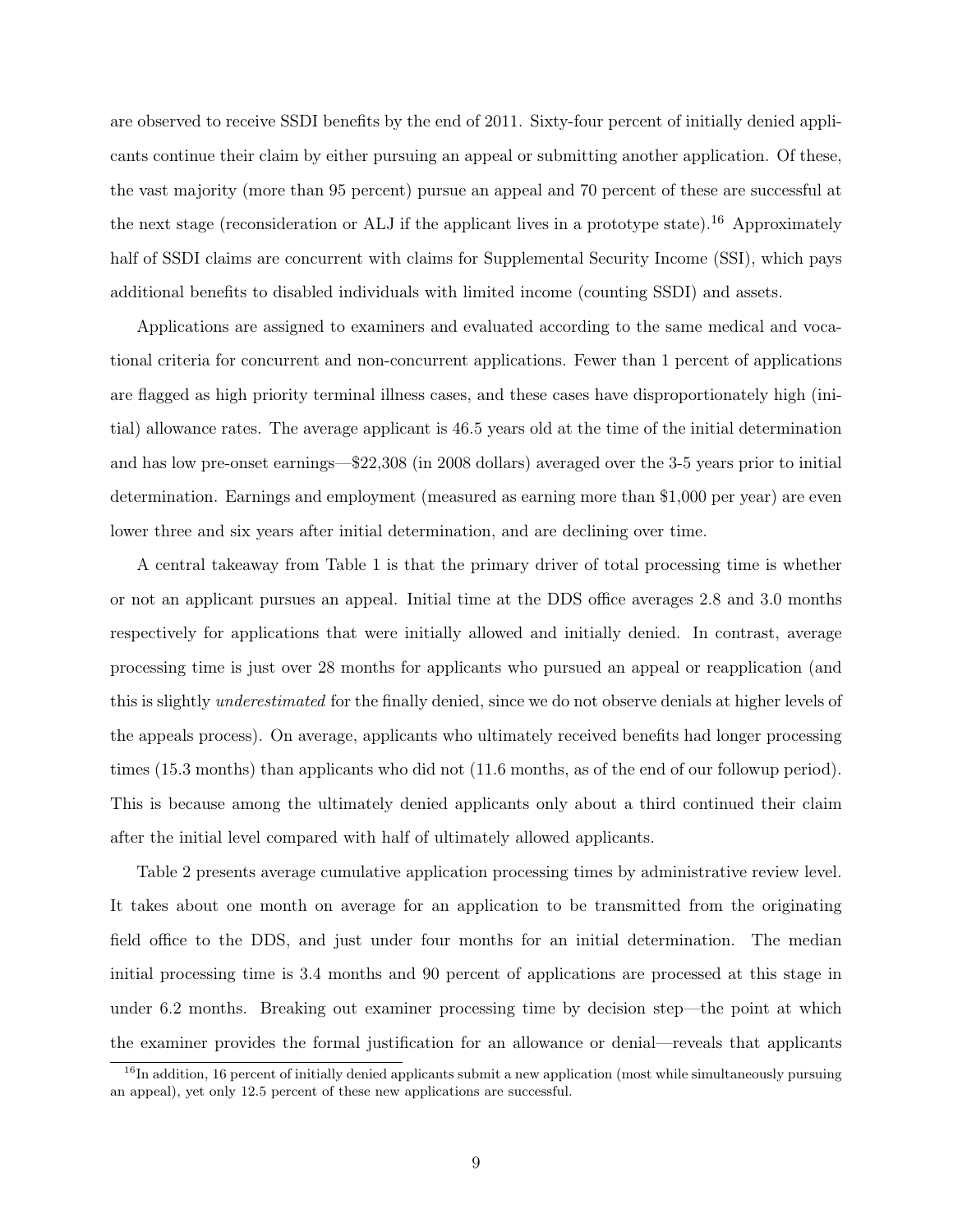are observed to receive SSDI benefits by the end of 2011. Sixty-four percent of initially denied applicants continue their claim by either pursuing an appeal or submitting another application. Of these, the vast majority (more than 95 percent) pursue an appeal and 70 percent of these are successful at the next stage (reconsideration or ALJ if the applicant lives in a prototype state).[16] Approximately half of SSDI claims are concurrent with claims for Supplemental Security Income (SSI), which pays additional benefits to disabled individuals with limited income (counting SSDI) and assets.

Applications are assigned to examiners and evaluated according to the same medical and vocational criteria for concurrent and non-concurrent applications. Fewer than 1 percent of applications are flagged as high priority terminal illness cases, and these cases have disproportionately high (initial) allowance rates. The average applicant is 46.5 years old at the time of the initial determination and has low pre-onset earnings—$22,308 (in 2008 dollars) averaged over the 3-5 years prior to initial determination. Earnings and employment (measured as earning more than $1,000 per year) are even lower three and six years after initial determination, and are declining over time.

A central takeaway from Table 1 is that the primary driver of total processing time is whether or not an applicant pursues an appeal. Initial time at the DDS office averages 2.8 and 3.0 months respectively for applications that were initially allowed and initially denied. In contrast, average processing time is just over 28 months for applicants who pursued an appeal or reapplication (and this is slightly *underestimated* for the finally denied, since we do not observe denials at higher levels of the appeals process). On average, applicants who ultimately received benefits had longer processing times (15.3 months) than applicants who did not (11.6 months, as of the end of our followup period). This is because among the ultimately denied applicants only about a third continued their claim after the initial level compared with half of ultimately allowed applicants.

Table 2 presents average cumulative application processing times by administrative review level. It takes about one month on average for an application to be transmitted from the originating field office to the DDS, and just under four months for an initial determination. The median initial processing time is 3.4 months and 90 percent of applications are processed at this stage in under 6.2 months. Breaking out examiner processing time by decision step—the point at which the examiner provides the formal justification for an allowance or denial—reveals that applicants

[16] In addition, 16 percent of initially denied applicants submit a new application (most while simultaneously pursuing an appeal), yet only 12.5 percent of these new applications are successful.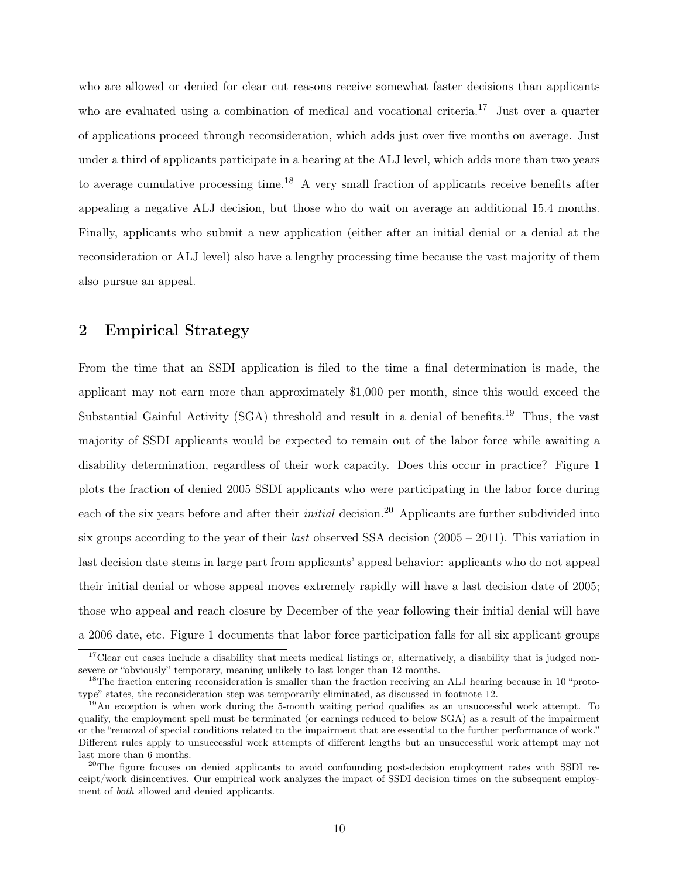who are allowed or denied for clear cut reasons receive somewhat faster decisions than applicants who are evaluated using a combination of medical and vocational criteria.[17] Just over a quarter of applications proceed through reconsideration, which adds just over five months on average. Just under a third of applicants participate in a hearing at the ALJ level, which adds more than two years to average cumulative processing time.[18] A very small fraction of applicants receive benefits after appealing a negative ALJ decision, but those who do wait on average an additional 15.4 months. Finally, applicants who submit a new application (either after an initial denial or a denial at the reconsideration or ALJ level) also have a lengthy processing time because the vast majority of them also pursue an appeal.

## 2 Empirical Strategy

From the time that an SSDI application is filed to the time a final determination is made, the applicant may not earn more than approximately $1,000 per month, since this would exceed the Substantial Gainful Activity (SGA) threshold and result in a denial of benefits.[19] Thus, the vast majority of SSDI applicants would be expected to remain out of the labor force while awaiting a disability determination, regardless of their work capacity. Does this occur in practice? Figure 1 plots the fraction of denied 2005 SSDI applicants who were participating in the labor force during each of the six years before and after their *initial* decision.[20] Applicants are further subdivided into six groups according to the year of their *last* observed SSA decision (2005 – 2011). This variation in last decision date stems in large part from applicants' appeal behavior: applicants who do not appeal their initial denial or whose appeal moves extremely rapidly will have a last decision date of 2005; those who appeal and reach closure by December of the year following their initial denial will have a 2006 date, etc. Figure 1 documents that labor force participation falls for all six applicant groups

[17] Clear cut cases include a disability that meets medical listings or, alternatively, a disability that is judged non-severe or "obviously" temporary, meaning unlikely to last longer than 12 months.

[18] The fraction entering reconsideration is smaller than the fraction receiving an ALJ hearing because in 10 "prototype" states, the reconsideration step was temporarily eliminated, as discussed in footnote 12.

[19] An exception is when work during the 5-month waiting period qualifies as an unsuccessful work attempt. To qualify, the employment spell must be terminated (or earnings reduced to below SGA) as a result of the impairment or the "removal of special conditions related to the impairment that are essential to the further performance of work." Different rules apply to unsuccessful work attempts of different lengths but an unsuccessful work attempt may not last more than 6 months.

[20] The figure focuses on denied applicants to avoid confounding post-decision employment rates with SSDI receipt/work disincentives. Our empirical work analyzes the impact of SSDI decision times on the subsequent employment of *both* allowed and denied applicants.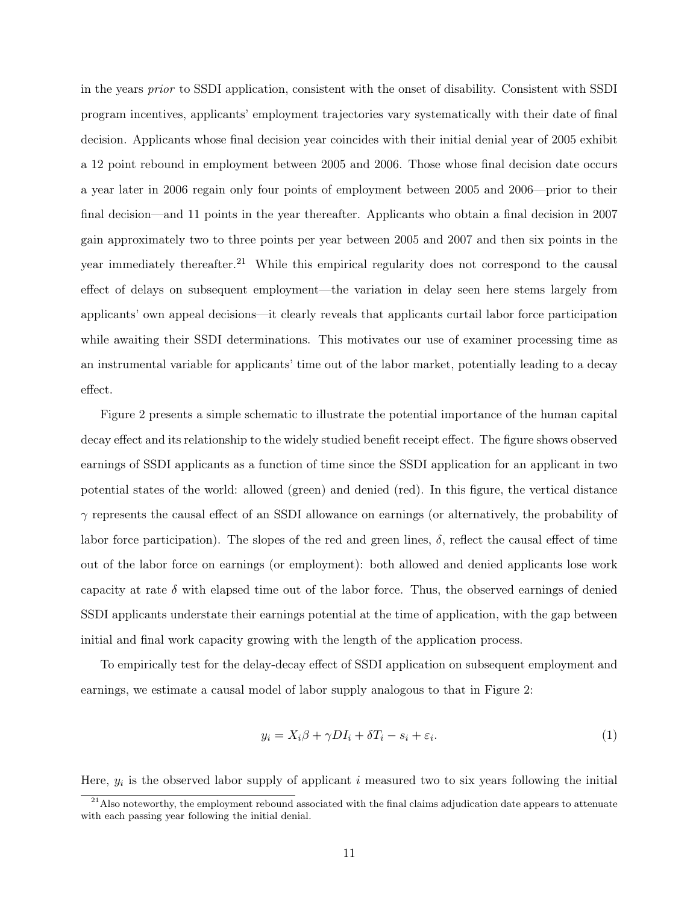in the years *prior* to SSDI application, consistent with the onset of disability. Consistent with SSDI program incentives, applicants' employment trajectories vary systematically with their date of final decision. Applicants whose final decision year coincides with their initial denial year of 2005 exhibit a 12 point rebound in employment between 2005 and 2006. Those whose final decision date occurs a year later in 2006 regain only four points of employment between 2005 and 2006—prior to their final decision—and 11 points in the year thereafter. Applicants who obtain a final decision in 2007 gain approximately two to three points per year between 2005 and 2007 and then six points in the year immediately thereafter.[21] While this empirical regularity does not correspond to the causal effect of delays on subsequent employment—the variation in delay seen here stems largely from applicants' own appeal decisions—it clearly reveals that applicants curtail labor force participation while awaiting their SSDI determinations. This motivates our use of examiner processing time as an instrumental variable for applicants' time out of the labor market, potentially leading to a decay effect.

Figure 2 presents a simple schematic to illustrate the potential importance of the human capital decay effect and its relationship to the widely studied benefit receipt effect. The figure shows observed earnings of SSDI applicants as a function of time since the SSDI application for an applicant in two potential states of the world: allowed (green) and denied (red). In this figure, the vertical distance $\gamma$ represents the causal effect of an SSDI allowance on earnings (or alternatively, the probability of labor force participation). The slopes of the red and green lines, $\delta$, reflect the causal effect of time out of the labor force on earnings (or employment): both allowed and denied applicants lose work capacity at rate $\delta$ with elapsed time out of the labor force. Thus, the observed earnings of denied SSDI applicants understate their earnings potential at the time of application, with the gap between initial and final work capacity growing with the length of the application process.

To empirically test for the delay-decay effect of SSDI application on subsequent employment and earnings, we estimate a causal model of labor supply analogous to that in Figure 2:

$$y_i = X_i\beta + \gamma DI_i + \delta T_i - s_i + \varepsilon_i. \tag{1}$$

Here, $y_i$ is the observed labor supply of applicant $i$ measured two to six years following the initial

[21] Also noteworthy, the employment rebound associated with the final claims adjudication date appears to attenuate with each passing year following the initial denial.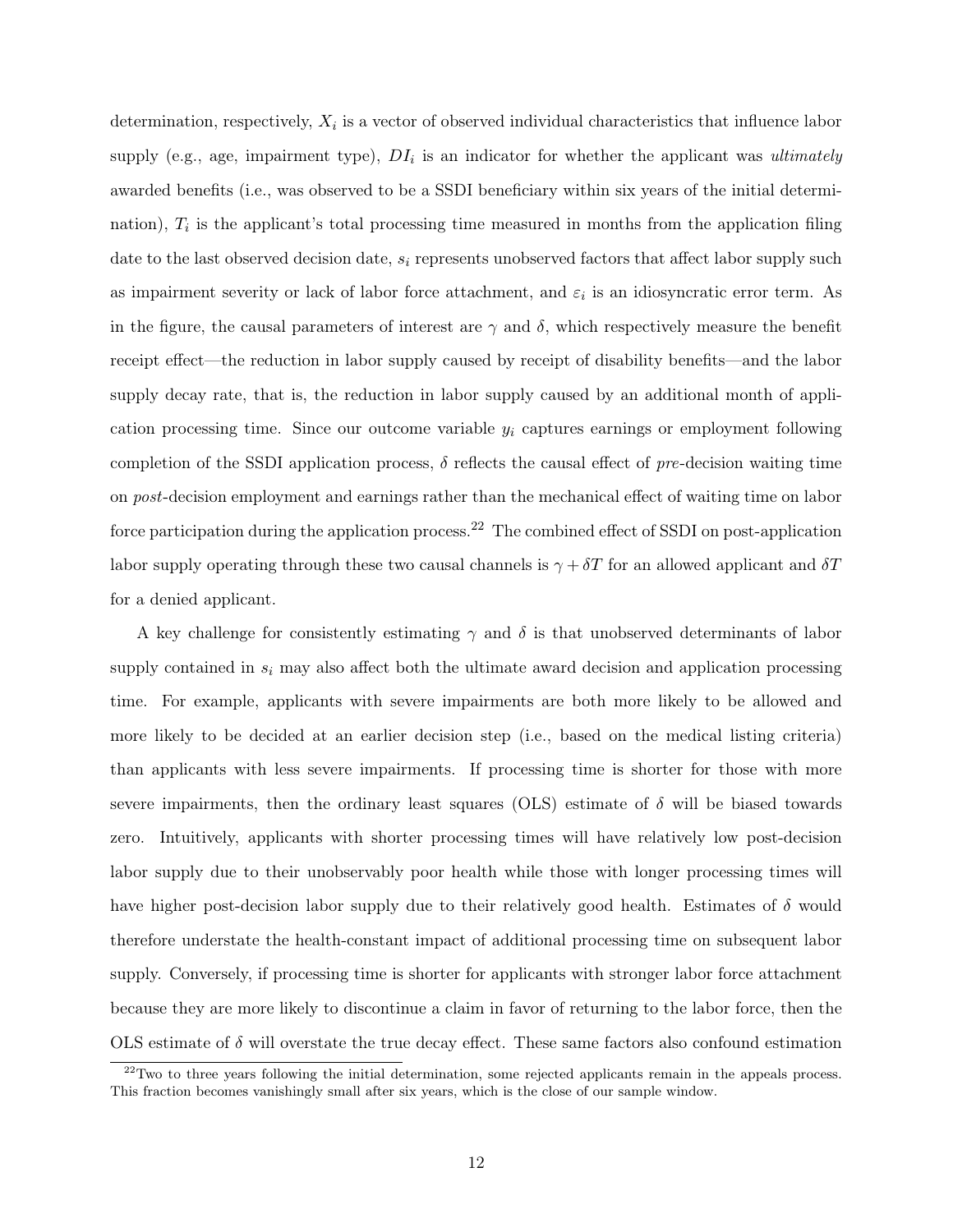determination, respectively, $X_i$ is a vector of observed individual characteristics that influence labor supply (e.g., age, impairment type), $DI_i$ is an indicator for whether the applicant was *ultimately* awarded benefits (i.e., was observed to be a SSDI beneficiary within six years of the initial determination), $T_i$ is the applicant's total processing time measured in months from the application filing date to the last observed decision date, $s_i$ represents unobserved factors that affect labor supply such as impairment severity or lack of labor force attachment, and $\varepsilon_i$ is an idiosyncratic error term. As in the figure, the causal parameters of interest are $\gamma$ and $\delta$, which respectively measure the benefit receipt effect—the reduction in labor supply caused by receipt of disability benefits—and the labor supply decay rate, that is, the reduction in labor supply caused by an additional month of application processing time. Since our outcome variable $y_i$ captures earnings or employment following completion of the SSDI application process, $\delta$ reflects the causal effect of *pre*-decision waiting time on *post*-decision employment and earnings rather than the mechanical effect of waiting time on labor force participation during the application process.[22] The combined effect of SSDI on post-application labor supply operating through these two causal channels is $\gamma + \delta T$ for an allowed applicant and $\delta T$ for a denied applicant.

A key challenge for consistently estimating $\gamma$ and $\delta$ is that unobserved determinants of labor supply contained in $s_i$ may also affect both the ultimate award decision and application processing time. For example, applicants with severe impairments are both more likely to be allowed and more likely to be decided at an earlier decision step (i.e., based on the medical listing criteria) than applicants with less severe impairments. If processing time is shorter for those with more severe impairments, then the ordinary least squares (OLS) estimate of $\delta$ will be biased towards zero. Intuitively, applicants with shorter processing times will have relatively low post-decision labor supply due to their unobservably poor health while those with longer processing times will have higher post-decision labor supply due to their relatively good health. Estimates of $\delta$ would therefore understate the health-constant impact of additional processing time on subsequent labor supply. Conversely, if processing time is shorter for applicants with stronger labor force attachment because they are more likely to discontinue a claim in favor of returning to the labor force, then the OLS estimate of $\delta$ will overstate the true decay effect. These same factors also confound estimation

[22] Two to three years following the initial determination, some rejected applicants remain in the appeals process. This fraction becomes vanishingly small after six years, which is the close of our sample window.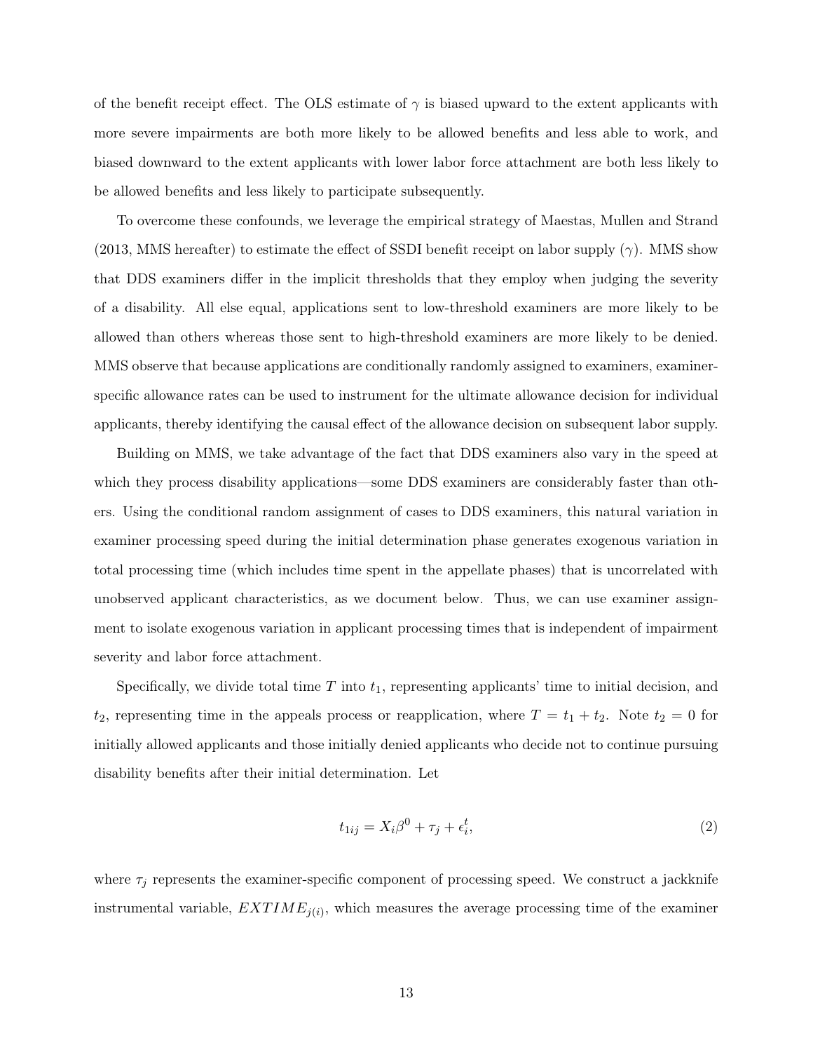of the benefit receipt effect. The OLS estimate of $\gamma$ is biased upward to the extent applicants with more severe impairments are both more likely to be allowed benefits and less able to work, and biased downward to the extent applicants with lower labor force attachment are both less likely to be allowed benefits and less likely to participate subsequently.

To overcome these confounds, we leverage the empirical strategy of Maestas, Mullen and Strand (2013, MMS hereafter) to estimate the effect of SSDI benefit receipt on labor supply ($\gamma$). MMS show that DDS examiners differ in the implicit thresholds that they employ when judging the severity of a disability. All else equal, applications sent to low-threshold examiners are more likely to be allowed than others whereas those sent to high-threshold examiners are more likely to be denied. MMS observe that because applications are conditionally randomly assigned to examiners, examiner-specific allowance rates can be used to instrument for the ultimate allowance decision for individual applicants, thereby identifying the causal effect of the allowance decision on subsequent labor supply.

Building on MMS, we take advantage of the fact that DDS examiners also vary in the speed at which they process disability applications—some DDS examiners are considerably faster than others. Using the conditional random assignment of cases to DDS examiners, this natural variation in examiner processing speed during the initial determination phase generates exogenous variation in total processing time (which includes time spent in the appellate phases) that is uncorrelated with unobserved applicant characteristics, as we document below. Thus, we can use examiner assignment to isolate exogenous variation in applicant processing times that is independent of impairment severity and labor force attachment.

Specifically, we divide total time $T$ into $t_1$, representing applicants' time to initial decision, and $t_2$, representing time in the appeals process or reapplication, where $T = t_1 + t_2$. Note $t_2 = 0$ for initially allowed applicants and those initially denied applicants who decide not to continue pursuing disability benefits after their initial determination. Let

$$t_{1ij} = X_i\beta^0 + \tau_j + \epsilon_i^t, \tag{2}$$

where $\tau_j$ represents the examiner-specific component of processing speed. We construct a jackknife instrumental variable, $EXTIME_{j(i)}$, which measures the average processing time of the examiner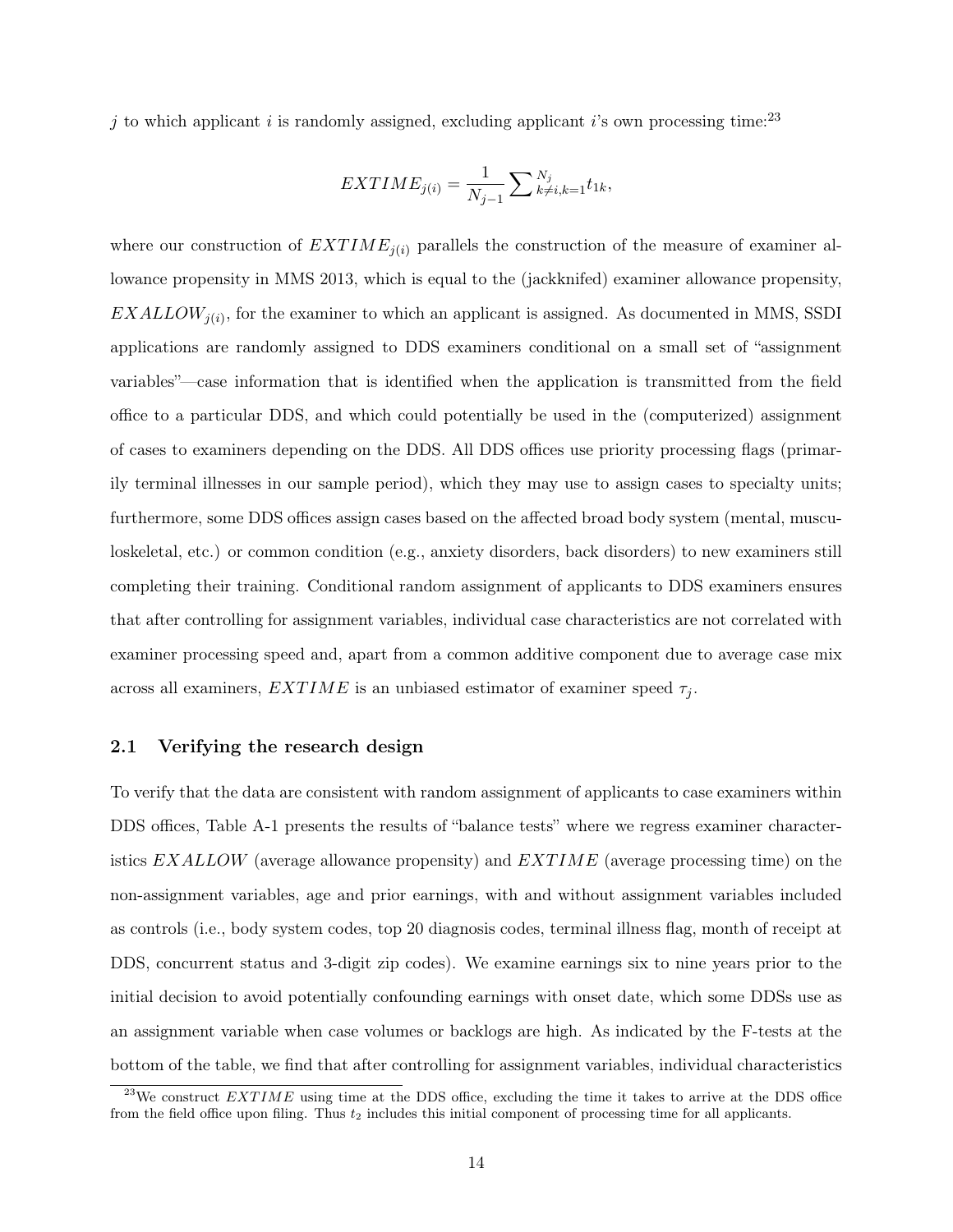$j$ to which applicant $i$ is randomly assigned, excluding applicant $i$'s own processing time:[23]

$$EXTIME_{j(i)} = \frac{1}{N_{j-1}} \sum\nolimits_{k \neq i, k=1}^{N_j} t_{1k},$$

where our construction of $EXTIME_{j(i)}$ parallels the construction of the measure of examiner allowance propensity in MMS 2013, which is equal to the (jackknifed) examiner allowance propensity, $EXALLOW_{j(i)}$, for the examiner to which an applicant is assigned. As documented in MMS, SSDI applications are randomly assigned to DDS examiners conditional on a small set of "assignment variables"—case information that is identified when the application is transmitted from the field office to a particular DDS, and which could potentially be used in the (computerized) assignment of cases to examiners depending on the DDS. All DDS offices use priority processing flags (primarily terminal illnesses in our sample period), which they may use to assign cases to specialty units; furthermore, some DDS offices assign cases based on the affected broad body system (mental, musculoskeletal, etc.) or common condition (e.g., anxiety disorders, back disorders) to new examiners still completing their training. Conditional random assignment of applicants to DDS examiners ensures that after controlling for assignment variables, individual case characteristics are not correlated with examiner processing speed and, apart from a common additive component due to average case mix across all examiners, $EXTIME$ is an unbiased estimator of examiner speed $\tau_j$.

## 2.1 Verifying the research design

To verify that the data are consistent with random assignment of applicants to case examiners within DDS offices, Table A-1 presents the results of "balance tests" where we regress examiner characteristics $EXALLOW$ (average allowance propensity) and $EXTIME$ (average processing time) on the non-assignment variables, age and prior earnings, with and without assignment variables included as controls (i.e., body system codes, top 20 diagnosis codes, terminal illness flag, month of receipt at DDS, concurrent status and 3-digit zip codes). We examine earnings six to nine years prior to the initial decision to avoid potentially confounding earnings with onset date, which some DDSs use as an assignment variable when case volumes or backlogs are high. As indicated by the F-tests at the bottom of the table, we find that after controlling for assignment variables, individual characteristics

[23] We construct $EXTIME$ using time at the DDS office, excluding the time it takes to arrive at the DDS office from the field office upon filing. Thus $t_2$ includes this initial component of processing time for all applicants.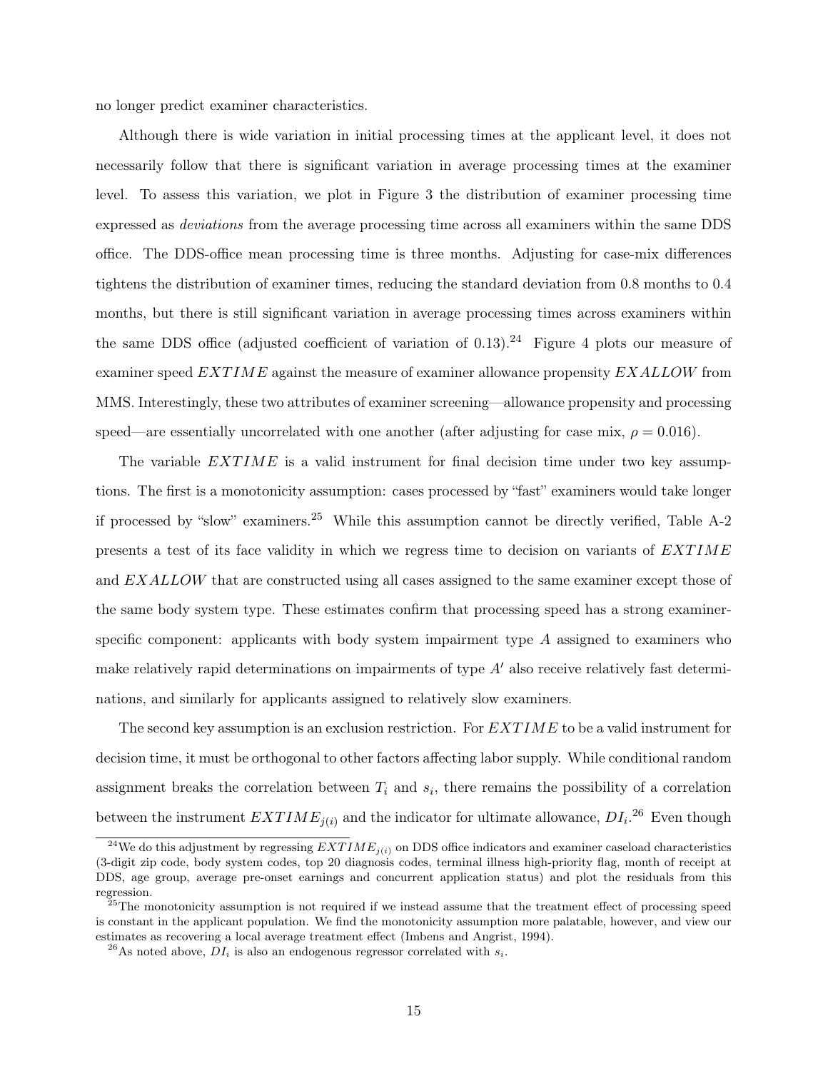no longer predict examiner characteristics.

Although there is wide variation in initial processing times at the applicant level, it does not necessarily follow that there is significant variation in average processing times at the examiner level. To assess this variation, we plot in Figure 3 the distribution of examiner processing time expressed as *deviations* from the average processing time across all examiners within the same DDS office. The DDS-office mean processing time is three months. Adjusting for case-mix differences tightens the distribution of examiner times, reducing the standard deviation from 0.8 months to 0.4 months, but there is still significant variation in average processing times across examiners within the same DDS office (adjusted coefficient of variation of 0.13).[24] Figure 4 plots our measure of examiner speed $EXTIME$ against the measure of examiner allowance propensity $EXALLOW$ from MMS. Interestingly, these two attributes of examiner screening—allowance propensity and processing speed—are essentially uncorrelated with one another (after adjusting for case mix, $\rho = 0.016$).

The variable $EXTIME$ is a valid instrument for final decision time under two key assumptions. The first is a monotonicity assumption: cases processed by "fast" examiners would take longer if processed by "slow" examiners.[25] While this assumption cannot be directly verified, Table A-2 presents a test of its face validity in which we regress time to decision on variants of $EXTIME$ and $EXALLOW$ that are constructed using all cases assigned to the same examiner except those of the same body system type. These estimates confirm that processing speed has a strong examiner-specific component: applicants with body system impairment type $A$ assigned to examiners who make relatively rapid determinations on impairments of type $A'$ also receive relatively fast determinations, and similarly for applicants assigned to relatively slow examiners.

The second key assumption is an exclusion restriction. For $EXTIME$ to be a valid instrument for decision time, it must be orthogonal to other factors affecting labor supply. While conditional random assignment breaks the correlation between $T_i$ and $s_i$, there remains the possibility of a correlation between the instrument $EXTIME_{j(i)}$ and the indicator for ultimate allowance, $DI_i$.[26] Even though

---

[24] We do this adjustment by regressing $EXTIME_{j(i)}$ on DDS office indicators and examiner caseload characteristics (3-digit zip code, body system codes, top 20 diagnosis codes, terminal illness high-priority flag, month of receipt at DDS, age group, average pre-onset earnings and concurrent application status) and plot the residuals from this regression.

[25] The monotonicity assumption is not required if we instead assume that the treatment effect of processing speed is constant in the applicant population. We find the monotonicity assumption more palatable, however, and view our estimates as recovering a local average treatment effect (Imbens and Angrist, 1994).

[26] As noted above, $DI_i$ is also an endogenous regressor correlated with $s_i$.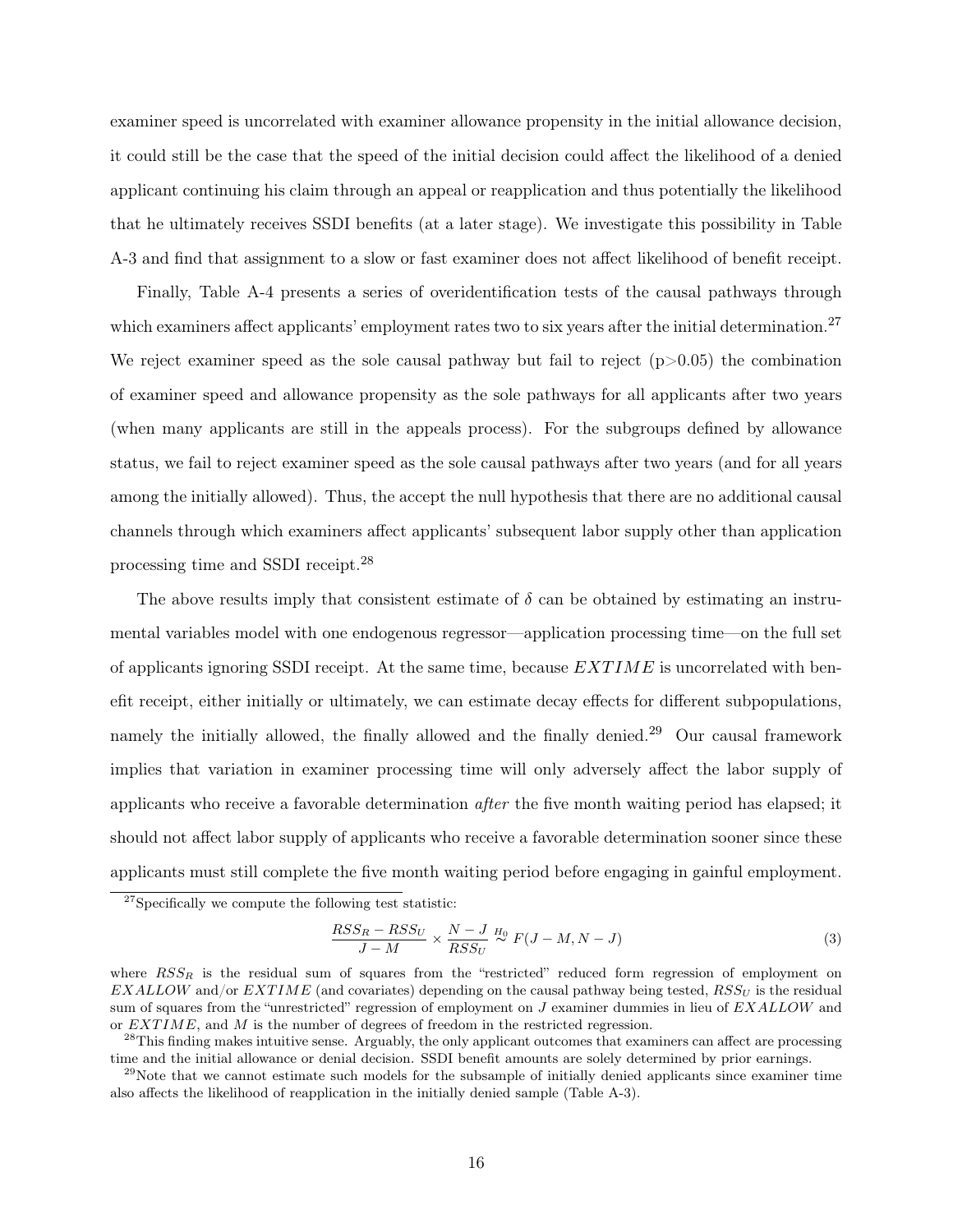examiner speed is uncorrelated with examiner allowance propensity in the initial allowance decision, it could still be the case that the speed of the initial decision could affect the likelihood of a denied applicant continuing his claim through an appeal or reapplication and thus potentially the likelihood that he ultimately receives SSDI benefits (at a later stage). We investigate this possibility in Table A-3 and find that assignment to a slow or fast examiner does not affect likelihood of benefit receipt.

Finally, Table A-4 presents a series of overidentification tests of the causal pathways through which examiners affect applicants' employment rates two to six years after the initial determination.[27] We reject examiner speed as the sole causal pathway but fail to reject ($p>0.05$) the combination of examiner speed and allowance propensity as the sole pathways for all applicants after two years (when many applicants are still in the appeals process). For the subgroups defined by allowance status, we fail to reject examiner speed as the sole causal pathways after two years (and for all years among the initially allowed). Thus, the accept the null hypothesis that there are no additional causal channels through which examiners affect applicants' subsequent labor supply other than application processing time and SSDI receipt.[28]

The above results imply that consistent estimate of $\delta$ can be obtained by estimating an instrumental variables model with one endogenous regressor—application processing time—on the full set of applicants ignoring SSDI receipt. At the same time, because $EXTIME$ is uncorrelated with benefit receipt, either initially or ultimately, we can estimate decay effects for different subpopulations, namely the initially allowed, the finally allowed and the finally denied.[29] Our causal framework implies that variation in examiner processing time will only adversely affect the labor supply of applicants who receive a favorable determination *after* the five month waiting period has elapsed; it should not affect labor supply of applicants who receive a favorable determination sooner since these applicants must still complete the five month waiting period before engaging in gainful employment.

[27] Specifically we compute the following test statistic:

$$\frac{RSS_R - RSS_U}{J - M} \times \frac{N - J}{RSS_U} \overset{H_0}{\sim} F(J - M, N - J) \tag{3}$$

where $RSS_R$ is the residual sum of squares from the "restricted" reduced form regression of employment on $EXALLOW$ and/or $EXTIME$ (and covariates) depending on the causal pathway being tested, $RSS_U$ is the residual sum of squares from the "unrestricted" regression of employment on $J$ examiner dummies in lieu of $EXALLOW$ and or $EXTIME$, and $M$ is the number of degrees of freedom in the restricted regression.

[28] This finding makes intuitive sense. Arguably, the only applicant outcomes that examiners can affect are processing time and the initial allowance or denial decision. SSDI benefit amounts are solely determined by prior earnings.

[29] Note that we cannot estimate such models for the subsample of initially denied applicants since examiner time also affects the likelihood of reapplication in the initially denied sample (Table A-3).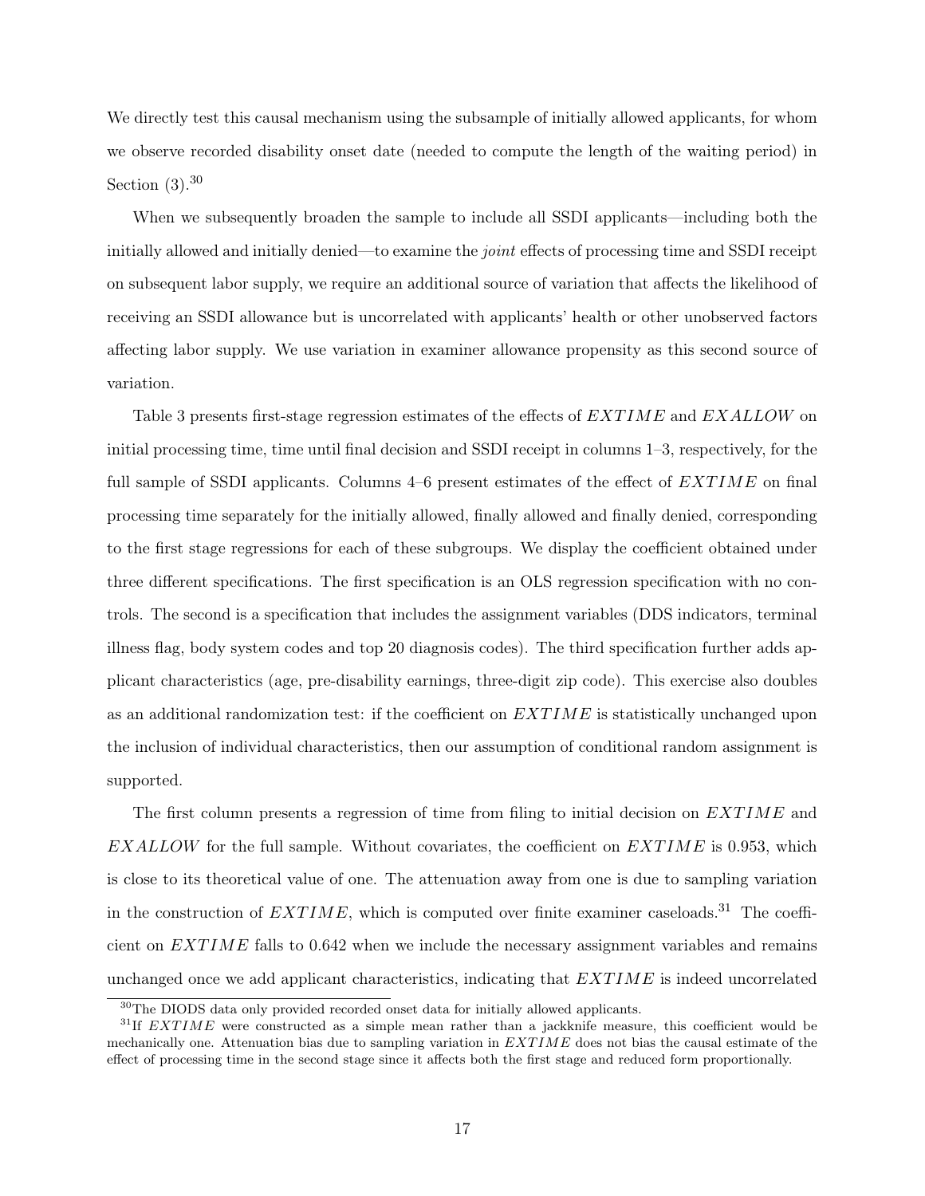We directly test this causal mechanism using the subsample of initially allowed applicants, for whom we observe recorded disability onset date (needed to compute the length of the waiting period) in Section (3).[30]

When we subsequently broaden the sample to include all SSDI applicants—including both the initially allowed and initially denied—to examine the *joint* effects of processing time and SSDI receipt on subsequent labor supply, we require an additional source of variation that affects the likelihood of receiving an SSDI allowance but is uncorrelated with applicants' health or other unobserved factors affecting labor supply. We use variation in examiner allowance propensity as this second source of variation.

Table 3 presents first-stage regression estimates of the effects of $EXTIME$ and $EXALLOW$ on initial processing time, time until final decision and SSDI receipt in columns 1–3, respectively, for the full sample of SSDI applicants. Columns 4–6 present estimates of the effect of $EXTIME$ on final processing time separately for the initially allowed, finally allowed and finally denied, corresponding to the first stage regressions for each of these subgroups. We display the coefficient obtained under three different specifications. The first specification is an OLS regression specification with no controls. The second is a specification that includes the assignment variables (DDS indicators, terminal illness flag, body system codes and top 20 diagnosis codes). The third specification further adds applicant characteristics (age, pre-disability earnings, three-digit zip code). This exercise also doubles as an additional randomization test: if the coefficient on $EXTIME$ is statistically unchanged upon the inclusion of individual characteristics, then our assumption of conditional random assignment is supported.

The first column presents a regression of time from filing to initial decision on $EXTIME$ and $EXALLOW$ for the full sample. Without covariates, the coefficient on $EXTIME$ is 0.953, which is close to its theoretical value of one. The attenuation away from one is due to sampling variation in the construction of $EXTIME$, which is computed over finite examiner caseloads.[31] The coefficient on $EXTIME$ falls to 0.642 when we include the necessary assignment variables and remains unchanged once we add applicant characteristics, indicating that $EXTIME$ is indeed uncorrelated

[30] The DIODS data only provided recorded onset data for initially allowed applicants.

[31] If $EXTIME$ were constructed as a simple mean rather than a jackknife measure, this coefficient would be mechanically one. Attenuation bias due to sampling variation in $EXTIME$ does not bias the causal estimate of the effect of processing time in the second stage since it affects both the first stage and reduced form proportionally.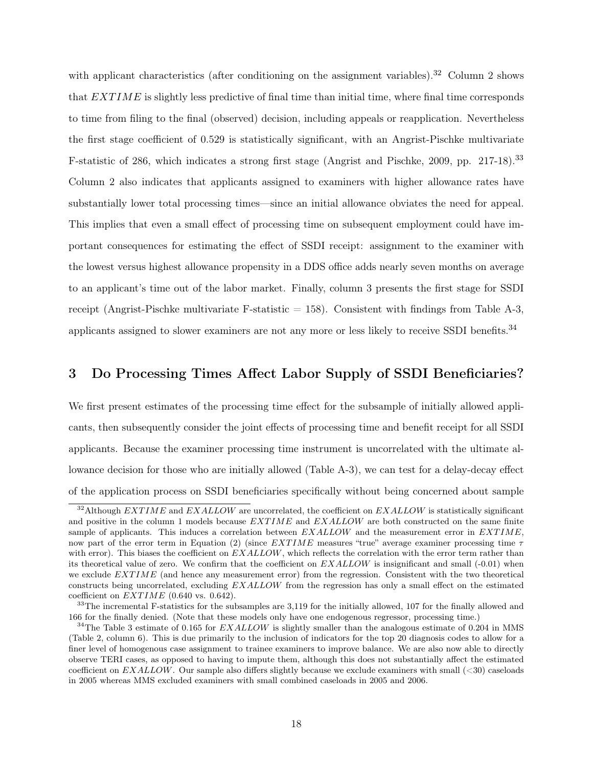with applicant characteristics (after conditioning on the assignment variables).[32] Column 2 shows that $EXTIME$ is slightly less predictive of final time than initial time, where final time corresponds to time from filing to the final (observed) decision, including appeals or reapplication. Nevertheless the first stage coefficient of 0.529 is statistically significant, with an Angrist-Pischke multivariate F-statistic of 286, which indicates a strong first stage (Angrist and Pischke, 2009, pp. 217-18).[33] Column 2 also indicates that applicants assigned to examiners with higher allowance rates have substantially lower total processing times—since an initial allowance obviates the need for appeal. This implies that even a small effect of processing time on subsequent employment could have important consequences for estimating the effect of SSDI receipt: assignment to the examiner with the lowest versus highest allowance propensity in a DDS office adds nearly seven months on average to an applicant's time out of the labor market. Finally, column 3 presents the first stage for SSDI receipt (Angrist-Pischke multivariate F-statistic = 158). Consistent with findings from Table A-3, applicants assigned to slower examiners are not any more or less likely to receive SSDI benefits.[34]

# 3 Do Processing Times Affect Labor Supply of SSDI Beneficiaries?

We first present estimates of the processing time effect for the subsample of initially allowed applicants, then subsequently consider the joint effects of processing time and benefit receipt for all SSDI applicants. Because the examiner processing time instrument is uncorrelated with the ultimate allowance decision for those who are initially allowed (Table A-3), we can test for a delay-decay effect of the application process on SSDI beneficiaries specifically without being concerned about sample

[32] Although $EXTIME$ and $EXALLOW$ are uncorrelated, the coefficient on $EXALLOW$ is statistically significant and positive in the column 1 models because $EXTIME$ and $EXALLOW$ are both constructed on the same finite sample of applicants. This induces a correlation between $EXALLOW$ and the measurement error in $EXTIME$, now part of the error term in Equation (2) (since $EXTIME$ measures "true" average examiner processing time $\tau$ with error). This biases the coefficient on $EXALLOW$, which reflects the correlation with the error term rather than its theoretical value of zero. We confirm that the coefficient on $EXALLOW$ is insignificant and small (-0.01) when we exclude $EXTIME$ (and hence any measurement error) from the regression. Consistent with the two theoretical constructs being uncorrelated, excluding $EXALLOW$ from the regression has only a small effect on the estimated coefficient on $EXTIME$ (0.640 vs. 0.642).

[33] The incremental F-statistics for the subsamples are 3,119 for the initially allowed, 107 for the finally allowed and 166 for the finally denied. (Note that these models only have one endogenous regressor, processing time.)

[34] The Table 3 estimate of 0.165 for $EXALLOW$ is slightly smaller than the analogous estimate of 0.204 in MMS (Table 2, column 6). This is due primarily to the inclusion of indicators for the top 20 diagnosis codes to allow for a finer level of homogenous case assignment to trainee examiners to improve balance. We are also now able to directly observe TERI cases, as opposed to having to impute them, although this does not substantially affect the estimated coefficient on $EXALLOW$. Our sample also differs slightly because we exclude examiners with small (<30) caseloads in 2005 whereas MMS excluded examiners with small combined caseloads in 2005 and 2006.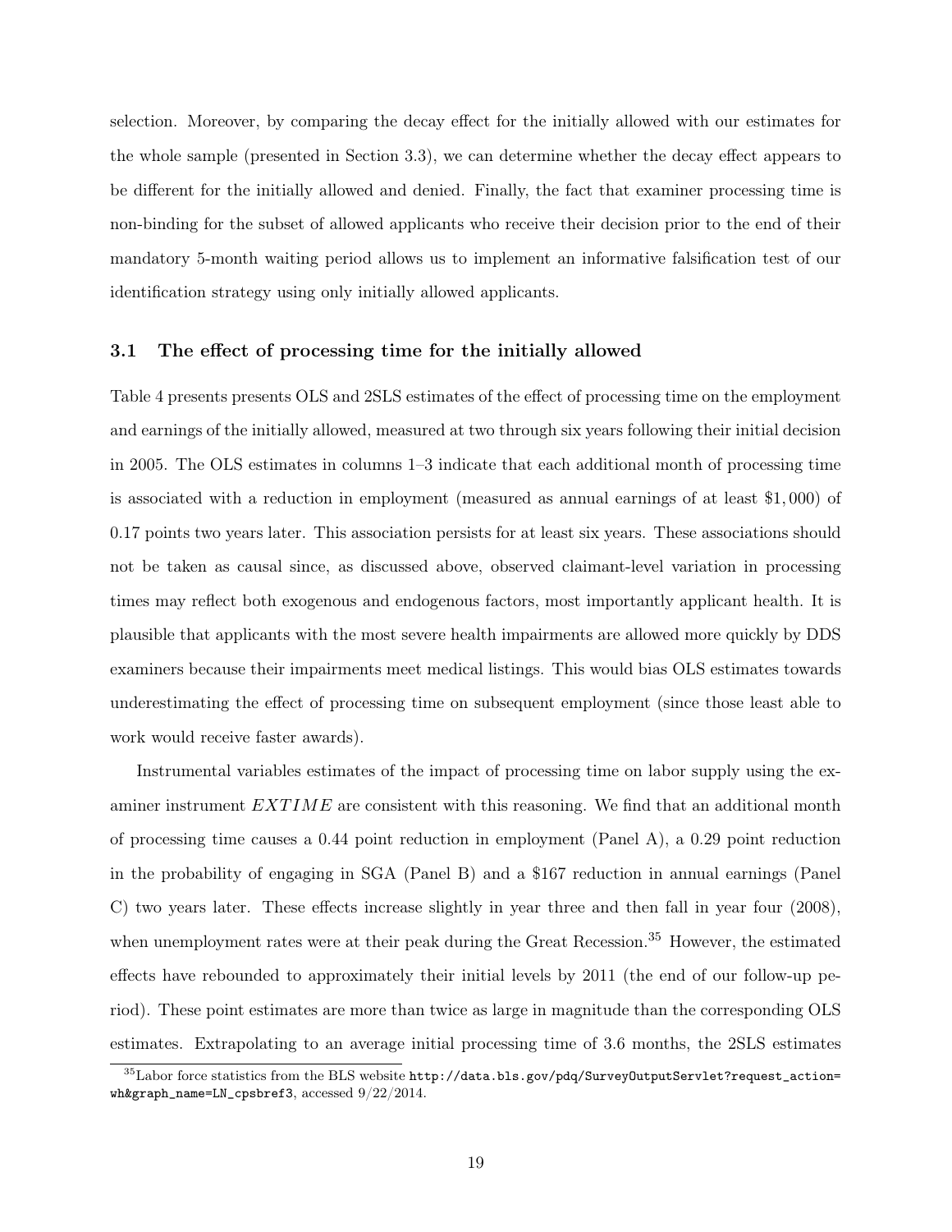selection. Moreover, by comparing the decay effect for the initially allowed with our estimates for the whole sample (presented in Section 3.3), we can determine whether the decay effect appears to be different for the initially allowed and denied. Finally, the fact that examiner processing time is non-binding for the subset of allowed applicants who receive their decision prior to the end of their mandatory 5-month waiting period allows us to implement an informative falsification test of our identification strategy using only initially allowed applicants.

### 3.1 The effect of processing time for the initially allowed

Table 4 presents presents OLS and 2SLS estimates of the effect of processing time on the employment and earnings of the initially allowed, measured at two through six years following their initial decision in 2005. The OLS estimates in columns 1–3 indicate that each additional month of processing time is associated with a reduction in employment (measured as annual earnings of at least $1,000) of 0.17 points two years later. This association persists for at least six years. These associations should not be taken as causal since, as discussed above, observed claimant-level variation in processing times may reflect both exogenous and endogenous factors, most importantly applicant health. It is plausible that applicants with the most severe health impairments are allowed more quickly by DDS examiners because their impairments meet medical listings. This would bias OLS estimates towards underestimating the effect of processing time on subsequent employment (since those least able to work would receive faster awards).

Instrumental variables estimates of the impact of processing time on labor supply using the examiner instrument $EXTIME$ are consistent with this reasoning. We find that an additional month of processing time causes a 0.44 point reduction in employment (Panel A), a 0.29 point reduction in the probability of engaging in SGA (Panel B) and a $167 reduction in annual earnings (Panel C) two years later. These effects increase slightly in year three and then fall in year four (2008), when unemployment rates were at their peak during the Great Recession.[35] However, the estimated effects have rebounded to approximately their initial levels by 2011 (the end of our follow-up period). These point estimates are more than twice as large in magnitude than the corresponding OLS estimates. Extrapolating to an average initial processing time of 3.6 months, the 2SLS estimates

[35] Labor force statistics from the BLS website `http://data.bls.gov/pdq/SurveyOutputServlet?request_action=wh&graph_name=LN_cpsbref3`, accessed 9/22/2014.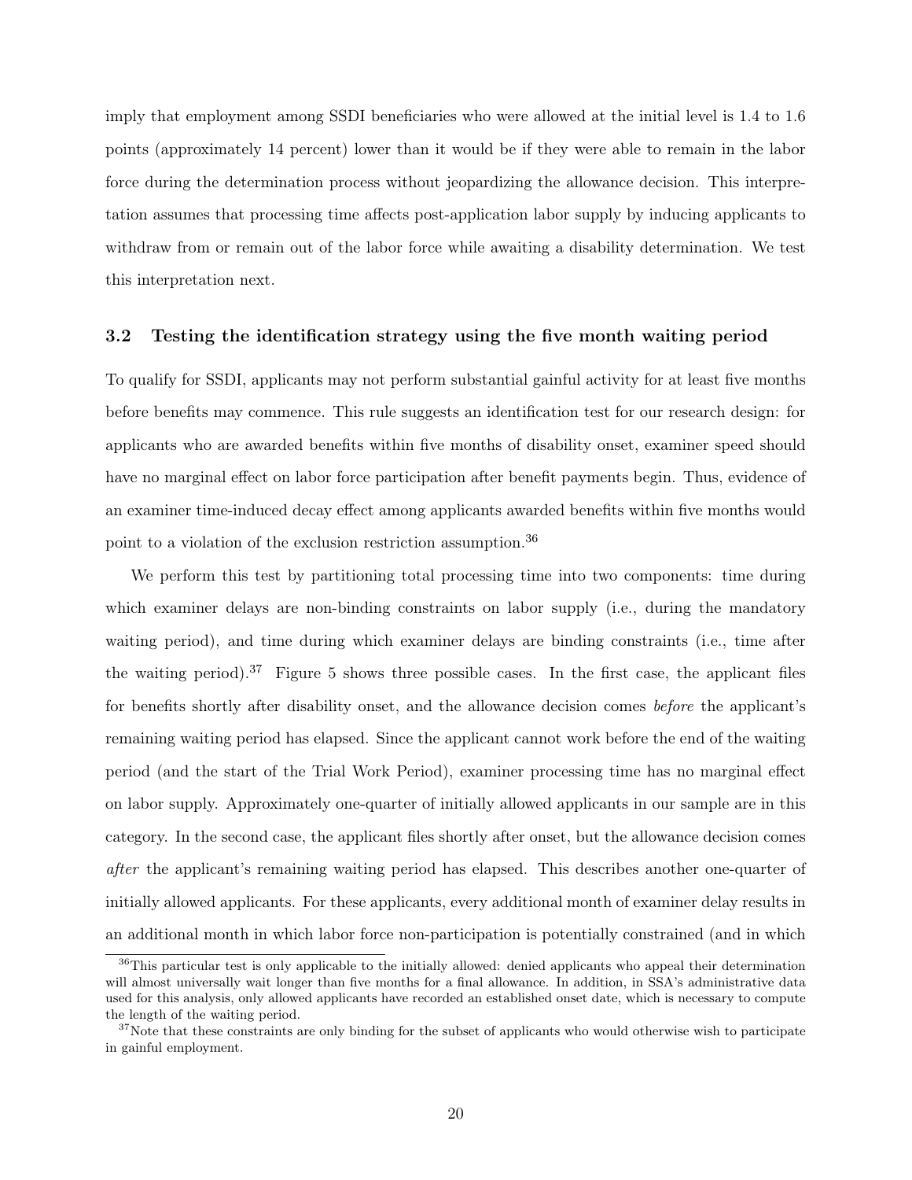imply that employment among SSDI beneficiaries who were allowed at the initial level is 1.4 to 1.6 points (approximately 14 percent) lower than it would be if they were able to remain in the labor force during the determination process without jeopardizing the allowance decision. This interpretation assumes that processing time affects post-application labor supply by inducing applicants to withdraw from or remain out of the labor force while awaiting a disability determination. We test this interpretation next.

### 3.2 Testing the identification strategy using the five month waiting period

To qualify for SSDI, applicants may not perform substantial gainful activity for at least five months before benefits may commence. This rule suggests an identification test for our research design: for applicants who are awarded benefits within five months of disability onset, examiner speed should have no marginal effect on labor force participation after benefit payments begin. Thus, evidence of an examiner time-induced decay effect among applicants awarded benefits within five months would point to a violation of the exclusion restriction assumption.[36]

We perform this test by partitioning total processing time into two components: time during which examiner delays are non-binding constraints on labor supply (i.e., during the mandatory waiting period), and time during which examiner delays are binding constraints (i.e., time after the waiting period).[37] Figure 5 shows three possible cases. In the first case, the applicant files for benefits shortly after disability onset, and the allowance decision comes *before* the applicant's remaining waiting period has elapsed. Since the applicant cannot work before the end of the waiting period (and the start of the Trial Work Period), examiner processing time has no marginal effect on labor supply. Approximately one-quarter of initially allowed applicants in our sample are in this category. In the second case, the applicant files shortly after onset, but the allowance decision comes *after* the applicant's remaining waiting period has elapsed. This describes another one-quarter of initially allowed applicants. For these applicants, every additional month of examiner delay results in an additional month in which labor force non-participation is potentially constrained (and in which

[36] This particular test is only applicable to the initially allowed: denied applicants who appeal their determination will almost universally wait longer than five months for a final allowance. In addition, in SSA's administrative data used for this analysis, only allowed applicants have recorded an established onset date, which is necessary to compute the length of the waiting period.

[37] Note that these constraints are only binding for the subset of applicants who would otherwise wish to participate in gainful employment.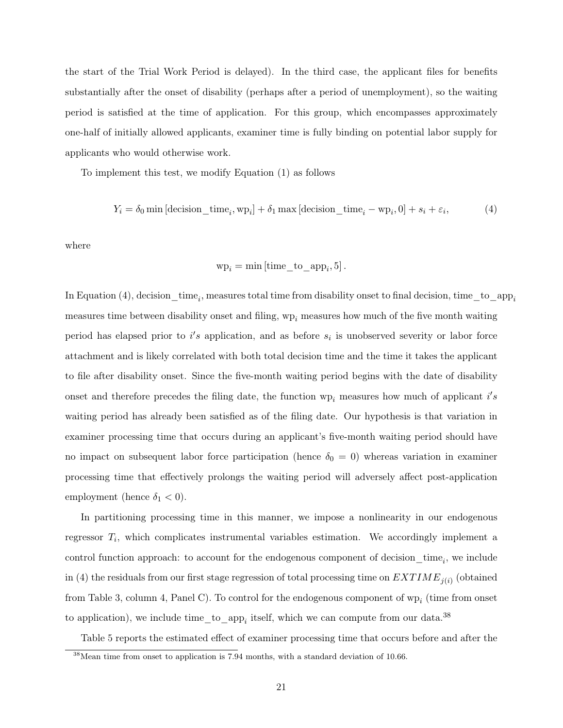the start of the Trial Work Period is delayed). In the third case, the applicant files for benefits substantially after the onset of disability (perhaps after a period of unemployment), so the waiting period is satisfied at the time of application. For this group, which encompasses approximately one-half of initially allowed applicants, examiner time is fully binding on potential labor supply for applicants who would otherwise work.

To implement this test, we modify Equation (1) as follows

$$Y_i = \delta_0 \min\left[\text{decision\_time}_i, \text{wp}_i\right] + \delta_1 \max\left[\text{decision\_time}_i - \text{wp}_i, 0\right] + s_i + \varepsilon_i, \tag{4}$$

where

$$\text{wp}_i = \min\left[\text{time\_to\_app}_i, 5\right].$$

In Equation (4), $\text{decision\_time}_i$, measures total time from disability onset to final decision, $\text{time\_to\_app}_i$ measures time between disability onset and filing, $\text{wp}_i$ measures how much of the five month waiting period has elapsed prior to $i's$ application, and as before $s_i$ is unobserved severity or labor force attachment and is likely correlated with both total decision time and the time it takes the applicant to file after disability onset. Since the five-month waiting period begins with the date of disability onset and therefore precedes the filing date, the function $\text{wp}_i$ measures how much of applicant $i's$ waiting period has already been satisfied as of the filing date. Our hypothesis is that variation in examiner processing time that occurs during an applicant's five-month waiting period should have no impact on subsequent labor force participation (hence $\delta_0 = 0$) whereas variation in examiner processing time that effectively prolongs the waiting period will adversely affect post-application employment (hence $\delta_1 < 0$).

In partitioning processing time in this manner, we impose a nonlinearity in our endogenous regressor $T_i$, which complicates instrumental variables estimation. We accordingly implement a control function approach: to account for the endogenous component of $\text{decision\_time}_i$, we include in (4) the residuals from our first stage regression of total processing time on $EXTIME_{j(i)}$ (obtained from Table 3, column 4, Panel C). To control for the endogenous component of $\text{wp}_i$ (time from onset to application), we include $\text{time\_to\_app}_i$ itself, which we can compute from our data.[38]

Table 5 reports the estimated effect of examiner processing time that occurs before and after the

[38] Mean time from onset to application is 7.94 months, with a standard deviation of 10.66.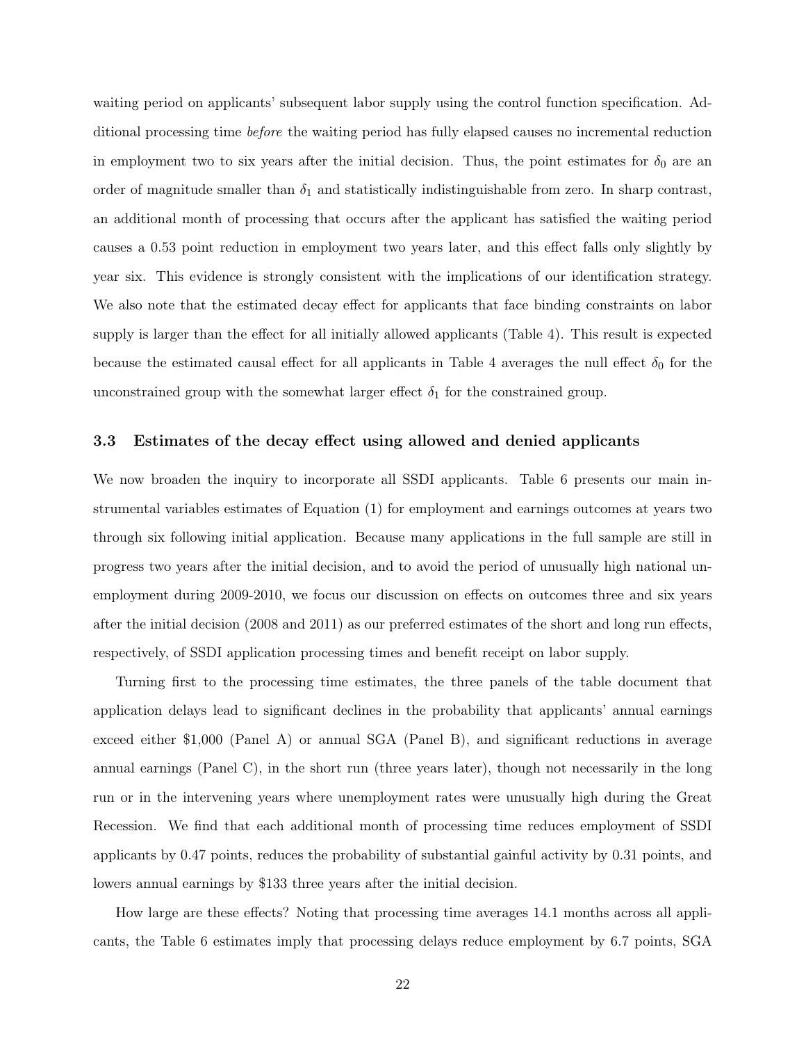waiting period on applicants' subsequent labor supply using the control function specification. Additional processing time *before* the waiting period has fully elapsed causes no incremental reduction in employment two to six years after the initial decision. Thus, the point estimates for $\delta_0$ are an order of magnitude smaller than $\delta_1$ and statistically indistinguishable from zero. In sharp contrast, an additional month of processing that occurs after the applicant has satisfied the waiting period causes a 0.53 point reduction in employment two years later, and this effect falls only slightly by year six. This evidence is strongly consistent with the implications of our identification strategy. We also note that the estimated decay effect for applicants that face binding constraints on labor supply is larger than the effect for all initially allowed applicants (Table 4). This result is expected because the estimated causal effect for all applicants in Table 4 averages the null effect $\delta_0$ for the unconstrained group with the somewhat larger effect $\delta_1$ for the constrained group.

### 3.3 Estimates of the decay effect using allowed and denied applicants

We now broaden the inquiry to incorporate all SSDI applicants. Table 6 presents our main instrumental variables estimates of Equation (1) for employment and earnings outcomes at years two through six following initial application. Because many applications in the full sample are still in progress two years after the initial decision, and to avoid the period of unusually high national unemployment during 2009-2010, we focus our discussion on effects on outcomes three and six years after the initial decision (2008 and 2011) as our preferred estimates of the short and long run effects, respectively, of SSDI application processing times and benefit receipt on labor supply.

Turning first to the processing time estimates, the three panels of the table document that application delays lead to significant declines in the probability that applicants' annual earnings exceed either $1,000 (Panel A) or annual SGA (Panel B), and significant reductions in average annual earnings (Panel C), in the short run (three years later), though not necessarily in the long run or in the intervening years where unemployment rates were unusually high during the Great Recession. We find that each additional month of processing time reduces employment of SSDI applicants by 0.47 points, reduces the probability of substantial gainful activity by 0.31 points, and lowers annual earnings by $133 three years after the initial decision.

How large are these effects? Noting that processing time averages 14.1 months across all applicants, the Table 6 estimates imply that processing delays reduce employment by 6.7 points, SGA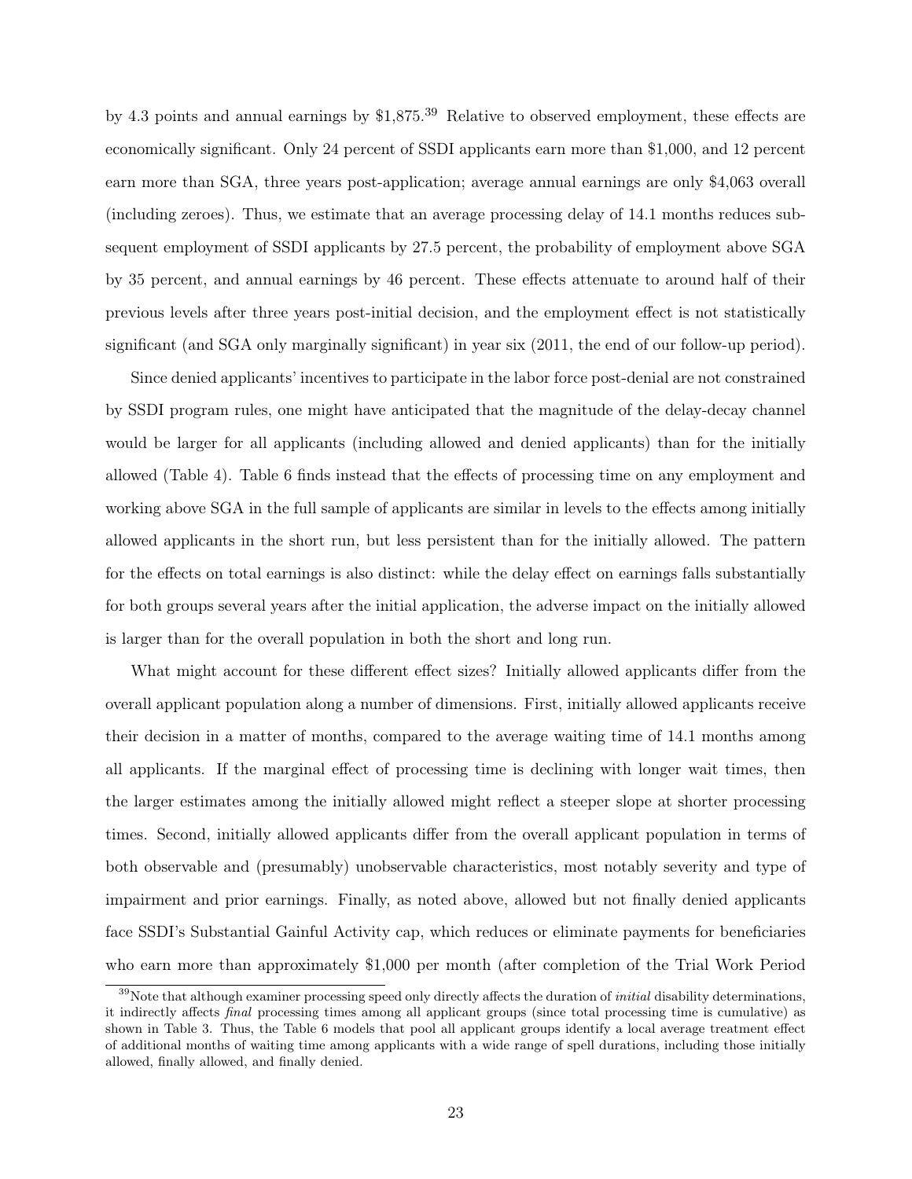by 4.3 points and annual earnings by $1,875.[39] Relative to observed employment, these effects are economically significant. Only 24 percent of SSDI applicants earn more than $1,000, and 12 percent earn more than SGA, three years post-application; average annual earnings are only $4,063 overall (including zeroes). Thus, we estimate that an average processing delay of 14.1 months reduces subsequent employment of SSDI applicants by 27.5 percent, the probability of employment above SGA by 35 percent, and annual earnings by 46 percent. These effects attenuate to around half of their previous levels after three years post-initial decision, and the employment effect is not statistically significant (and SGA only marginally significant) in year six (2011, the end of our follow-up period).

Since denied applicants' incentives to participate in the labor force post-denial are not constrained by SSDI program rules, one might have anticipated that the magnitude of the delay-decay channel would be larger for all applicants (including allowed and denied applicants) than for the initially allowed (Table 4). Table 6 finds instead that the effects of processing time on any employment and working above SGA in the full sample of applicants are similar in levels to the effects among initially allowed applicants in the short run, but less persistent than for the initially allowed. The pattern for the effects on total earnings is also distinct: while the delay effect on earnings falls substantially for both groups several years after the initial application, the adverse impact on the initially allowed is larger than for the overall population in both the short and long run.

What might account for these different effect sizes? Initially allowed applicants differ from the overall applicant population along a number of dimensions. First, initially allowed applicants receive their decision in a matter of months, compared to the average waiting time of 14.1 months among all applicants. If the marginal effect of processing time is declining with longer wait times, then the larger estimates among the initially allowed might reflect a steeper slope at shorter processing times. Second, initially allowed applicants differ from the overall applicant population in terms of both observable and (presumably) unobservable characteristics, most notably severity and type of impairment and prior earnings. Finally, as noted above, allowed but not finally denied applicants face SSDI's Substantial Gainful Activity cap, which reduces or eliminate payments for beneficiaries who earn more than approximately $1,000 per month (after completion of the Trial Work Period

[39] Note that although examiner processing speed only directly affects the duration of *initial* disability determinations, it indirectly affects *final* processing times among all applicant groups (since total processing time is cumulative) as shown in Table 3. Thus, the Table 6 models that pool all applicant groups identify a local average treatment effect of additional months of waiting time among applicants with a wide range of spell durations, including those initially allowed, finally allowed, and finally denied.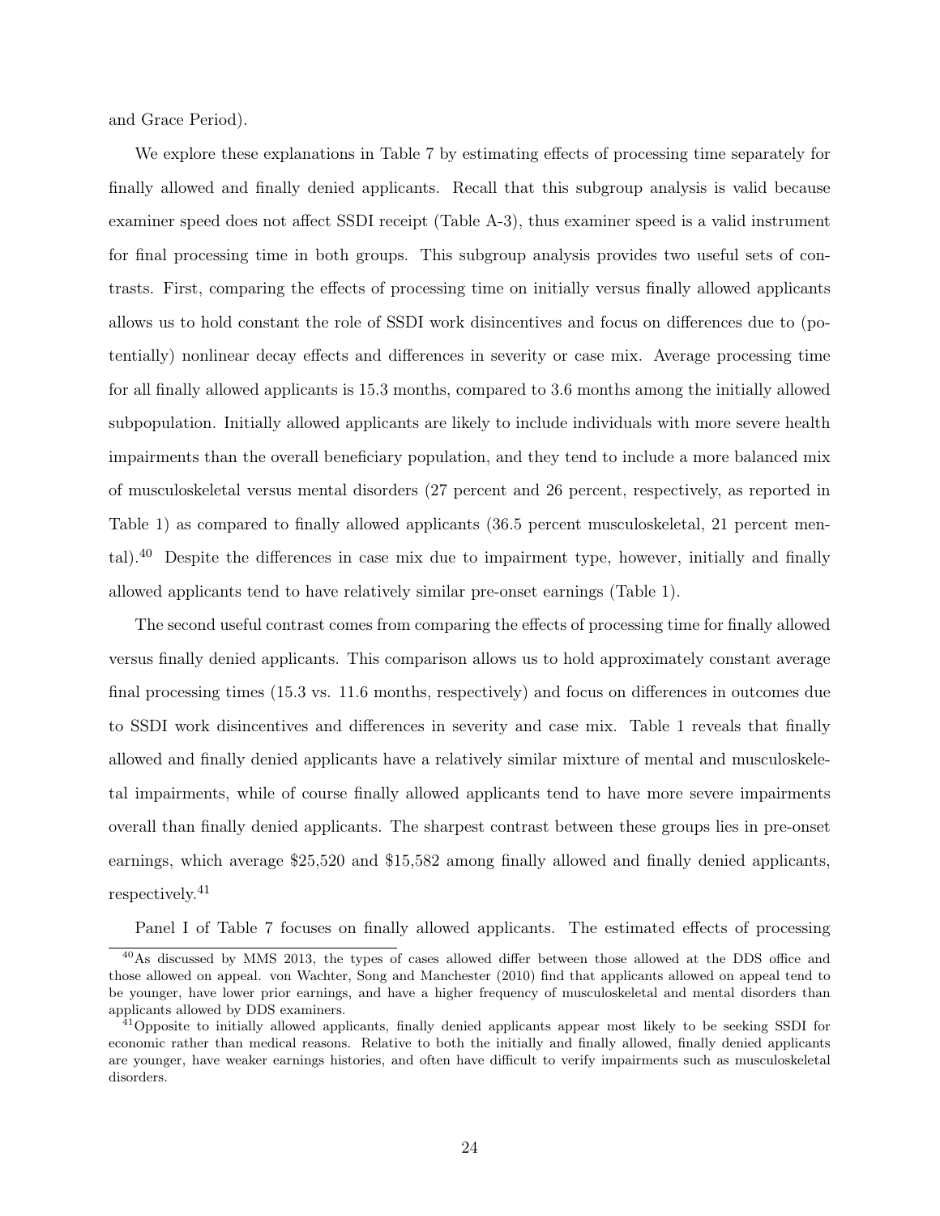and Grace Period).

We explore these explanations in Table 7 by estimating effects of processing time separately for finally allowed and finally denied applicants. Recall that this subgroup analysis is valid because examiner speed does not affect SSDI receipt (Table A-3), thus examiner speed is a valid instrument for final processing time in both groups. This subgroup analysis provides two useful sets of contrasts. First, comparing the effects of processing time on initially versus finally allowed applicants allows us to hold constant the role of SSDI work disincentives and focus on differences due to (potentially) nonlinear decay effects and differences in severity or case mix. Average processing time for all finally allowed applicants is 15.3 months, compared to 3.6 months among the initially allowed subpopulation. Initially allowed applicants are likely to include individuals with more severe health impairments than the overall beneficiary population, and they tend to include a more balanced mix of musculoskeletal versus mental disorders (27 percent and 26 percent, respectively, as reported in Table 1) as compared to finally allowed applicants (36.5 percent musculoskeletal, 21 percent mental).[40] Despite the differences in case mix due to impairment type, however, initially and finally allowed applicants tend to have relatively similar pre-onset earnings (Table 1).

The second useful contrast comes from comparing the effects of processing time for finally allowed versus finally denied applicants. This comparison allows us to hold approximately constant average final processing times (15.3 vs. 11.6 months, respectively) and focus on differences in outcomes due to SSDI work disincentives and differences in severity and case mix. Table 1 reveals that finally allowed and finally denied applicants have a relatively similar mixture of mental and musculoskeletal impairments, while of course finally allowed applicants tend to have more severe impairments overall than finally denied applicants. The sharpest contrast between these groups lies in pre-onset earnings, which average $25,520 and $15,582 among finally allowed and finally denied applicants, respectively.[41]

Panel I of Table 7 focuses on finally allowed applicants. The estimated effects of processing

[40] As discussed by MMS 2013, the types of cases allowed differ between those allowed at the DDS office and those allowed on appeal. von Wachter, Song and Manchester (2010) find that applicants allowed on appeal tend to be younger, have lower prior earnings, and have a higher frequency of musculoskeletal and mental disorders than applicants allowed by DDS examiners.

[41] Opposite to initially allowed applicants, finally denied applicants appear most likely to be seeking SSDI for economic rather than medical reasons. Relative to both the initially and finally allowed, finally denied applicants are younger, have weaker earnings histories, and often have difficult to verify impairments such as musculoskeletal disorders.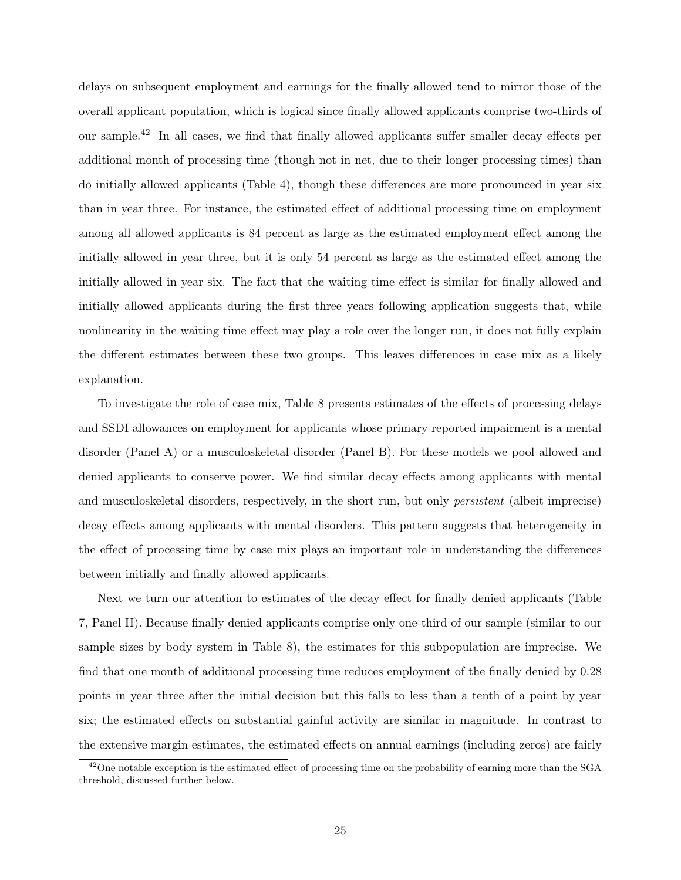delays on subsequent employment and earnings for the finally allowed tend to mirror those of the overall applicant population, which is logical since finally allowed applicants comprise two-thirds of our sample.[42] In all cases, we find that finally allowed applicants suffer smaller decay effects per additional month of processing time (though not in net, due to their longer processing times) than do initially allowed applicants (Table 4), though these differences are more pronounced in year six than in year three. For instance, the estimated effect of additional processing time on employment among all allowed applicants is 84 percent as large as the estimated employment effect among the initially allowed in year three, but it is only 54 percent as large as the estimated effect among the initially allowed in year six. The fact that the waiting time effect is similar for finally allowed and initially allowed applicants during the first three years following application suggests that, while nonlinearity in the waiting time effect may play a role over the longer run, it does not fully explain the different estimates between these two groups. This leaves differences in case mix as a likely explanation.

To investigate the role of case mix, Table 8 presents estimates of the effects of processing delays and SSDI allowances on employment for applicants whose primary reported impairment is a mental disorder (Panel A) or a musculoskeletal disorder (Panel B). For these models we pool allowed and denied applicants to conserve power. We find similar decay effects among applicants with mental and musculoskeletal disorders, respectively, in the short run, but only *persistent* (albeit imprecise) decay effects among applicants with mental disorders. This pattern suggests that heterogeneity in the effect of processing time by case mix plays an important role in understanding the differences between initially and finally allowed applicants.

Next we turn our attention to estimates of the decay effect for finally denied applicants (Table 7, Panel II). Because finally denied applicants comprise only one-third of our sample (similar to our sample sizes by body system in Table 8), the estimates for this subpopulation are imprecise. We find that one month of additional processing time reduces employment of the finally denied by 0.28 points in year three after the initial decision but this falls to less than a tenth of a point by year six; the estimated effects on substantial gainful activity are similar in magnitude. In contrast to the extensive margin estimates, the estimated effects on annual earnings (including zeros) are fairly

[42] One notable exception is the estimated effect of processing time on the probability of earning more than the SGA threshold, discussed further below.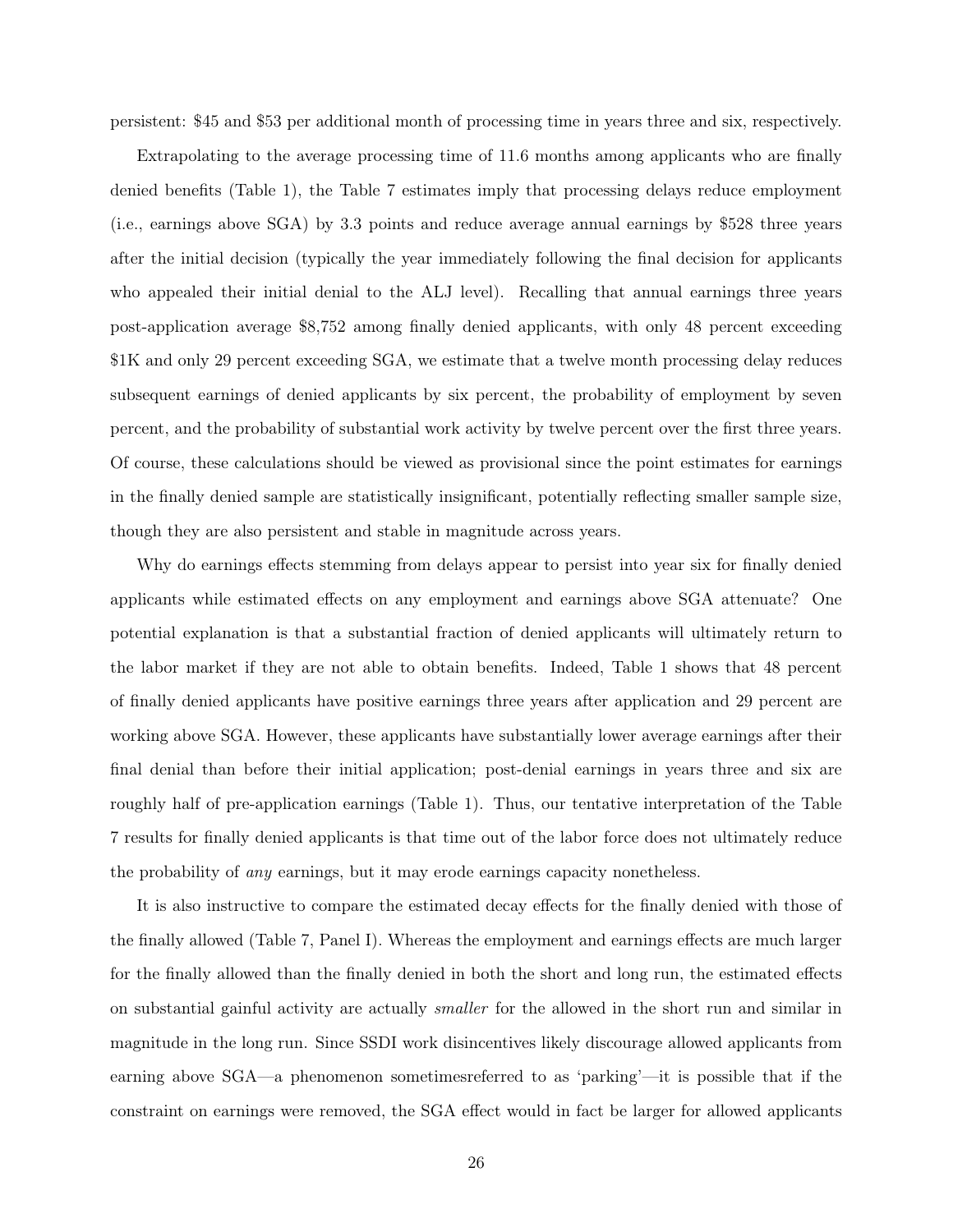persistent: $45 and $53 per additional month of processing time in years three and six, respectively.

Extrapolating to the average processing time of 11.6 months among applicants who are finally denied benefits (Table 1), the Table 7 estimates imply that processing delays reduce employment (i.e., earnings above SGA) by 3.3 points and reduce average annual earnings by $528 three years after the initial decision (typically the year immediately following the final decision for applicants who appealed their initial denial to the ALJ level). Recalling that annual earnings three years post-application average $8,752 among finally denied applicants, with only 48 percent exceeding $1K and only 29 percent exceeding SGA, we estimate that a twelve month processing delay reduces subsequent earnings of denied applicants by six percent, the probability of employment by seven percent, and the probability of substantial work activity by twelve percent over the first three years. Of course, these calculations should be viewed as provisional since the point estimates for earnings in the finally denied sample are statistically insignificant, potentially reflecting smaller sample size, though they are also persistent and stable in magnitude across years.

Why do earnings effects stemming from delays appear to persist into year six for finally denied applicants while estimated effects on any employment and earnings above SGA attenuate? One potential explanation is that a substantial fraction of denied applicants will ultimately return to the labor market if they are not able to obtain benefits. Indeed, Table 1 shows that 48 percent of finally denied applicants have positive earnings three years after application and 29 percent are working above SGA. However, these applicants have substantially lower average earnings after their final denial than before their initial application; post-denial earnings in years three and six are roughly half of pre-application earnings (Table 1). Thus, our tentative interpretation of the Table 7 results for finally denied applicants is that time out of the labor force does not ultimately reduce the probability of *any* earnings, but it may erode earnings capacity nonetheless.

It is also instructive to compare the estimated decay effects for the finally denied with those of the finally allowed (Table 7, Panel I). Whereas the employment and earnings effects are much larger for the finally allowed than the finally denied in both the short and long run, the estimated effects on substantial gainful activity are actually *smaller* for the allowed in the short run and similar in magnitude in the long run. Since SSDI work disincentives likely discourage allowed applicants from earning above SGA—a phenomenon sometimesreferred to as 'parking'—it is possible that if the constraint on earnings were removed, the SGA effect would in fact be larger for allowed applicants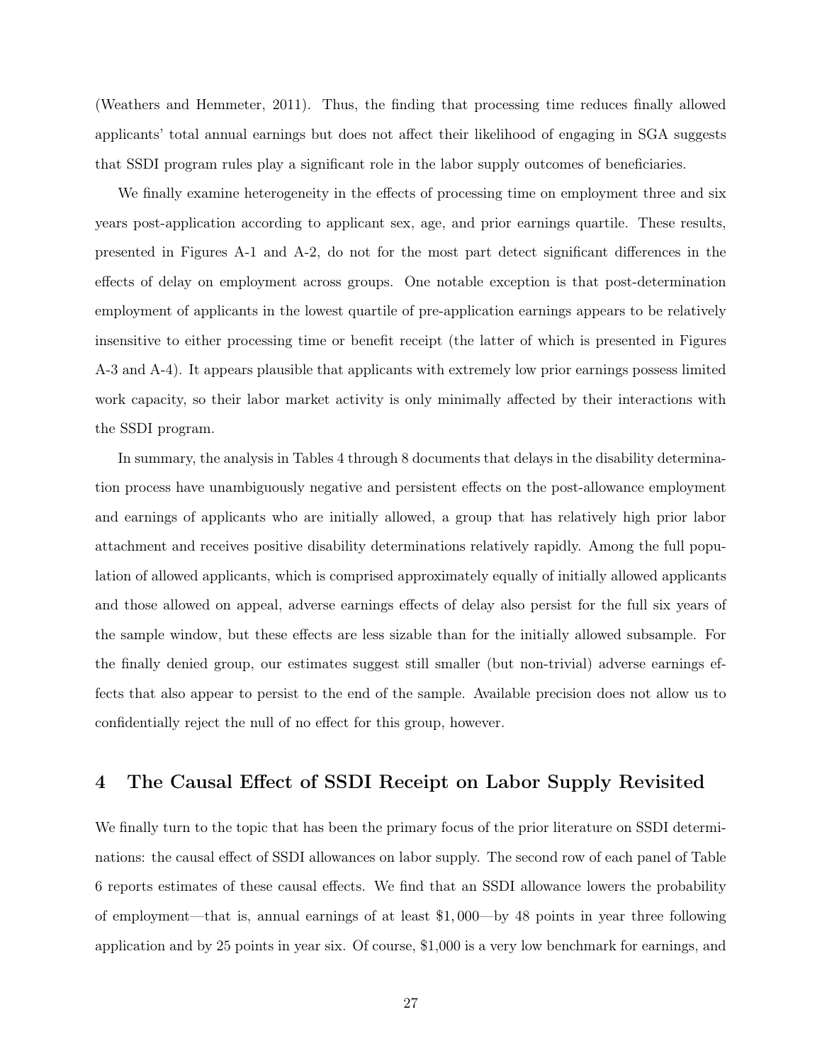(Weathers and Hemmeter, 2011). Thus, the finding that processing time reduces finally allowed applicants' total annual earnings but does not affect their likelihood of engaging in SGA suggests that SSDI program rules play a significant role in the labor supply outcomes of beneficiaries.

We finally examine heterogeneity in the effects of processing time on employment three and six years post-application according to applicant sex, age, and prior earnings quartile. These results, presented in Figures A-1 and A-2, do not for the most part detect significant differences in the effects of delay on employment across groups. One notable exception is that post-determination employment of applicants in the lowest quartile of pre-application earnings appears to be relatively insensitive to either processing time or benefit receipt (the latter of which is presented in Figures A-3 and A-4). It appears plausible that applicants with extremely low prior earnings possess limited work capacity, so their labor market activity is only minimally affected by their interactions with the SSDI program.

In summary, the analysis in Tables 4 through 8 documents that delays in the disability determination process have unambiguously negative and persistent effects on the post-allowance employment and earnings of applicants who are initially allowed, a group that has relatively high prior labor attachment and receives positive disability determinations relatively rapidly. Among the full population of allowed applicants, which is comprised approximately equally of initially allowed applicants and those allowed on appeal, adverse earnings effects of delay also persist for the full six years of the sample window, but these effects are less sizable than for the initially allowed subsample. For the finally denied group, our estimates suggest still smaller (but non-trivial) adverse earnings effects that also appear to persist to the end of the sample. Available precision does not allow us to confidentially reject the null of no effect for this group, however.

## 4 The Causal Effect of SSDI Receipt on Labor Supply Revisited

We finally turn to the topic that has been the primary focus of the prior literature on SSDI determinations: the causal effect of SSDI allowances on labor supply. The second row of each panel of Table 6 reports estimates of these causal effects. We find that an SSDI allowance lowers the probability of employment—that is, annual earnings of at least $1,000—by 48 points in year three following application and by 25 points in year six. Of course, $1,000 is a very low benchmark for earnings, and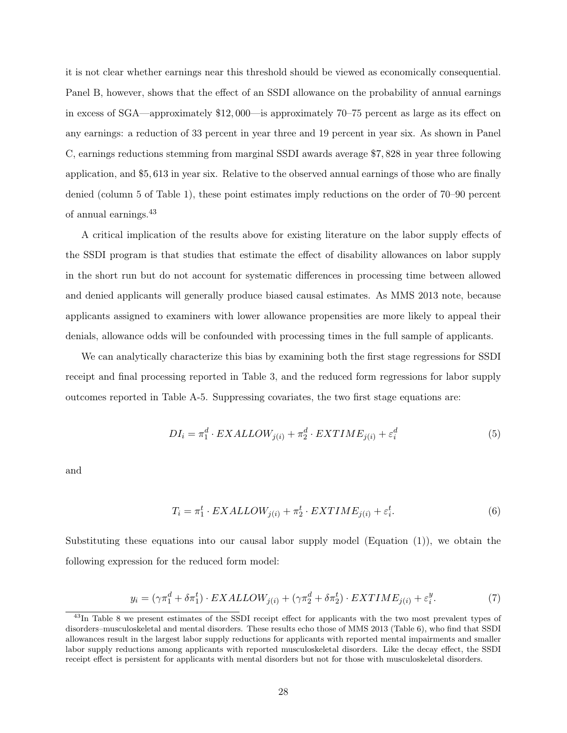it is not clear whether earnings near this threshold should be viewed as economically consequential. Panel B, however, shows that the effect of an SSDI allowance on the probability of annual earnings in excess of SGA—approximately $12,000—is approximately 70–75 percent as large as its effect on any earnings: a reduction of 33 percent in year three and 19 percent in year six. As shown in Panel C, earnings reductions stemming from marginal SSDI awards average $7,828 in year three following application, and $5,613 in year six. Relative to the observed annual earnings of those who are finally denied (column 5 of Table 1), these point estimates imply reductions on the order of 70–90 percent of annual earnings.[43]

A critical implication of the results above for existing literature on the labor supply effects of the SSDI program is that studies that estimate the effect of disability allowances on labor supply in the short run but do not account for systematic differences in processing time between allowed and denied applicants will generally produce biased causal estimates. As MMS 2013 note, because applicants assigned to examiners with lower allowance propensities are more likely to appeal their denials, allowance odds will be confounded with processing times in the full sample of applicants.

We can analytically characterize this bias by examining both the first stage regressions for SSDI receipt and final processing reported in Table 3, and the reduced form regressions for labor supply outcomes reported in Table A-5. Suppressing covariates, the two first stage equations are:

$$DI_i = \pi_1^d \cdot EXALLOW_{j(i)} + \pi_2^d \cdot EXTIME_{j(i)} + \varepsilon_i^d \tag{5}$$

and

$$T_i = \pi_1^t \cdot EXALLOW_{j(i)} + \pi_2^t \cdot EXTIME_{j(i)} + \varepsilon_i^t. \tag{6}$$

Substituting these equations into our causal labor supply model (Equation (1)), we obtain the following expression for the reduced form model:

$$y_i = (\gamma\pi_1^d + \delta\pi_1^t) \cdot EXALLOW_{j(i)} + (\gamma\pi_2^d + \delta\pi_2^t) \cdot EXTIME_{j(i)} + \varepsilon_i^y. \tag{7}$$

[43] In Table 8 we present estimates of the SSDI receipt effect for applicants with the two most prevalent types of disorders–musculoskeletal and mental disorders. These results echo those of MMS 2013 (Table 6), who find that SSDI allowances result in the largest labor supply reductions for applicants with reported mental impairments and smaller labor supply reductions among applicants with reported musculoskeletal disorders. Like the decay effect, the SSDI receipt effect is persistent for applicants with mental disorders but not for those with musculoskeletal disorders.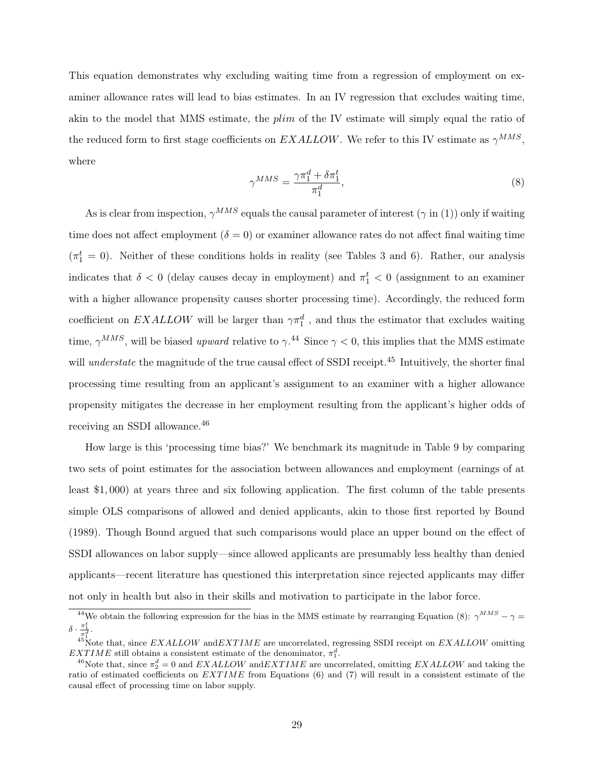This equation demonstrates why excluding waiting time from a regression of employment on examiner allowance rates will lead to bias estimates. In an IV regression that excludes waiting time, akin to the model that MMS estimate, the *plim* of the IV estimate will simply equal the ratio of the reduced form to first stage coefficients on $EXALLOW$. We refer to this IV estimate as $\gamma^{MMS}$, where

$$\gamma^{MMS} = \frac{\gamma \pi_1^d + \delta \pi_1^t}{\pi_1^d}, \tag{8}$$

As is clear from inspection, $\gamma^{MMS}$ equals the causal parameter of interest ($\gamma$ in (1)) only if waiting time does not affect employment ($\delta = 0$) or examiner allowance rates do not affect final waiting time ($\pi_1^t = 0$). Neither of these conditions holds in reality (see Tables 3 and 6). Rather, our analysis indicates that $\delta < 0$ (delay causes decay in employment) and $\pi_1^t < 0$ (assignment to an examiner with a higher allowance propensity causes shorter processing time). Accordingly, the reduced form coefficient on $EXALLOW$ will be larger than $\gamma \pi_1^d$ , and thus the estimator that excludes waiting time, $\gamma^{MMS}$, will be biased *upward* relative to $\gamma$.[44] Since $\gamma < 0$, this implies that the MMS estimate will *understate* the magnitude of the true causal effect of SSDI receipt.[45] Intuitively, the shorter final processing time resulting from an applicant's assignment to an examiner with a higher allowance propensity mitigates the decrease in her employment resulting from the applicant's higher odds of receiving an SSDI allowance.[46]

How large is this 'processing time bias?' We benchmark its magnitude in Table 9 by comparing two sets of point estimates for the association between allowances and employment (earnings of at least $1,000) at years three and six following application. The first column of the table presents simple OLS comparisons of allowed and denied applicants, akin to those first reported by Bound (1989). Though Bound argued that such comparisons would place an upper bound on the effect of SSDI allowances on labor supply—since allowed applicants are presumably less healthy than denied applicants—recent literature has questioned this interpretation since rejected applicants may differ not only in health but also in their skills and motivation to participate in the labor force.

---

[44] We obtain the following expression for the bias in the MMS estimate by rearranging Equation (8): $\gamma^{MMS} - \gamma = \delta \cdot \frac{\pi_1^t}{\pi_1^d}$.

[45] Note that, since $EXALLOW$ and $EXTIME$ are uncorrelated, regressing SSDI receipt on $EXALLOW$ omitting $EXTIME$ still obtains a consistent estimate of the denominator, $\pi_1^d$.

[46] Note that, since $\pi_2^d = 0$ and $EXALLOW$ and $EXTIME$ are uncorrelated, omitting $EXALLOW$ and taking the ratio of estimated coefficients on $EXTIME$ from Equations (6) and (7) will result in a consistent estimate of the causal effect of processing time on labor supply.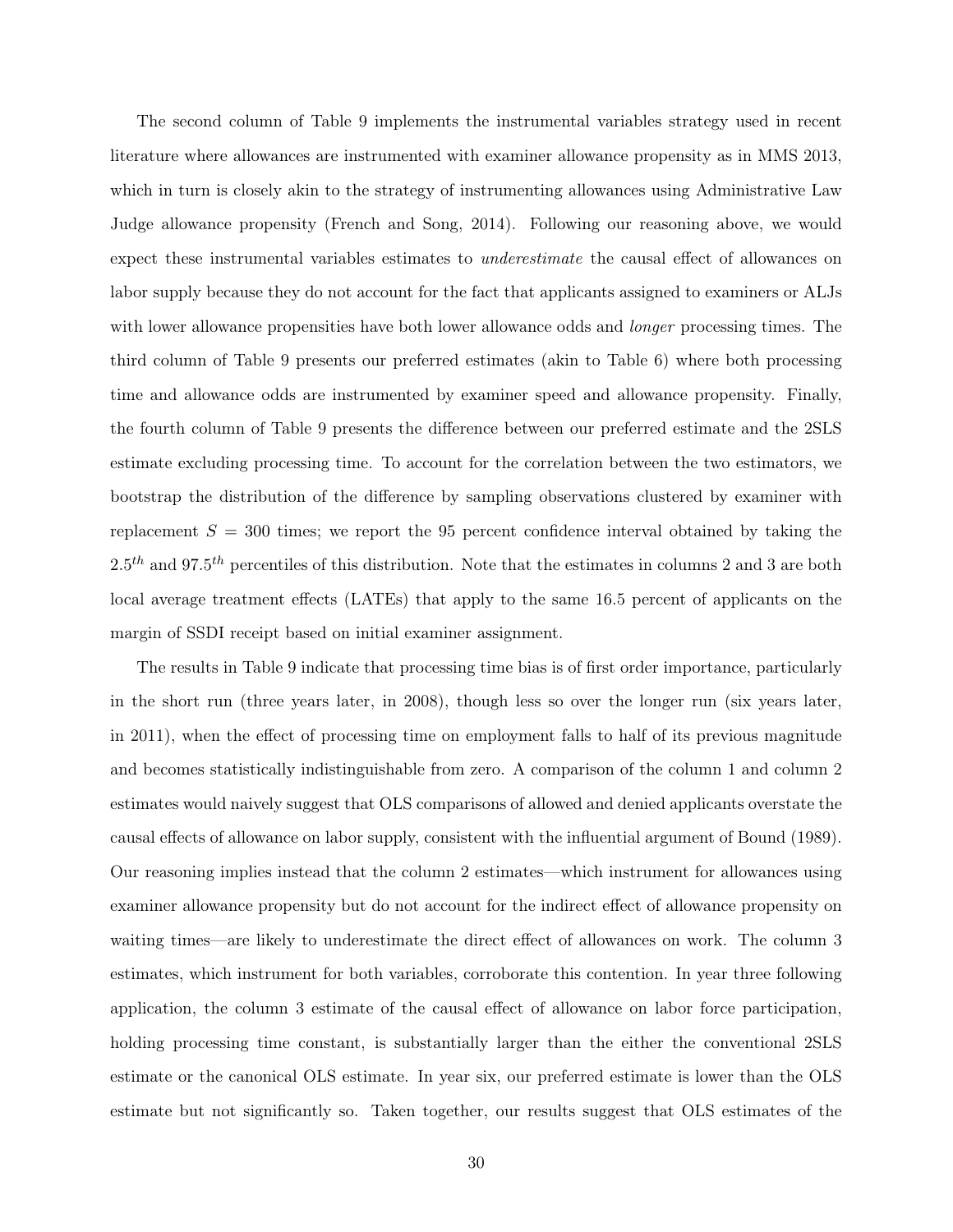The second column of Table 9 implements the instrumental variables strategy used in recent literature where allowances are instrumented with examiner allowance propensity as in MMS 2013, which in turn is closely akin to the strategy of instrumenting allowances using Administrative Law Judge allowance propensity (French and Song, 2014). Following our reasoning above, we would expect these instrumental variables estimates to *underestimate* the causal effect of allowances on labor supply because they do not account for the fact that applicants assigned to examiners or ALJs with lower allowance propensities have both lower allowance odds and *longer* processing times. The third column of Table 9 presents our preferred estimates (akin to Table 6) where both processing time and allowance odds are instrumented by examiner speed and allowance propensity. Finally, the fourth column of Table 9 presents the difference between our preferred estimate and the 2SLS estimate excluding processing time. To account for the correlation between the two estimators, we bootstrap the distribution of the difference by sampling observations clustered by examiner with replacement $S = 300$ times; we report the 95 percent confidence interval obtained by taking the $2.5^{th}$ and $97.5^{th}$ percentiles of this distribution. Note that the estimates in columns 2 and 3 are both local average treatment effects (LATEs) that apply to the same 16.5 percent of applicants on the margin of SSDI receipt based on initial examiner assignment.

The results in Table 9 indicate that processing time bias is of first order importance, particularly in the short run (three years later, in 2008), though less so over the longer run (six years later, in 2011), when the effect of processing time on employment falls to half of its previous magnitude and becomes statistically indistinguishable from zero. A comparison of the column 1 and column 2 estimates would naively suggest that OLS comparisons of allowed and denied applicants overstate the causal effects of allowance on labor supply, consistent with the influential argument of Bound (1989). Our reasoning implies instead that the column 2 estimates—which instrument for allowances using examiner allowance propensity but do not account for the indirect effect of allowance propensity on waiting times—are likely to underestimate the direct effect of allowances on work. The column 3 estimates, which instrument for both variables, corroborate this contention. In year three following application, the column 3 estimate of the causal effect of allowance on labor force participation, holding processing time constant, is substantially larger than the either the conventional 2SLS estimate or the canonical OLS estimate. In year six, our preferred estimate is lower than the OLS estimate but not significantly so. Taken together, our results suggest that OLS estimates of the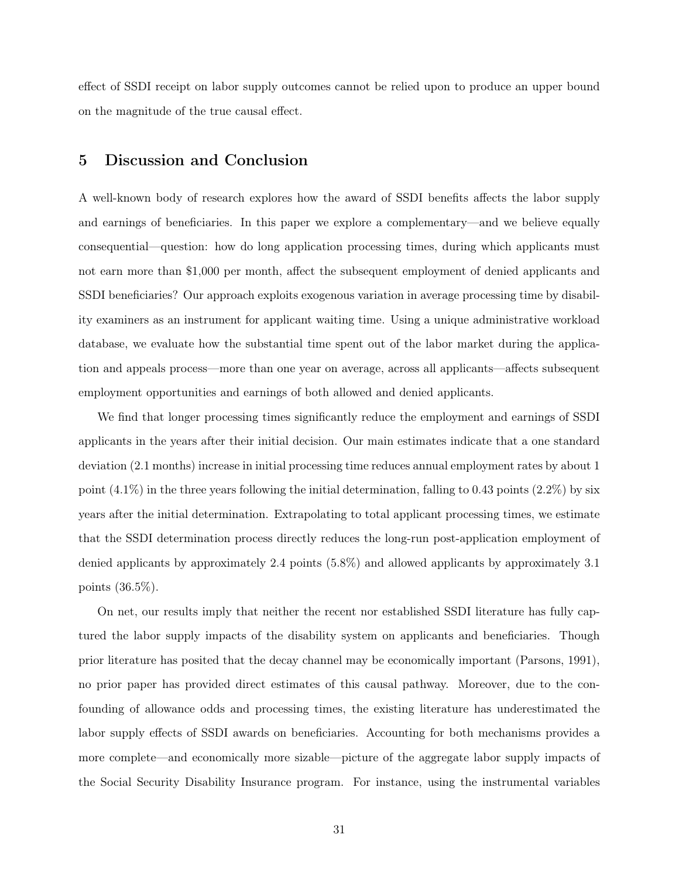effect of SSDI receipt on labor supply outcomes cannot be relied upon to produce an upper bound on the magnitude of the true causal effect.

## 5 Discussion and Conclusion

A well-known body of research explores how the award of SSDI benefits affects the labor supply and earnings of beneficiaries. In this paper we explore a complementary—and we believe equally consequential—question: how do long application processing times, during which applicants must not earn more than $1,000 per month, affect the subsequent employment of denied applicants and SSDI beneficiaries? Our approach exploits exogenous variation in average processing time by disability examiners as an instrument for applicant waiting time. Using a unique administrative workload database, we evaluate how the substantial time spent out of the labor market during the application and appeals process—more than one year on average, across all applicants—affects subsequent employment opportunities and earnings of both allowed and denied applicants.

We find that longer processing times significantly reduce the employment and earnings of SSDI applicants in the years after their initial decision. Our main estimates indicate that a one standard deviation (2.1 months) increase in initial processing time reduces annual employment rates by about 1 point (4.1%) in the three years following the initial determination, falling to 0.43 points (2.2%) by six years after the initial determination. Extrapolating to total applicant processing times, we estimate that the SSDI determination process directly reduces the long-run post-application employment of denied applicants by approximately 2.4 points (5.8%) and allowed applicants by approximately 3.1 points (36.5%).

On net, our results imply that neither the recent nor established SSDI literature has fully captured the labor supply impacts of the disability system on applicants and beneficiaries. Though prior literature has posited that the decay channel may be economically important (Parsons, 1991), no prior paper has provided direct estimates of this causal pathway. Moreover, due to the confounding of allowance odds and processing times, the existing literature has underestimated the labor supply effects of SSDI awards on beneficiaries. Accounting for both mechanisms provides a more complete—and economically more sizable—picture of the aggregate labor supply impacts of the Social Security Disability Insurance program. For instance, using the instrumental variables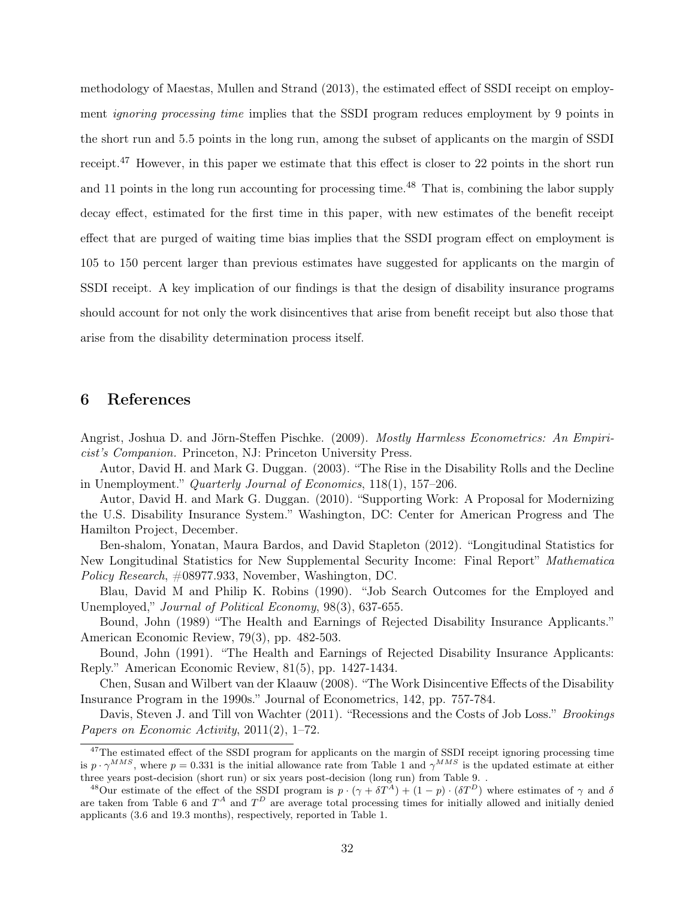methodology of Maestas, Mullen and Strand (2013), the estimated effect of SSDI receipt on employment *ignoring processing time* implies that the SSDI program reduces employment by 9 points in the short run and 5.5 points in the long run, among the subset of applicants on the margin of SSDI receipt.[47] However, in this paper we estimate that this effect is closer to 22 points in the short run and 11 points in the long run accounting for processing time.[48] That is, combining the labor supply decay effect, estimated for the first time in this paper, with new estimates of the benefit receipt effect that are purged of waiting time bias implies that the SSDI program effect on employment is 105 to 150 percent larger than previous estimates have suggested for applicants on the margin of SSDI receipt. A key implication of our findings is that the design of disability insurance programs should account for not only the work disincentives that arise from benefit receipt but also those that arise from the disability determination process itself.

# 6 References

Angrist, Joshua D. and Jörn-Steffen Pischke. (2009). *Mostly Harmless Econometrics: An Empiricist's Companion.* Princeton, NJ: Princeton University Press.

Autor, David H. and Mark G. Duggan. (2003). "The Rise in the Disability Rolls and the Decline in Unemployment." *Quarterly Journal of Economics*, 118(1), 157–206.

Autor, David H. and Mark G. Duggan. (2010). "Supporting Work: A Proposal for Modernizing the U.S. Disability Insurance System." Washington, DC: Center for American Progress and The Hamilton Project, December.

Ben-shalom, Yonatan, Maura Bardos, and David Stapleton (2012). "Longitudinal Statistics for New Longitudinal Statistics for New Supplemental Security Income: Final Report" *Mathematica Policy Research*, #08977.933, November, Washington, DC.

Blau, David M and Philip K. Robins (1990). "Job Search Outcomes for the Employed and Unemployed," *Journal of Political Economy*, 98(3), 637-655.

Bound, John (1989) "The Health and Earnings of Rejected Disability Insurance Applicants." American Economic Review, 79(3), pp. 482-503.

Bound, John (1991). "The Health and Earnings of Rejected Disability Insurance Applicants: Reply." American Economic Review, 81(5), pp. 1427-1434.

Chen, Susan and Wilbert van der Klaauw (2008). "The Work Disincentive Effects of the Disability Insurance Program in the 1990s." Journal of Econometrics, 142, pp. 757-784.

Davis, Steven J. and Till von Wachter (2011). "Recessions and the Costs of Job Loss." *Brookings Papers on Economic Activity*, 2011(2), 1–72.

---

[47] The estimated effect of the SSDI program for applicants on the margin of SSDI receipt ignoring processing time is $p \cdot \gamma^{MMS}$, where $p = 0.331$ is the initial allowance rate from Table 1 and $\gamma^{MMS}$ is the updated estimate at either three years post-decision (short run) or six years post-decision (long run) from Table 9. .

[48] Our estimate of the effect of the SSDI program is $p \cdot (\gamma + \delta T^A) + (1 - p) \cdot (\delta T^D)$ where estimates of $\gamma$ and $\delta$ are taken from Table 6 and $T^A$ and $T^D$ are average total processing times for initially allowed and initially denied applicants (3.6 and 19.3 months), respectively, reported in Table 1.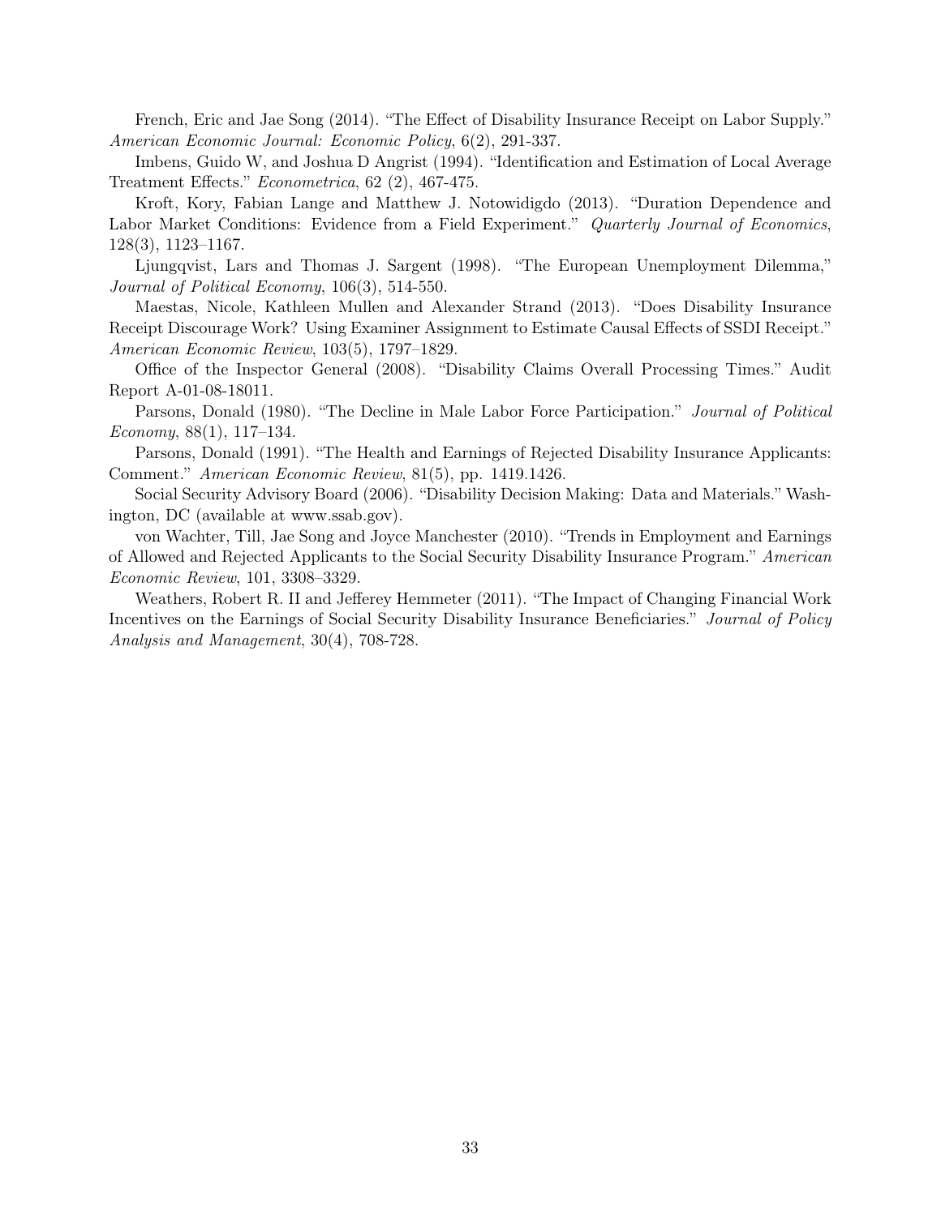French, Eric and Jae Song (2014). "The Effect of Disability Insurance Receipt on Labor Supply." *American Economic Journal: Economic Policy*, 6(2), 291-337.

Imbens, Guido W, and Joshua D Angrist (1994). "Identification and Estimation of Local Average Treatment Effects." *Econometrica*, 62 (2), 467-475.

Kroft, Kory, Fabian Lange and Matthew J. Notowidigdo (2013). "Duration Dependence and Labor Market Conditions: Evidence from a Field Experiment." *Quarterly Journal of Economics*, 128(3), 1123–1167.

Ljungqvist, Lars and Thomas J. Sargent (1998). "The European Unemployment Dilemma," *Journal of Political Economy*, 106(3), 514-550.

Maestas, Nicole, Kathleen Mullen and Alexander Strand (2013). "Does Disability Insurance Receipt Discourage Work? Using Examiner Assignment to Estimate Causal Effects of SSDI Receipt." *American Economic Review*, 103(5), 1797–1829.

Office of the Inspector General (2008). "Disability Claims Overall Processing Times." Audit Report A-01-08-18011.

Parsons, Donald (1980). "The Decline in Male Labor Force Participation." *Journal of Political Economy*, 88(1), 117–134.

Parsons, Donald (1991). "The Health and Earnings of Rejected Disability Insurance Applicants: Comment." *American Economic Review*, 81(5), pp. 1419.1426.

Social Security Advisory Board (2006). "Disability Decision Making: Data and Materials." Washington, DC (available at www.ssab.gov).

von Wachter, Till, Jae Song and Joyce Manchester (2010). "Trends in Employment and Earnings of Allowed and Rejected Applicants to the Social Security Disability Insurance Program." *American Economic Review*, 101, 3308–3329.

Weathers, Robert R. II and Jefferey Hemmeter (2011). "The Impact of Changing Financial Work Incentives on the Earnings of Social Security Disability Insurance Beneficiaries." *Journal of Policy Analysis and Management*, 30(4), 708-728.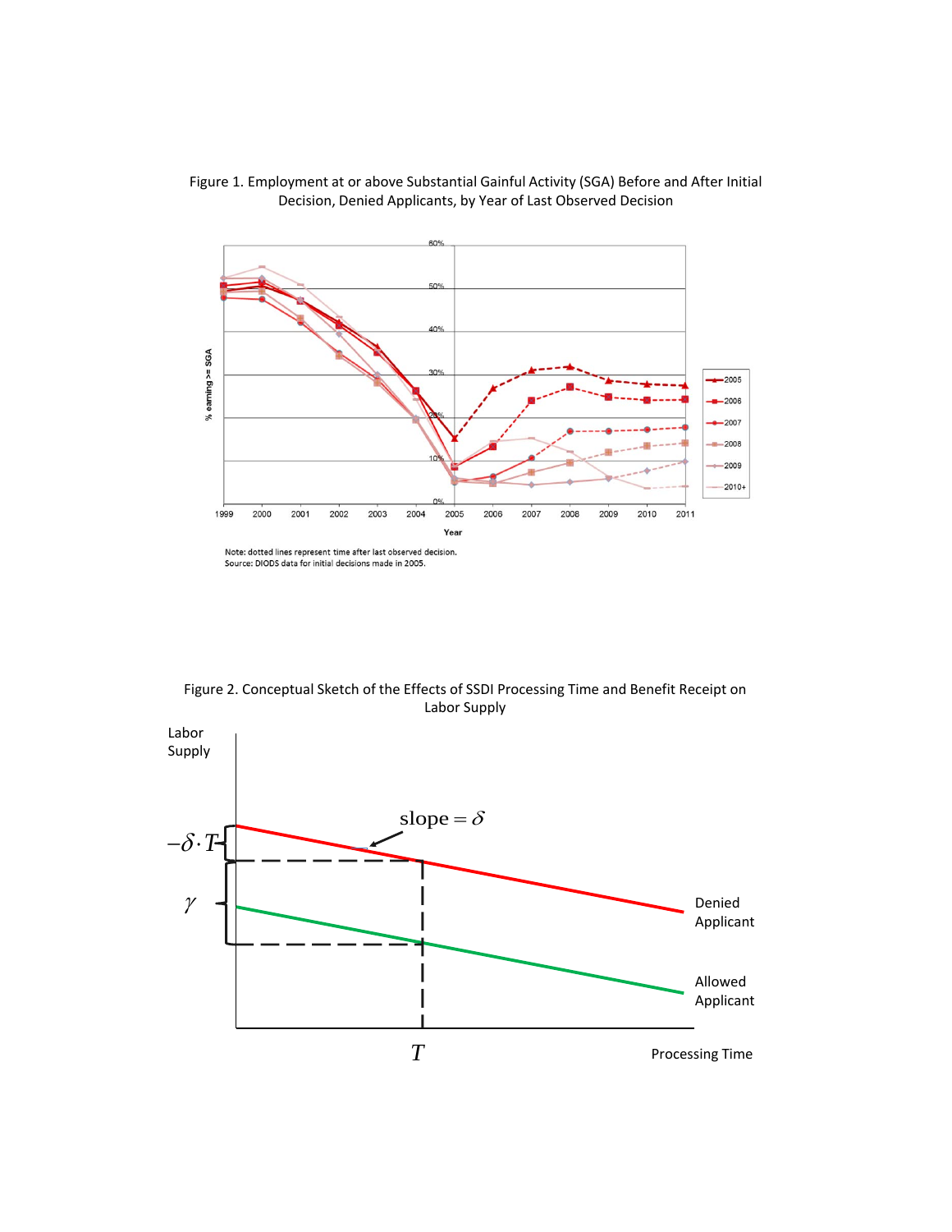Figure 1. Employment at or above Substantial Gainful Activity (SGA) Before and After Initial Decision, Denied Applicants, by Year of Last Observed Decision

Note: dotted lines represent time after last observed decision.
Source: DIODS data for initial decisions made in 2005.

Figure 2. Conceptual Sketch of the Effects of SSDI Processing Time and Benefit Receipt on Labor Supply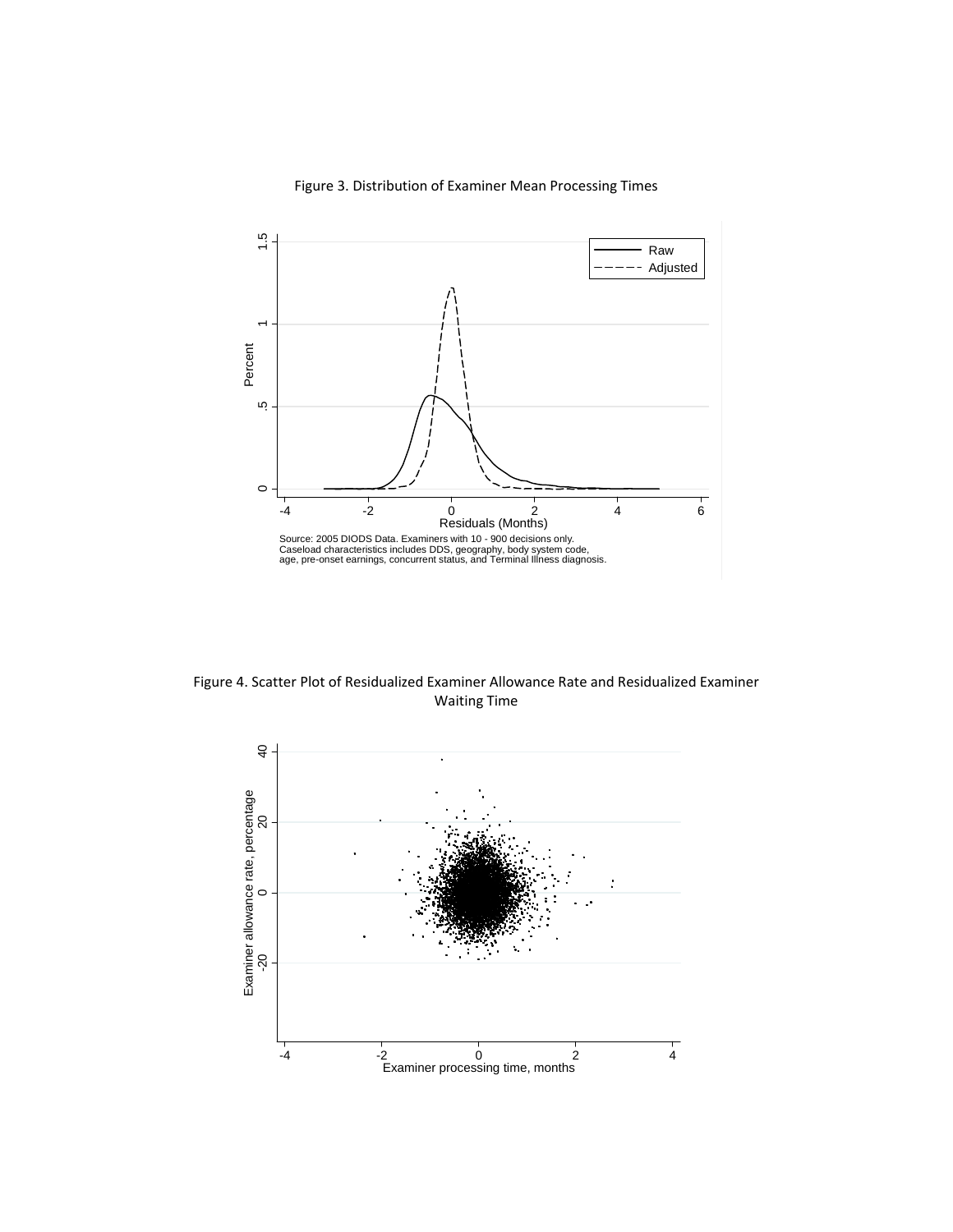Figure 3. Distribution of Examiner Mean Processing Times

Source: 2005 DIODS Data. Examiners with 10 - 900 decisions only.
Caseload characteristics includes DDS, geography, body system code, age, pre-onset earnings, concurrent status, and Terminal Illness diagnosis.

Figure 4. Scatter Plot of Residualized Examiner Allowance Rate and Residualized Examiner Waiting Time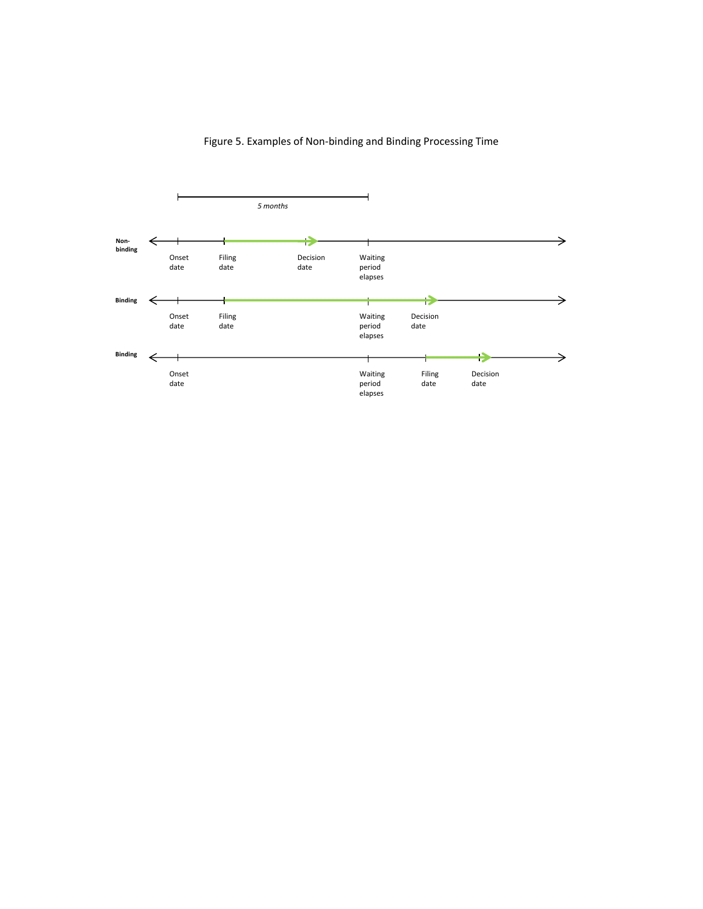Figure 5. Examples of Non-binding and Binding Processing Time

*5 months*

**Non-binding**

Onset date — Filing date — Decision date — Waiting period elapses

**Binding**

Onset date — Filing date — Waiting period elapses — Decision date

**Binding**

Onset date — Waiting period elapses — Filing date — Decision date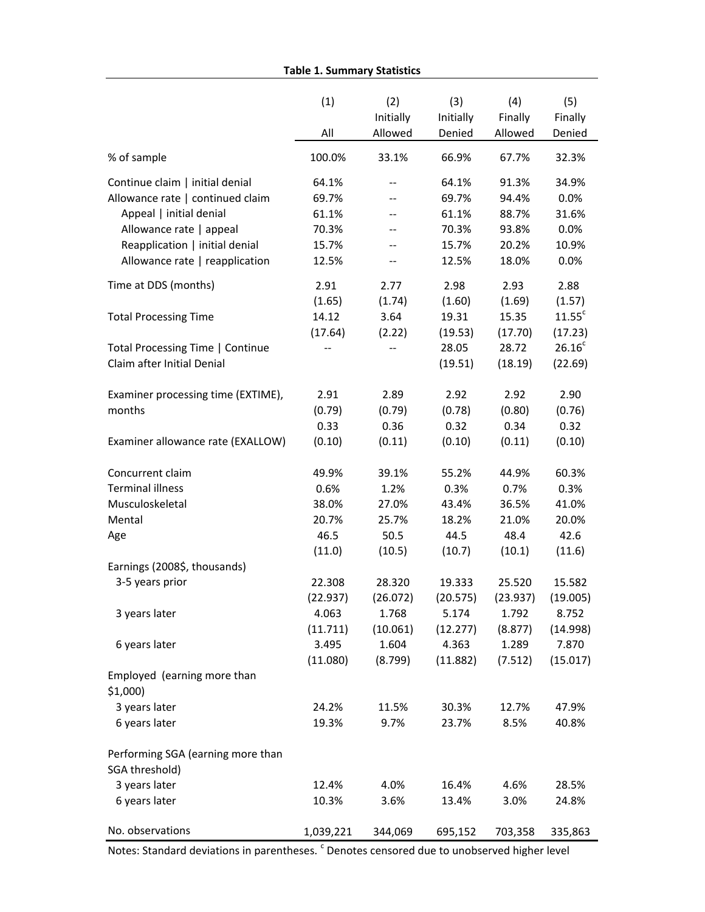**Table 1. Summary Statistics**

| | (1) All | (2) Initially Allowed | (3) Initially Denied | (4) Finally Allowed | (5) Finally Denied |
|---|---|---|---|---|---|
| % of sample | 100.0% | 33.1% | 66.9% | 67.7% | 32.3% |
| Continue claim \| initial denial | 64.1% | -- | 64.1% | 91.3% | 34.9% |
| Allowance rate \| continued claim | 69.7% | -- | 69.7% | 94.4% | 0.0% |
| Appeal \| initial denial | 61.1% | -- | 61.1% | 88.7% | 31.6% |
| Allowance rate \| appeal | 70.3% | -- | 70.3% | 93.8% | 0.0% |
| Reapplication \| initial denial | 15.7% | -- | 15.7% | 20.2% | 10.9% |
| Allowance rate \| reapplication | 12.5% | -- | 12.5% | 18.0% | 0.0% |
| Time at DDS (months) | 2.91 | 2.77 | 2.98 | 2.93 | 2.88 |
| | (1.65) | (1.74) | (1.60) | (1.69) | (1.57) |
| Total Processing Time | 14.12 | 3.64 | 19.31 | 15.35 | 11.55[c] |
| | (17.64) | (2.22) | (19.53) | (17.70) | (17.23) |
| Total Processing Time \| Continue Claim after Initial Denial | -- | -- | 28.05 | 28.72 | 26.16[c] |
| | | | (19.51) | (18.19) | (22.69) |
| Examiner processing time (EXTIME), months | 2.91 | 2.89 | 2.92 | 2.92 | 2.90 |
| | (0.79) | (0.79) | (0.78) | (0.80) | (0.76) |
| Examiner allowance rate (EXALLOW) | 0.33 | 0.36 | 0.32 | 0.34 | 0.32 |
| | (0.10) | (0.11) | (0.10) | (0.11) | (0.10) |
| Concurrent claim | 49.9% | 39.1% | 55.2% | 44.9% | 60.3% |
| Terminal illness | 0.6% | 1.2% | 0.3% | 0.7% | 0.3% |
| Musculoskeletal | 38.0% | 27.0% | 43.4% | 36.5% | 41.0% |
| Mental | 20.7% | 25.7% | 18.2% | 21.0% | 20.0% |
| Age | 46.5 | 50.5 | 44.5 | 48.4 | 42.6 |
| | (11.0) | (10.5) | (10.7) | (10.1) | (11.6) |
| Earnings (2008$, thousands) | | | | | |
| 3-5 years prior | 22.308 | 28.320 | 19.333 | 25.520 | 15.582 |
| | (22.937) | (26.072) | (20.575) | (23.937) | (19.005) |
| 3 years later | 4.063 | 1.768 | 5.174 | 1.792 | 8.752 |
| | (11.711) | (10.061) | (12.277) | (8.877) | (14.998) |
| 6 years later | 3.495 | 1.604 | 4.363 | 1.289 | 7.870 |
| | (11.080) | (8.799) | (11.882) | (7.512) | (15.017) |
| Employed (earning more than $1,000) | | | | | |
| 3 years later | 24.2% | 11.5% | 30.3% | 12.7% | 47.9% |
| 6 years later | 19.3% | 9.7% | 23.7% | 8.5% | 40.8% |
| Performing SGA (earning more than SGA threshold) | | | | | |
| 3 years later | 12.4% | 4.0% | 16.4% | 4.6% | 28.5% |
| 6 years later | 10.3% | 3.6% | 13.4% | 3.0% | 24.8% |
| No. observations | 1,039,221 | 344,069 | 695,152 | 703,358 | 335,863 |

Notes: Standard deviations in parentheses. [c] Denotes censored due to unobserved higher level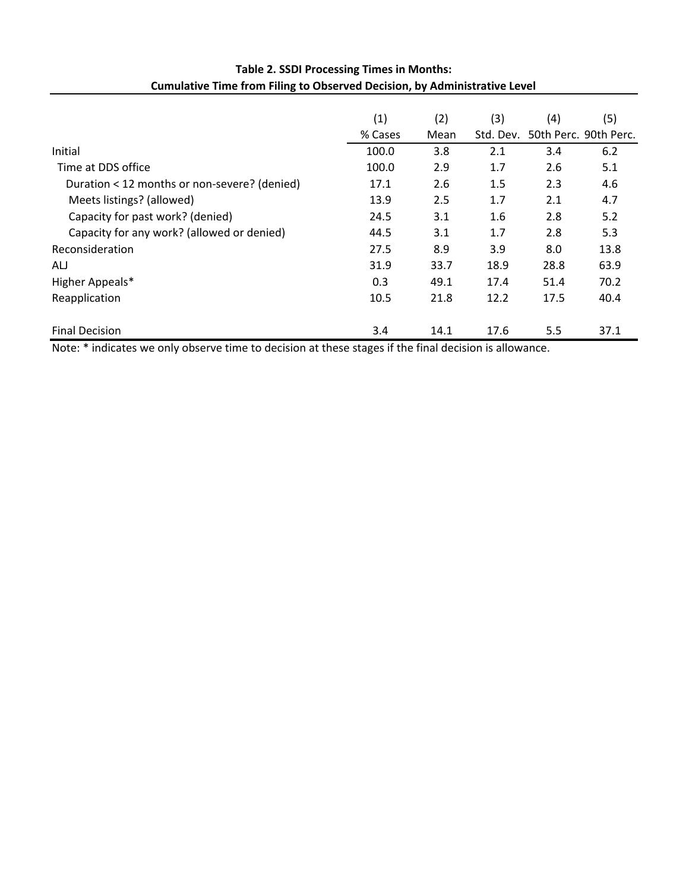**Table 2. SSDI Processing Times in Months: Cumulative Time from Filing to Observed Decision, by Administrative Level**

| | (1) % Cases | (2) Mean | (3) Std. Dev. | (4) 50th Perc. | (5) 90th Perc. |
|---|---|---|---|---|---|
| Initial | 100.0 | 3.8 | 2.1 | 3.4 | 6.2 |
| Time at DDS office | 100.0 | 2.9 | 1.7 | 2.6 | 5.1 |
| Duration < 12 months or non-severe? (denied) | 17.1 | 2.6 | 1.5 | 2.3 | 4.6 |
| Meets listings? (allowed) | 13.9 | 2.5 | 1.7 | 2.1 | 4.7 |
| Capacity for past work? (denied) | 24.5 | 3.1 | 1.6 | 2.8 | 5.2 |
| Capacity for any work? (allowed or denied) | 44.5 | 3.1 | 1.7 | 2.8 | 5.3 |
| Reconsideration | 27.5 | 8.9 | 3.9 | 8.0 | 13.8 |
| ALJ | 31.9 | 33.7 | 18.9 | 28.8 | 63.9 |
| Higher Appeals* | 0.3 | 49.1 | 17.4 | 51.4 | 70.2 |
| Reapplication | 10.5 | 21.8 | 12.2 | 17.5 | 40.4 |
| Final Decision | 3.4 | 14.1 | 17.6 | 5.5 | 37.1 |

Note: * indicates we only observe time to decision at these stages if the final decision is allowance.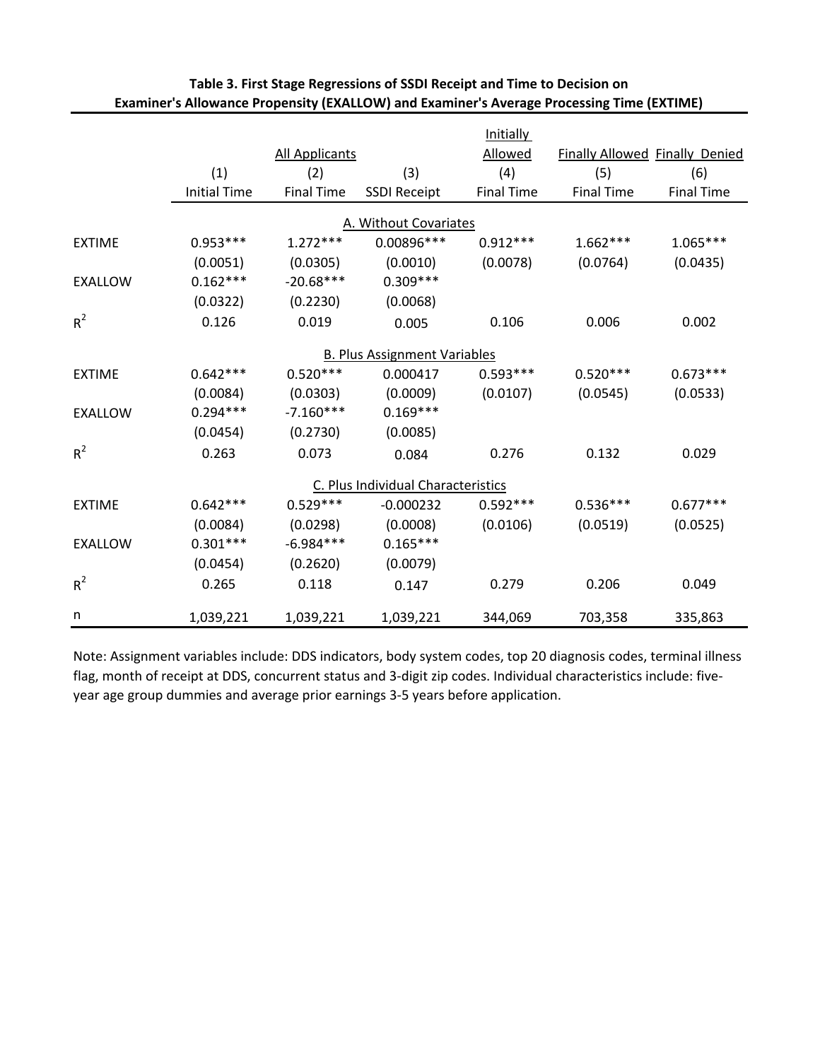**Table 3. First Stage Regressions of SSDI Receipt and Time to Decision on Examiner's Allowance Propensity (EXALLOW) and Examiner's Average Processing Time (EXTIME)**

| | All Applicants | | | Initially Allowed | Finally Allowed | Finally Denied |
|---|---|---|---|---|---|---|
| | (1) | (2) | (3) | (4) | (5) | (6) |
| | Initial Time | Final Time | SSDI Receipt | Final Time | Final Time | Final Time |
| **A. Without Covariates** | | | | | | |
| EXTIME | 0.953*** | 1.272*** | 0.00896*** | 0.912*** | 1.662*** | 1.065*** |
| | (0.0051) | (0.0305) | (0.0010) | (0.0078) | (0.0764) | (0.0435) |
| EXALLOW | 0.162*** | -20.68*** | 0.309*** | | | |
| | (0.0322) | (0.2230) | (0.0068) | | | |
| $R^2$ | 0.126 | 0.019 | 0.005 | 0.106 | 0.006 | 0.002 |
| **B. Plus Assignment Variables** | | | | | | |
| EXTIME | 0.642*** | 0.520*** | 0.000417 | 0.593*** | 0.520*** | 0.673*** |
| | (0.0084) | (0.0303) | (0.0009) | (0.0107) | (0.0545) | (0.0533) |
| EXALLOW | 0.294*** | -7.160*** | 0.169*** | | | |
| | (0.0454) | (0.2730) | (0.0085) | | | |
| $R^2$ | 0.263 | 0.073 | 0.084 | 0.276 | 0.132 | 0.029 |
| **C. Plus Individual Characteristics** | | | | | | |
| EXTIME | 0.642*** | 0.529*** | -0.000232 | 0.592*** | 0.536*** | 0.677*** |
| | (0.0084) | (0.0298) | (0.0008) | (0.0106) | (0.0519) | (0.0525) |
| EXALLOW | 0.301*** | -6.984*** | 0.165*** | | | |
| | (0.0454) | (0.2620) | (0.0079) | | | |
| $R^2$ | 0.265 | 0.118 | 0.147 | 0.279 | 0.206 | 0.049 |
| n | 1,039,221 | 1,039,221 | 1,039,221 | 344,069 | 703,358 | 335,863 |

Note: Assignment variables include: DDS indicators, body system codes, top 20 diagnosis codes, terminal illness flag, month of receipt at DDS, concurrent status and 3-digit zip codes. Individual characteristics include: five-year age group dummies and average prior earnings 3-5 years before application.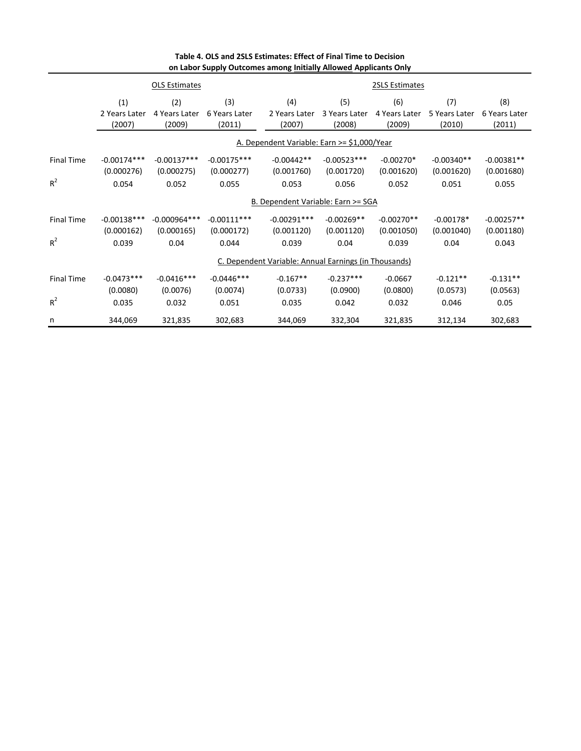**Table 4. OLS and 2SLS Estimates: Effect of Final Time to Decision on Labor Supply Outcomes among Initially Allowed Applicants Only**

| | OLS Estimates | | | 2SLS Estimates | | | | |
|---|---|---|---|---|---|---|---|---|
| | (1) 2 Years Later (2007) | (2) 4 Years Later (2009) | (3) 6 Years Later (2011) | (4) 2 Years Later (2007) | (5) 3 Years Later (2008) | (6) 4 Years Later (2009) | (7) 5 Years Later (2010) | (8) 6 Years Later (2011) |
| | A. Dependent Variable: Earn >= $1,000/Year | | | | | | | |
| Final Time | -0.00174*** | -0.00137*** | -0.00175*** | -0.00442** | -0.00523*** | -0.00270* | -0.00340** | -0.00381** |
| | (0.000276) | (0.000275) | (0.000277) | (0.001760) | (0.001720) | (0.001620) | (0.001620) | (0.001680) |
| $R^2$ | 0.054 | 0.052 | 0.055 | 0.053 | 0.056 | 0.052 | 0.051 | 0.055 |
| | B. Dependent Variable: Earn >= SGA | | | | | | | |
| Final Time | -0.00138*** | -0.000964*** | -0.00111*** | -0.00291*** | -0.00269** | -0.00270** | -0.00178* | -0.00257** |
| | (0.000162) | (0.000165) | (0.000172) | (0.001120) | (0.001120) | (0.001050) | (0.001040) | (0.001180) |
| $R^2$ | 0.039 | 0.04 | 0.044 | 0.039 | 0.04 | 0.039 | 0.04 | 0.043 |
| | C. Dependent Variable: Annual Earnings (in Thousands) | | | | | | | |
| Final Time | -0.0473*** | -0.0416*** | -0.0446*** | -0.167** | -0.237*** | -0.0667 | -0.121** | -0.131** |
| | (0.0080) | (0.0076) | (0.0074) | (0.0733) | (0.0900) | (0.0800) | (0.0573) | (0.0563) |
| $R^2$ | 0.035 | 0.032 | 0.051 | 0.035 | 0.042 | 0.032 | 0.046 | 0.05 |
| n | 344,069 | 321,835 | 302,683 | 344,069 | 332,304 | 321,835 | 312,134 | 302,683 |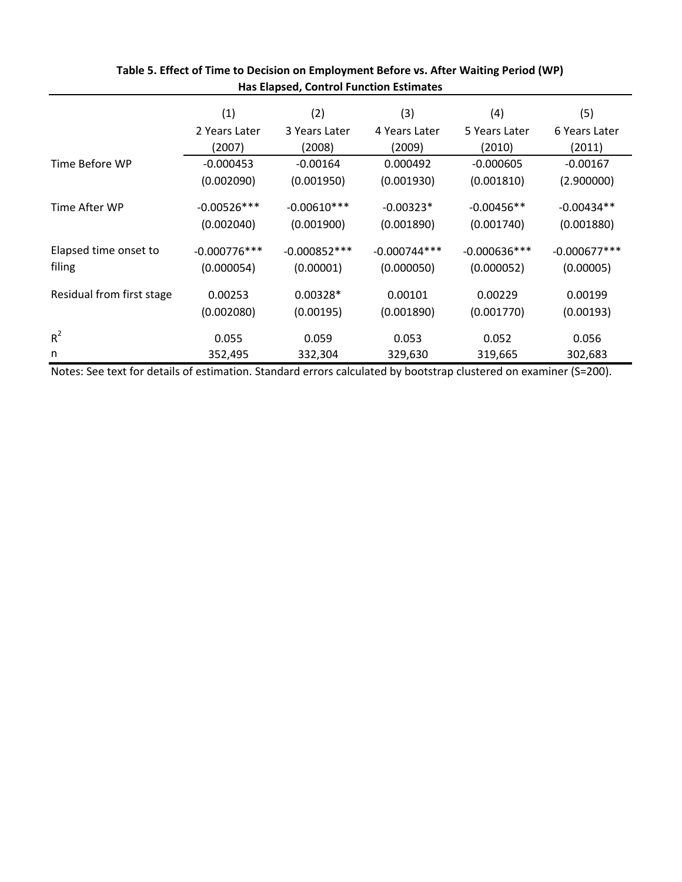**Table 5. Effect of Time to Decision on Employment Before vs. After Waiting Period (WP) Has Elapsed, Control Function Estimates**

| | (1) | (2) | (3) | (4) | (5) |
|---|---|---|---|---|---|
| | 2 Years Later (2007) | 3 Years Later (2008) | 4 Years Later (2009) | 5 Years Later (2010) | 6 Years Later (2011) |
| Time Before WP | -0.000453 | -0.00164 | 0.000492 | -0.000605 | -0.00167 |
| | (0.002090) | (0.001950) | (0.001930) | (0.001810) | (2.900000) |
| Time After WP | -0.00526*** | -0.00610*** | -0.00323* | -0.00456** | -0.00434** |
| | (0.002040) | (0.001900) | (0.001890) | (0.001740) | (0.001880) |
| Elapsed time onset to filing | -0.000776*** | -0.000852*** | -0.000744*** | -0.000636*** | -0.000677*** |
| | (0.000054) | (0.00001) | (0.000050) | (0.000052) | (0.00005) |
| Residual from first stage | 0.00253 | 0.00328* | 0.00101 | 0.00229 | 0.00199 |
| | (0.002080) | (0.00195) | (0.001890) | (0.001770) | (0.00193) |
| $R^2$ | 0.055 | 0.059 | 0.053 | 0.052 | 0.056 |
| n | 352,495 | 332,304 | 329,630 | 319,665 | 302,683 |

Notes: See text for details of estimation. Standard errors calculated by bootstrap clustered on examiner (S=200).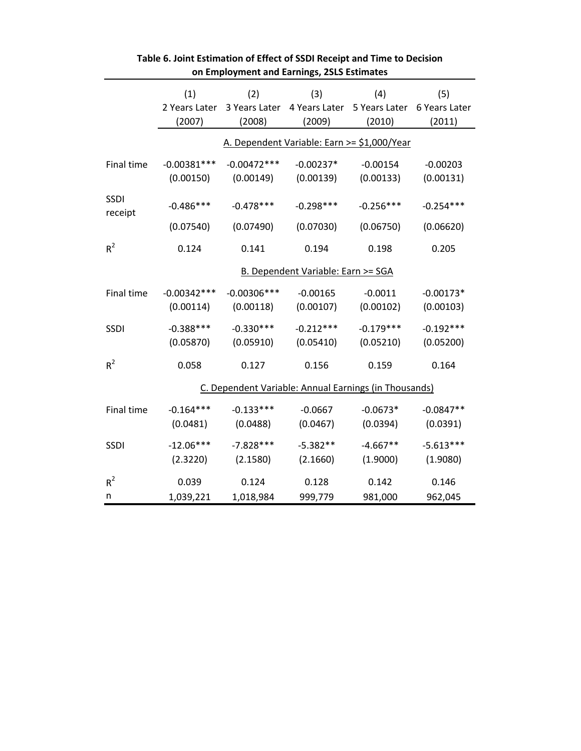**Table 6. Joint Estimation of Effect of SSDI Receipt and Time to Decision on Employment and Earnings, 2SLS Estimates**

| | (1) | (2) | (3) | (4) | (5) |
|---|---|---|---|---|---|
| | 2 Years Later | 3 Years Later | 4 Years Later | 5 Years Later | 6 Years Later |
| | (2007) | (2008) | (2009) | (2010) | (2011) |
| | A. Dependent Variable: Earn >= $1,000/Year | | | | |
| Final time | -0.00381*** | -0.00472*** | -0.00237* | -0.00154 | -0.00203 |
| | (0.00150) | (0.00149) | (0.00139) | (0.00133) | (0.00131) |
| SSDI receipt | -0.486*** | -0.478*** | -0.298*** | -0.256*** | -0.254*** |
| | (0.07540) | (0.07490) | (0.07030) | (0.06750) | (0.06620) |
| $R^2$ | 0.124 | 0.141 | 0.194 | 0.198 | 0.205 |
| | B. Dependent Variable: Earn >= SGA | | | | |
| Final time | -0.00342*** | -0.00306*** | -0.00165 | -0.0011 | -0.00173* |
| | (0.00114) | (0.00118) | (0.00107) | (0.00102) | (0.00103) |
| SSDI | -0.388*** | -0.330*** | -0.212*** | -0.179*** | -0.192*** |
| | (0.05870) | (0.05910) | (0.05410) | (0.05210) | (0.05200) |
| $R^2$ | 0.058 | 0.127 | 0.156 | 0.159 | 0.164 |
| | C. Dependent Variable: Annual Earnings (in Thousands) | | | | |
| Final time | -0.164*** | -0.133*** | -0.0667 | -0.0673* | -0.0847** |
| | (0.0481) | (0.0488) | (0.0467) | (0.0394) | (0.0391) |
| SSDI | -12.06*** | -7.828*** | -5.382** | -4.667** | -5.613*** |
| | (2.3220) | (2.1580) | (2.1660) | (1.9000) | (1.9080) |
| $R^2$ | 0.039 | 0.124 | 0.128 | 0.142 | 0.146 |
| n | 1,039,221 | 1,018,984 | 999,779 | 981,000 | 962,045 |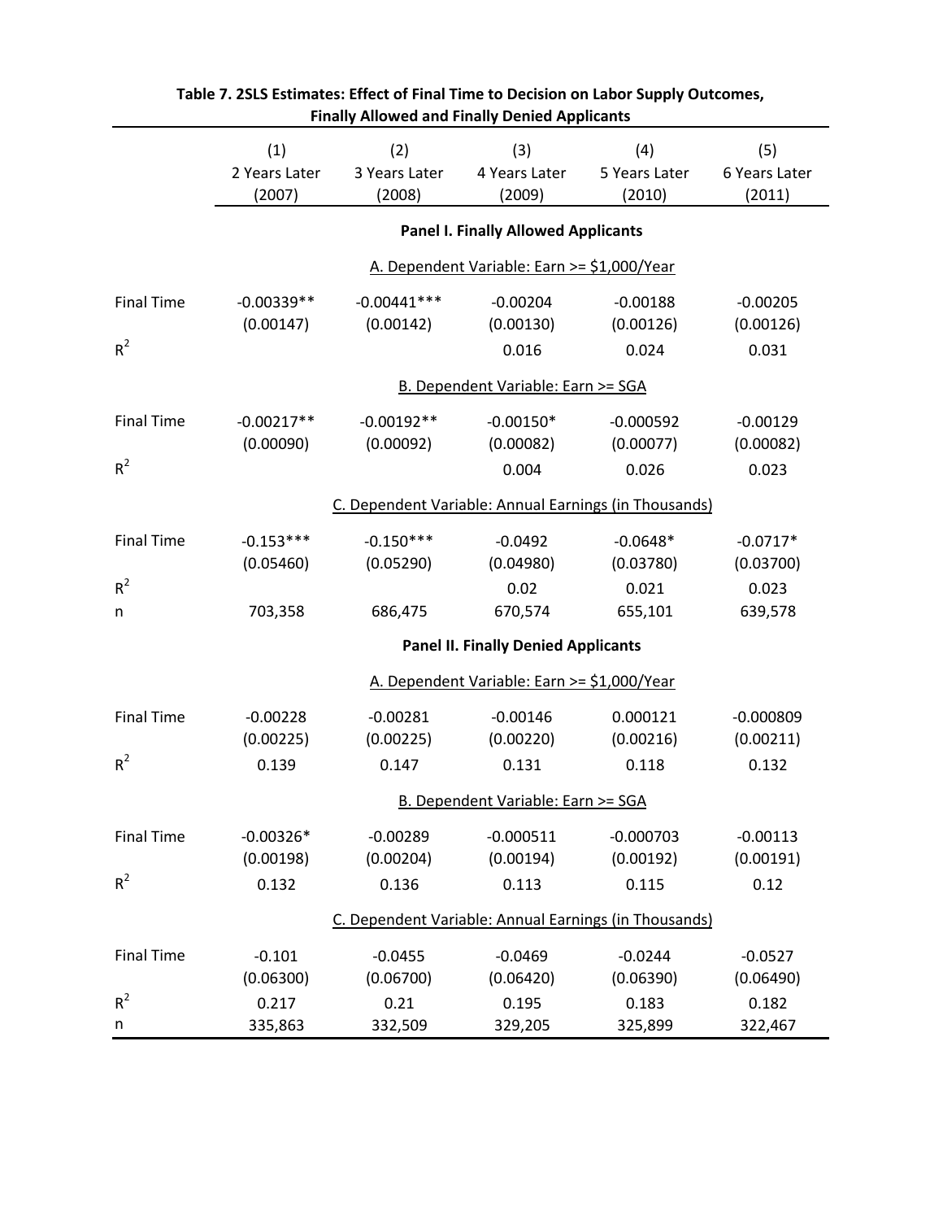**Table 7. 2SLS Estimates: Effect of Final Time to Decision on Labor Supply Outcomes, Finally Allowed and Finally Denied Applicants**

| | (1) 2 Years Later (2007) | (2) 3 Years Later (2008) | (3) 4 Years Later (2009) | (4) 5 Years Later (2010) | (5) 6 Years Later (2011) |
|---|---|---|---|---|---|
| **Panel I. Finally Allowed Applicants** | | | | | |
| A. Dependent Variable: Earn >= $1,000/Year | | | | | |
| Final Time | -0.00339** | -0.00441*** | -0.00204 | -0.00188 | -0.00205 |
| | (0.00147) | (0.00142) | (0.00130) | (0.00126) | (0.00126) |
| $R^2$ | | | 0.016 | 0.024 | 0.031 |
| B. Dependent Variable: Earn >= SGA | | | | | |
| Final Time | -0.00217** | -0.00192** | -0.00150* | -0.000592 | -0.00129 |
| | (0.00090) | (0.00092) | (0.00082) | (0.00077) | (0.00082) |
| $R^2$ | | | 0.004 | 0.026 | 0.023 |
| C. Dependent Variable: Annual Earnings (in Thousands) | | | | | |
| Final Time | -0.153*** | -0.150*** | -0.0492 | -0.0648* | -0.0717* |
| | (0.05460) | (0.05290) | (0.04980) | (0.03780) | (0.03700) |
| $R^2$ | | | 0.02 | 0.021 | 0.023 |
| n | 703,358 | 686,475 | 670,574 | 655,101 | 639,578 |
| **Panel II. Finally Denied Applicants** | | | | | |
| A. Dependent Variable: Earn >= $1,000/Year | | | | | |
| Final Time | -0.00228 | -0.00281 | -0.00146 | 0.000121 | -0.000809 |
| | (0.00225) | (0.00225) | (0.00220) | (0.00216) | (0.00211) |
| $R^2$ | 0.139 | 0.147 | 0.131 | 0.118 | 0.132 |
| B. Dependent Variable: Earn >= SGA | | | | | |
| Final Time | -0.00326* | -0.00289 | -0.000511 | -0.000703 | -0.00113 |
| | (0.00198) | (0.00204) | (0.00194) | (0.00192) | (0.00191) |
| $R^2$ | 0.132 | 0.136 | 0.113 | 0.115 | 0.12 |
| C. Dependent Variable: Annual Earnings (in Thousands) | | | | | |
| Final Time | -0.101 | -0.0455 | -0.0469 | -0.0244 | -0.0527 |
| | (0.06300) | (0.06700) | (0.06420) | (0.06390) | (0.06490) |
| $R^2$ | 0.217 | 0.21 | 0.195 | 0.183 | 0.182 |
| n | 335,863 | 332,509 | 329,205 | 325,899 | 322,467 |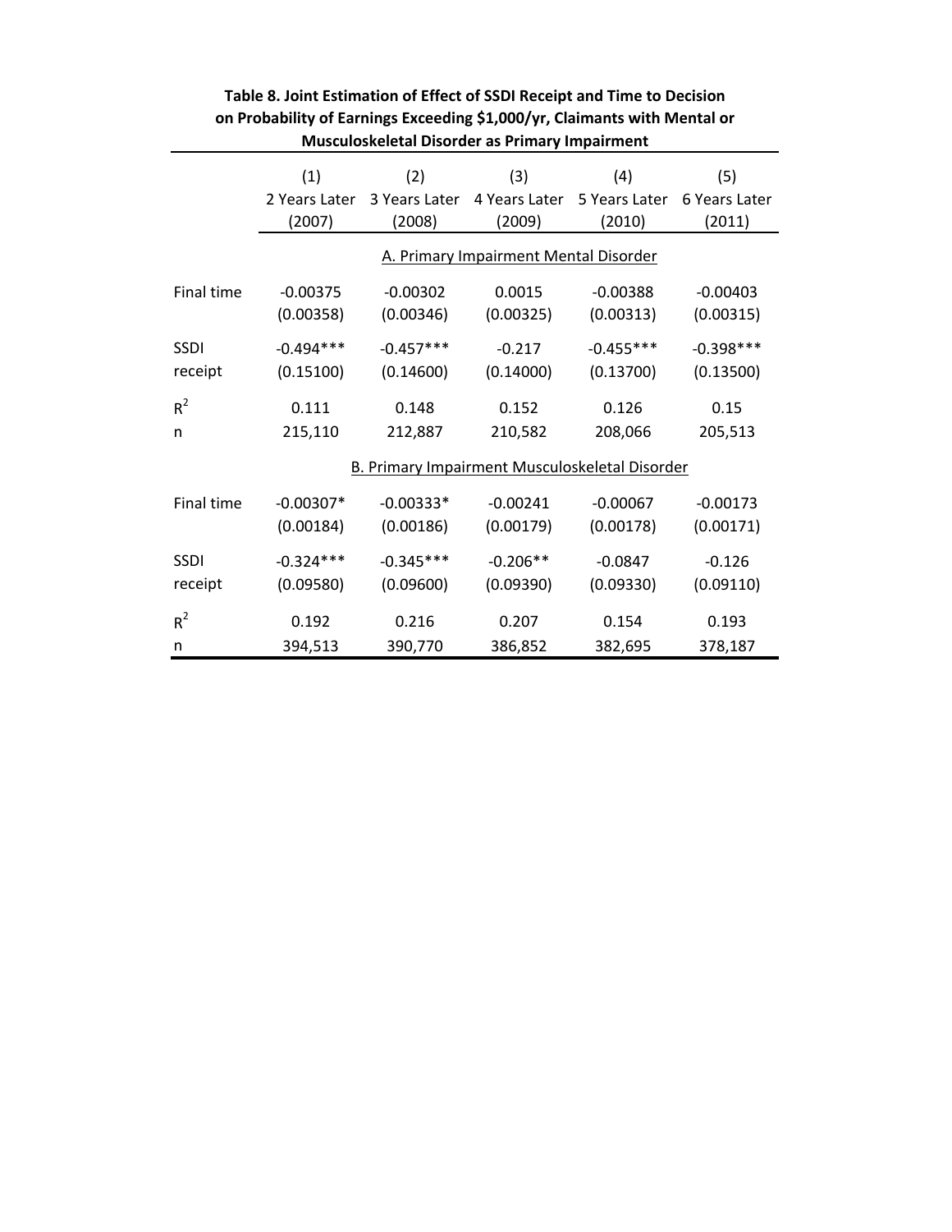**Table 8. Joint Estimation of Effect of SSDI Receipt and Time to Decision on Probability of Earnings Exceeding $1,000/yr, Claimants with Mental or Musculoskeletal Disorder as Primary Impairment**

| | (1) 2 Years Later (2007) | (2) 3 Years Later (2008) | (3) 4 Years Later (2009) | (4) 5 Years Later (2010) | (5) 6 Years Later (2011) |
|---|---|---|---|---|---|
| | A. Primary Impairment Mental Disorder | | | | |
| Final time | -0.00375 | -0.00302 | 0.0015 | -0.00388 | -0.00403 |
| | (0.00358) | (0.00346) | (0.00325) | (0.00313) | (0.00315) |
| SSDI receipt | -0.494*** | -0.457*** | -0.217 | -0.455*** | -0.398*** |
| | (0.15100) | (0.14600) | (0.14000) | (0.13700) | (0.13500) |
| $R^2$ | 0.111 | 0.148 | 0.152 | 0.126 | 0.15 |
| n | 215,110 | 212,887 | 210,582 | 208,066 | 205,513 |
| | B. Primary Impairment Musculoskeletal Disorder | | | | |
| Final time | -0.00307* | -0.00333* | -0.00241 | -0.00067 | -0.00173 |
| | (0.00184) | (0.00186) | (0.00179) | (0.00178) | (0.00171) |
| SSDI receipt | -0.324*** | -0.345*** | -0.206** | -0.0847 | -0.126 |
| | (0.09580) | (0.09600) | (0.09390) | (0.09330) | (0.09110) |
| $R^2$ | 0.192 | 0.216 | 0.207 | 0.154 | 0.193 |
| n | 394,513 | 390,770 | 386,852 | 382,695 | 378,187 |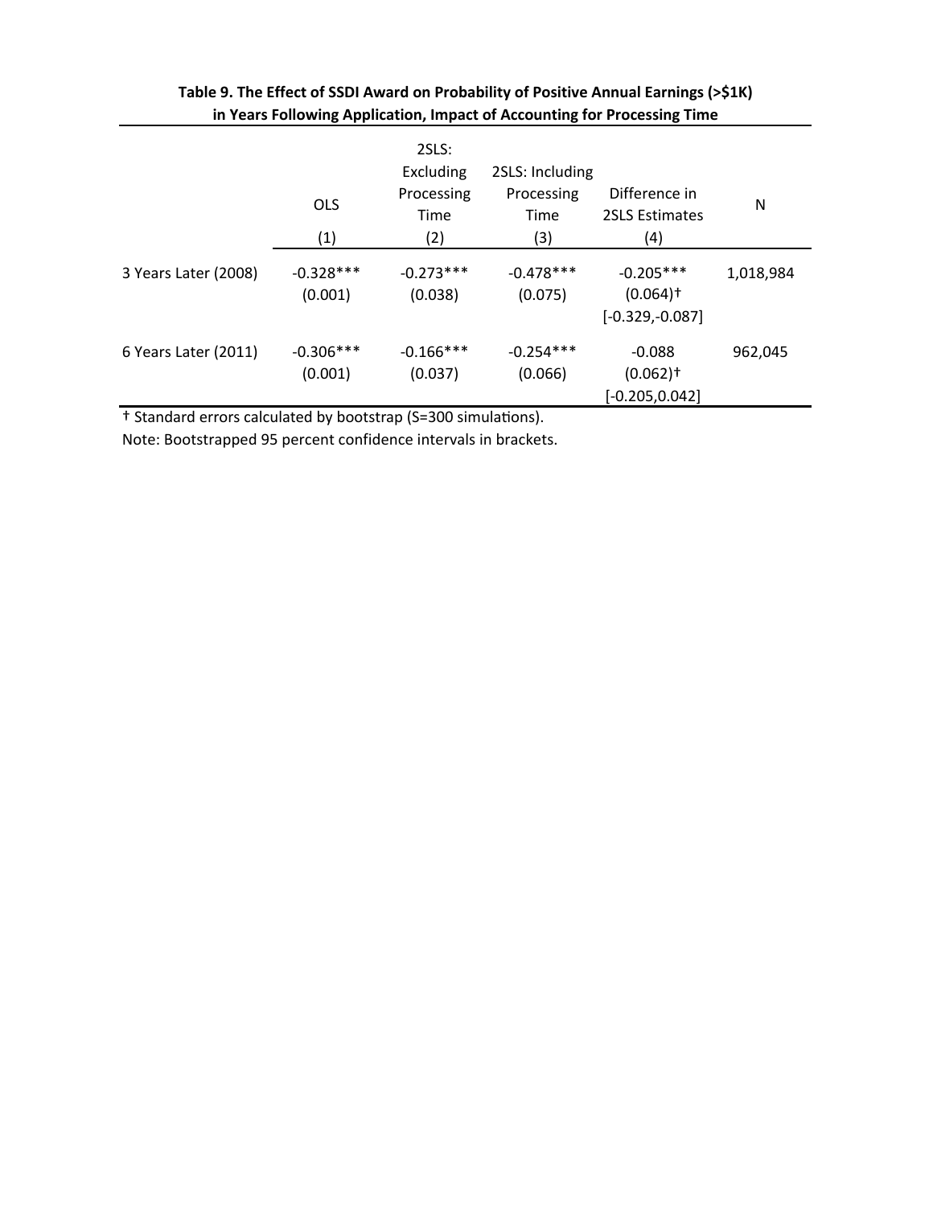**Table 9. The Effect of SSDI Award on Probability of Positive Annual Earnings (>$1K) in Years Following Application, Impact of Accounting for Processing Time**

| | OLS<br>(1) | 2SLS: Excluding Processing Time<br>(2) | 2SLS: Including Processing Time<br>(3) | Difference in 2SLS Estimates<br>(4) | N |
|---|---|---|---|---|---|
| 3 Years Later (2008) | -0.328***<br>(0.001) | -0.273***<br>(0.038) | -0.478***<br>(0.075) | -0.205***<br>(0.064)†<br>[-0.329,-0.087] | 1,018,984 |
| 6 Years Later (2011) | -0.306***<br>(0.001) | -0.166***<br>(0.037) | -0.254***<br>(0.066) | -0.088<br>(0.062)†<br>[-0.205,0.042] | 962,045 |

† Standard errors calculated by bootstrap (S=300 simulations).

Note: Bootstrapped 95 percent confidence intervals in brackets.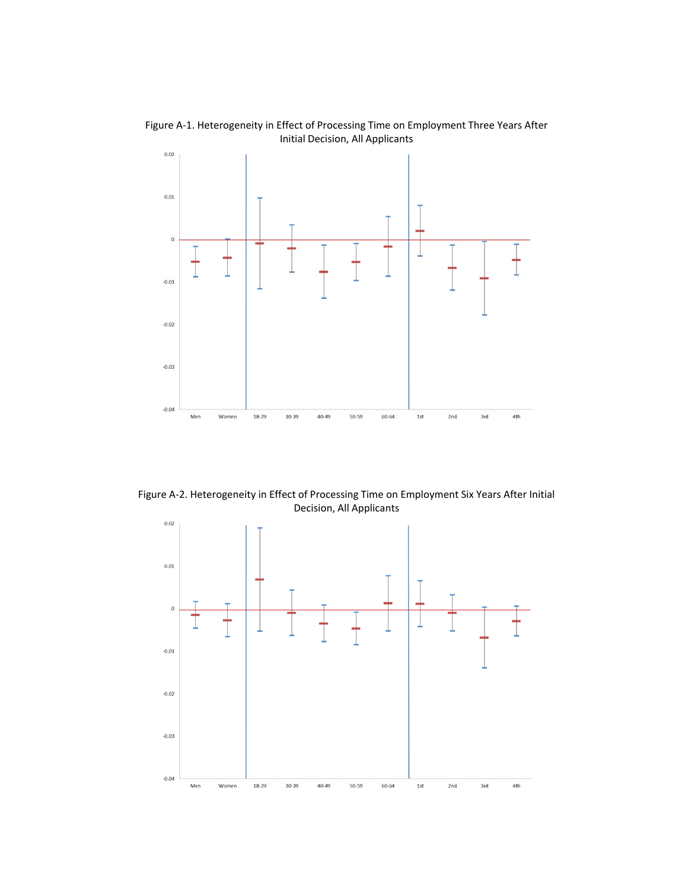Figure A-1. Heterogeneity in Effect of Processing Time on Employment Three Years After Initial Decision, All Applicants

Figure A-2. Heterogeneity in Effect of Processing Time on Employment Six Years After Initial Decision, All Applicants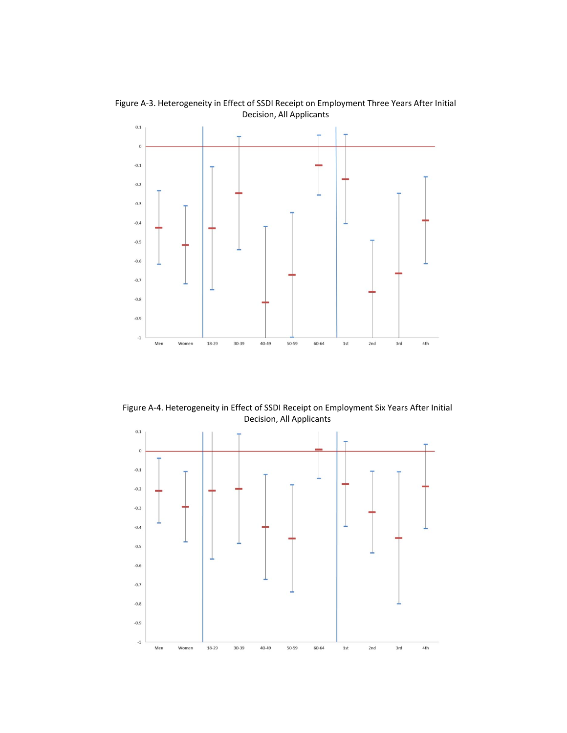Figure A-3. Heterogeneity in Effect of SSDI Receipt on Employment Three Years After Initial Decision, All Applicants

Figure A-4. Heterogeneity in Effect of SSDI Receipt on Employment Six Years After Initial Decision, All Applicants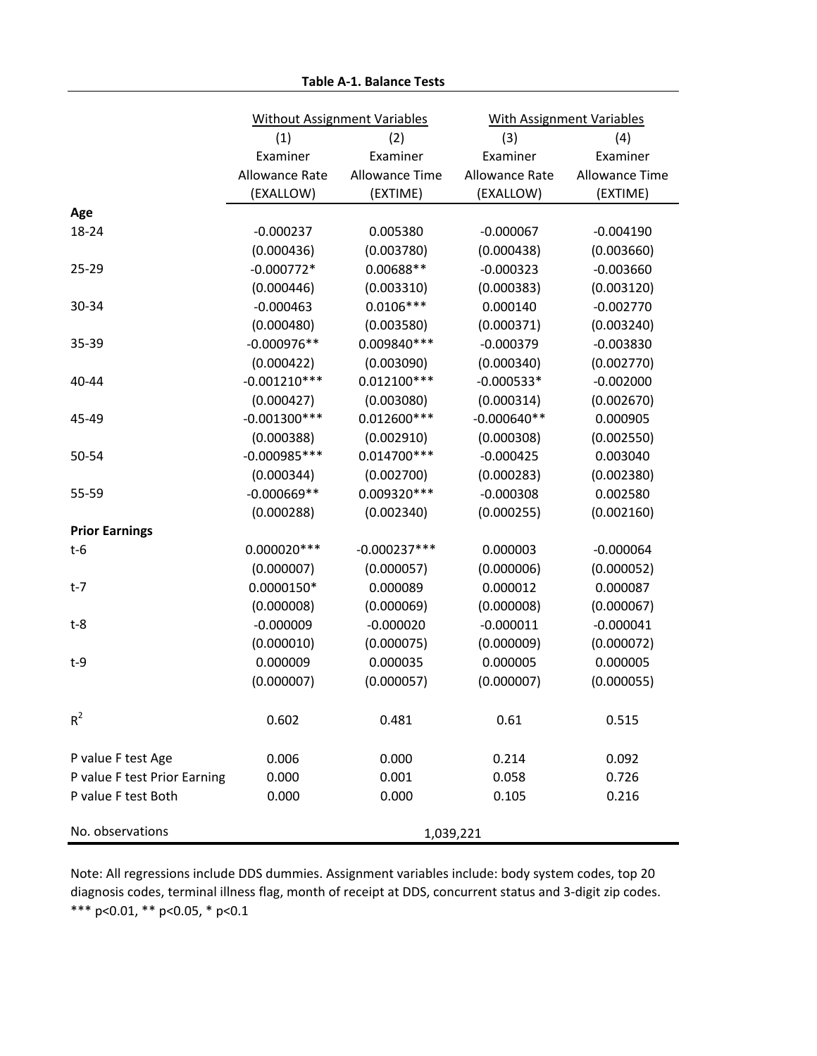**Table A-1. Balance Tests**

| | Without Assignment Variables | | With Assignment Variables | |
|---|---|---|---|---|
| | (1) Examiner Allowance Rate (EXALLOW) | (2) Examiner Allowance Time (EXTIME) | (3) Examiner Allowance Rate (EXALLOW) | (4) Examiner Allowance Time (EXTIME) |
| **Age** | | | | |
| 18-24 | -0.000237 | 0.005380 | -0.000067 | -0.004190 |
| | (0.000436) | (0.003780) | (0.000438) | (0.003660) |
| 25-29 | -0.000772* | 0.00688** | -0.000323 | -0.003660 |
| | (0.000446) | (0.003310) | (0.000383) | (0.003120) |
| 30-34 | -0.000463 | 0.0106*** | 0.000140 | -0.002770 |
| | (0.000480) | (0.003580) | (0.000371) | (0.003240) |
| 35-39 | -0.000976** | 0.009840*** | -0.000379 | -0.003830 |
| | (0.000422) | (0.003090) | (0.000340) | (0.002770) |
| 40-44 | -0.001210*** | 0.012100*** | -0.000533* | -0.002000 |
| | (0.000427) | (0.003080) | (0.000314) | (0.002670) |
| 45-49 | -0.001300*** | 0.012600*** | -0.000640** | 0.000905 |
| | (0.000388) | (0.002910) | (0.000308) | (0.002550) |
| 50-54 | -0.000985*** | 0.014700*** | -0.000425 | 0.003040 |
| | (0.000344) | (0.002700) | (0.000283) | (0.002380) |
| 55-59 | -0.000669** | 0.009320*** | -0.000308 | 0.002580 |
| | (0.000288) | (0.002340) | (0.000255) | (0.002160) |
| **Prior Earnings** | | | | |
| t-6 | 0.000020*** | -0.000237*** | 0.000003 | -0.000064 |
| | (0.000007) | (0.000057) | (0.000006) | (0.000052) |
| t-7 | 0.0000150* | 0.000089 | 0.000012 | 0.000087 |
| | (0.000008) | (0.000069) | (0.000008) | (0.000067) |
| t-8 | -0.000009 | -0.000020 | -0.000011 | -0.000041 |
| | (0.000010) | (0.000075) | (0.000009) | (0.000072) |
| t-9 | 0.000009 | 0.000035 | 0.000005 | 0.000005 |
| | (0.000007) | (0.000057) | (0.000007) | (0.000055) |
| $R^2$ | 0.602 | 0.481 | 0.61 | 0.515 |
| P value F test Age | 0.006 | 0.000 | 0.214 | 0.092 |
| P value F test Prior Earning | 0.000 | 0.001 | 0.058 | 0.726 |
| P value F test Both | 0.000 | 0.000 | 0.105 | 0.216 |
| No. observations | 1,039,221 | | | |

Note: All regressions include DDS dummies. Assignment variables include: body system codes, top 20 diagnosis codes, terminal illness flag, month of receipt at DDS, concurrent status and 3-digit zip codes.
*** p<0.01, ** p<0.05, * p<0.1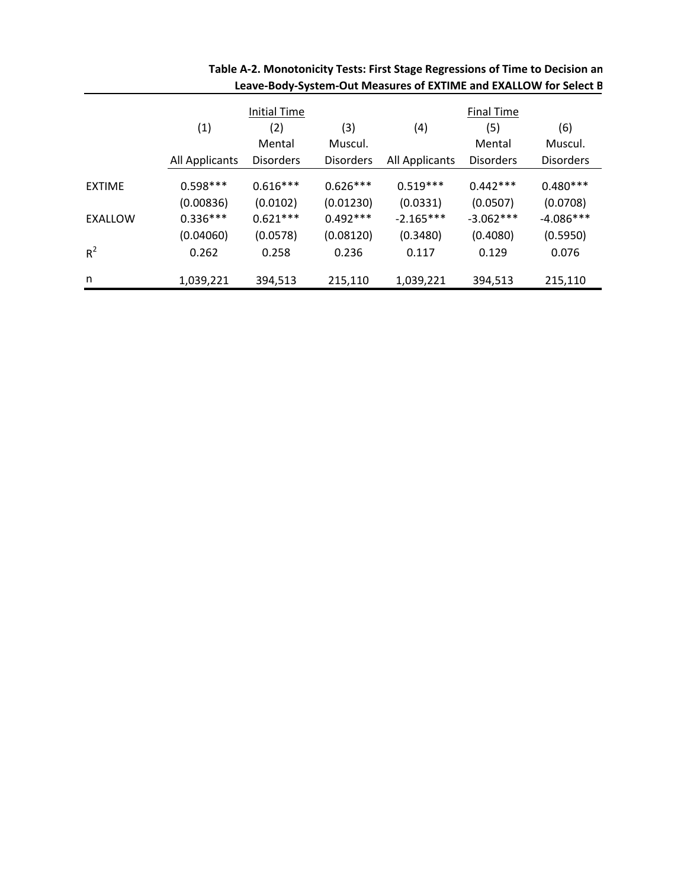**Table A-2. Monotonicity Tests: First Stage Regressions of Time to Decision an Leave-Body-System-Out Measures of EXTIME and EXALLOW for Select B**

| | Initial Time | | | Final Time | | |
|---|---|---|---|---|---|---|
| | (1) | (2) | (3) | (4) | (5) | (6) |
| | | Mental | Muscul. | | Mental | Muscul. |
| | All Applicants | Disorders | Disorders | All Applicants | Disorders | Disorders |
| EXTIME | 0.598*** | 0.616*** | 0.626*** | 0.519*** | 0.442*** | 0.480*** |
| | (0.00836) | (0.0102) | (0.01230) | (0.0331) | (0.0507) | (0.0708) |
| EXALLOW | 0.336*** | 0.621*** | 0.492*** | -2.165*** | -3.062*** | -4.086*** |
| | (0.04060) | (0.0578) | (0.08120) | (0.3480) | (0.4080) | (0.5950) |
| $R^2$ | 0.262 | 0.258 | 0.236 | 0.117 | 0.129 | 0.076 |
| n | 1,039,221 | 394,513 | 215,110 | 1,039,221 | 394,513 | 215,110 |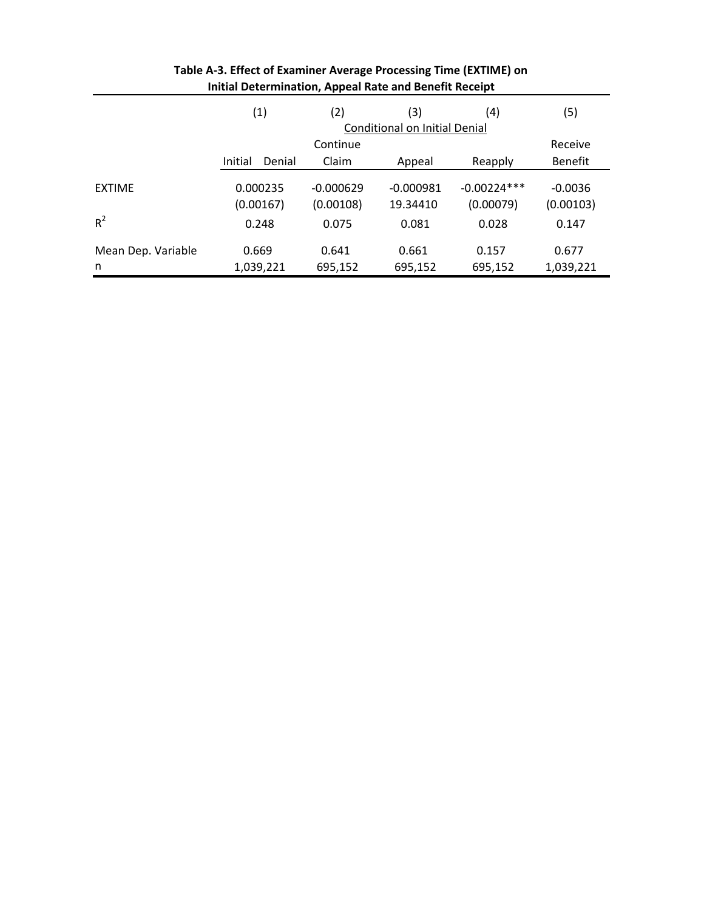**Table A-3. Effect of Examiner Average Processing Time (EXTIME) on Initial Determination, Appeal Rate and Benefit Receipt**

| | (1) | (2) | (3) | (4) | (5) |
|---|---|---|---|---|---|
| | | Conditional on Initial Denial | | | |
| | | Continue | | | Receive |
| | Initial Denial | Claim | Appeal | Reapply | Benefit |
| EXTIME | 0.000235 | -0.000629 | -0.000981 | -0.00224*** | -0.0036 |
| | (0.00167) | (0.00108) | 19.34410 | (0.00079) | (0.00103) |
| $R^2$ | 0.248 | 0.075 | 0.081 | 0.028 | 0.147 |
| Mean Dep. Variable | 0.669 | 0.641 | 0.661 | 0.157 | 0.677 |
| n | 1,039,221 | 695,152 | 695,152 | 695,152 | 1,039,221 |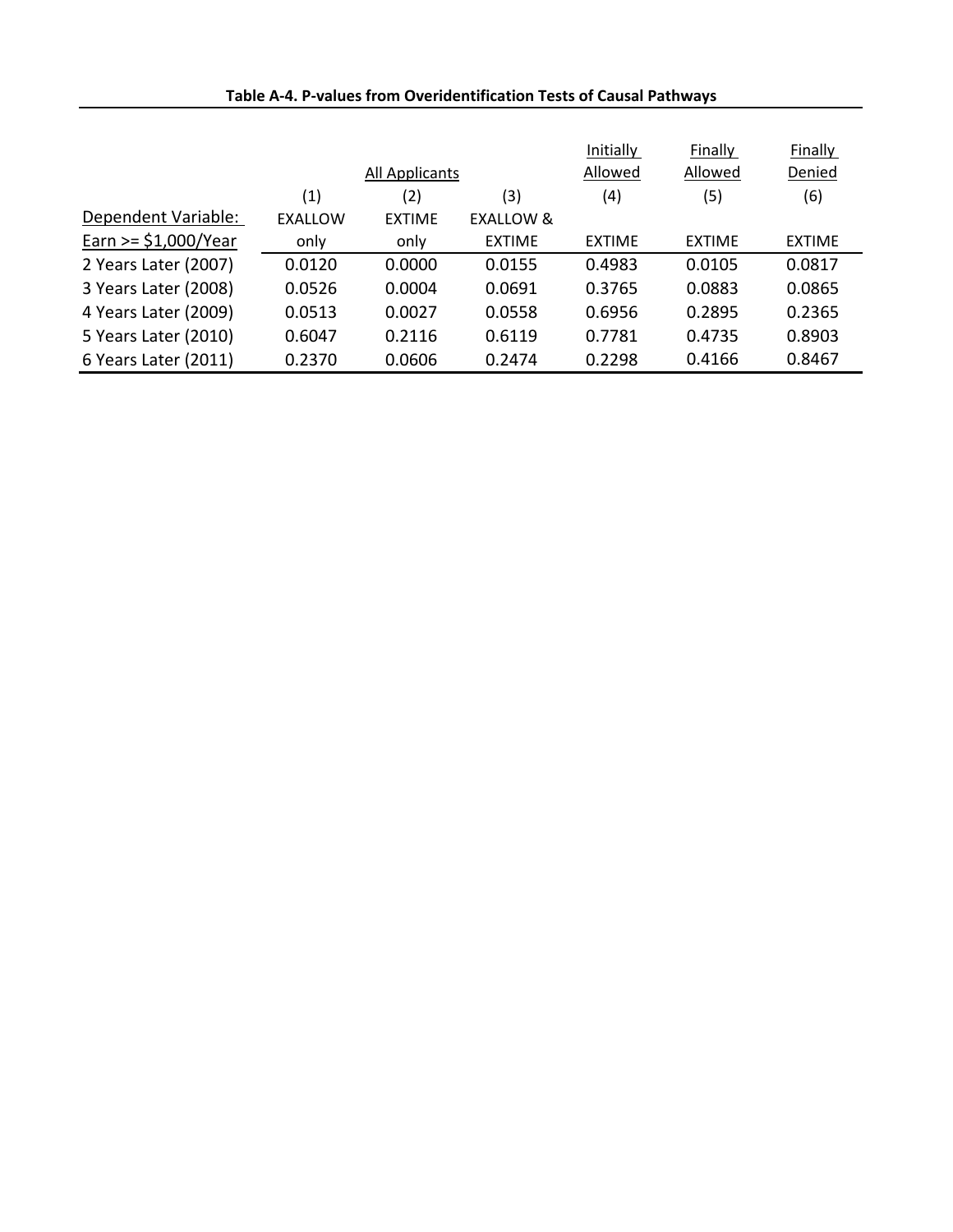**Table A-4. P-values from Overidentification Tests of Causal Pathways**

| | | All Applicants | | Initially Allowed | Finally Allowed | Finally Denied |
|---|---|---|---|---|---|---|
| | (1) | (2) | (3) | (4) | (5) | (6) |
| Dependent Variable: Earn >= $1,000/Year | EXALLOW only | EXTIME only | EXALLOW & EXTIME | EXTIME | EXTIME | EXTIME |
| 2 Years Later (2007) | 0.0120 | 0.0000 | 0.0155 | 0.4983 | 0.0105 | 0.0817 |
| 3 Years Later (2008) | 0.0526 | 0.0004 | 0.0691 | 0.3765 | 0.0883 | 0.0865 |
| 4 Years Later (2009) | 0.0513 | 0.0027 | 0.0558 | 0.6956 | 0.2895 | 0.2365 |
| 5 Years Later (2010) | 0.6047 | 0.2116 | 0.6119 | 0.7781 | 0.4735 | 0.8903 |
| 6 Years Later (2011) | 0.2370 | 0.0606 | 0.2474 | 0.2298 | 0.4166 | 0.8467 |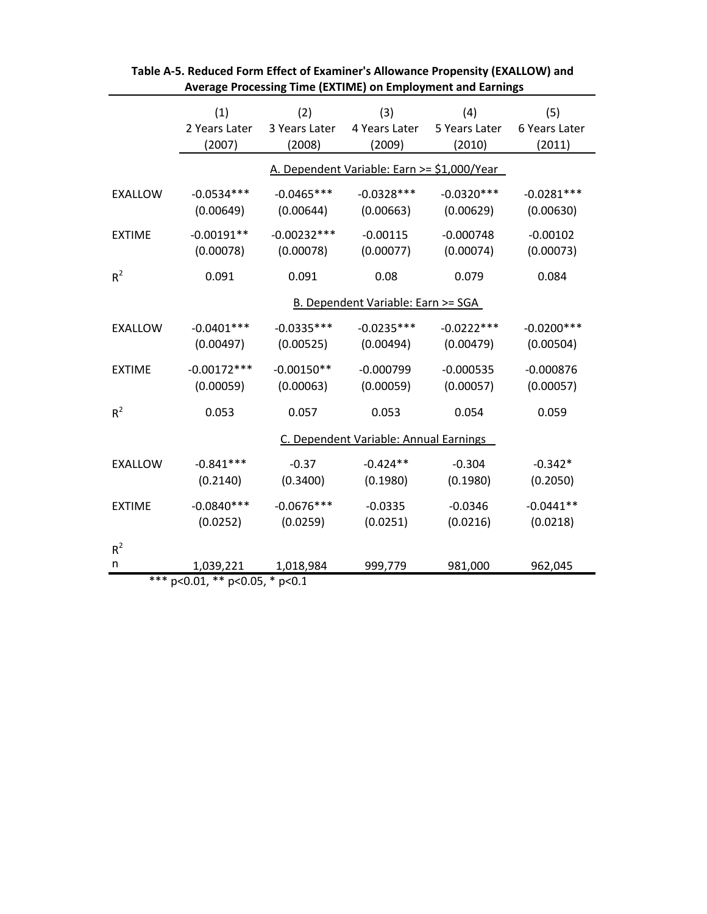**Table A-5. Reduced Form Effect of Examiner's Allowance Propensity (EXALLOW) and Average Processing Time (EXTIME) on Employment and Earnings**

| | (1) 2 Years Later (2007) | (2) 3 Years Later (2008) | (3) 4 Years Later (2009) | (4) 5 Years Later (2010) | (5) 6 Years Later (2011) |
|---|---|---|---|---|---|
| | A. Dependent Variable: Earn >= $1,000/Year | | | | |
| EXALLOW | -0.0534*** | -0.0465*** | -0.0328*** | -0.0320*** | -0.0281*** |
| | (0.00649) | (0.00644) | (0.00663) | (0.00629) | (0.00630) |
| EXTIME | -0.00191** | -0.00232*** | -0.00115 | -0.000748 | -0.00102 |
| | (0.00078) | (0.00078) | (0.00077) | (0.00074) | (0.00073) |
| $R^2$ | 0.091 | 0.091 | 0.08 | 0.079 | 0.084 |
| | B. Dependent Variable: Earn >= SGA | | | | |
| EXALLOW | -0.0401*** | -0.0335*** | -0.0235*** | -0.0222*** | -0.0200*** |
| | (0.00497) | (0.00525) | (0.00494) | (0.00479) | (0.00504) |
| EXTIME | -0.00172*** | -0.00150** | -0.000799 | -0.000535 | -0.000876 |
| | (0.00059) | (0.00063) | (0.00059) | (0.00057) | (0.00057) |
| $R^2$ | 0.053 | 0.057 | 0.053 | 0.054 | 0.059 |
| | C. Dependent Variable: Annual Earnings | | | | |
| EXALLOW | -0.841*** | -0.37 | -0.424** | -0.304 | -0.342* |
| | (0.2140) | (0.3400) | (0.1980) | (0.1980) | (0.2050) |
| EXTIME | -0.0840*** | -0.0676*** | -0.0335 | -0.0346 | -0.0441** |
| | (0.0252) | (0.0259) | (0.0251) | (0.0216) | (0.0218) |
| $R^2$ | | | | | |
| n | 1,039,221 | 1,018,984 | 999,779 | 981,000 | 962,045 |

*** p<0.01, ** p<0.05, * p<0.1